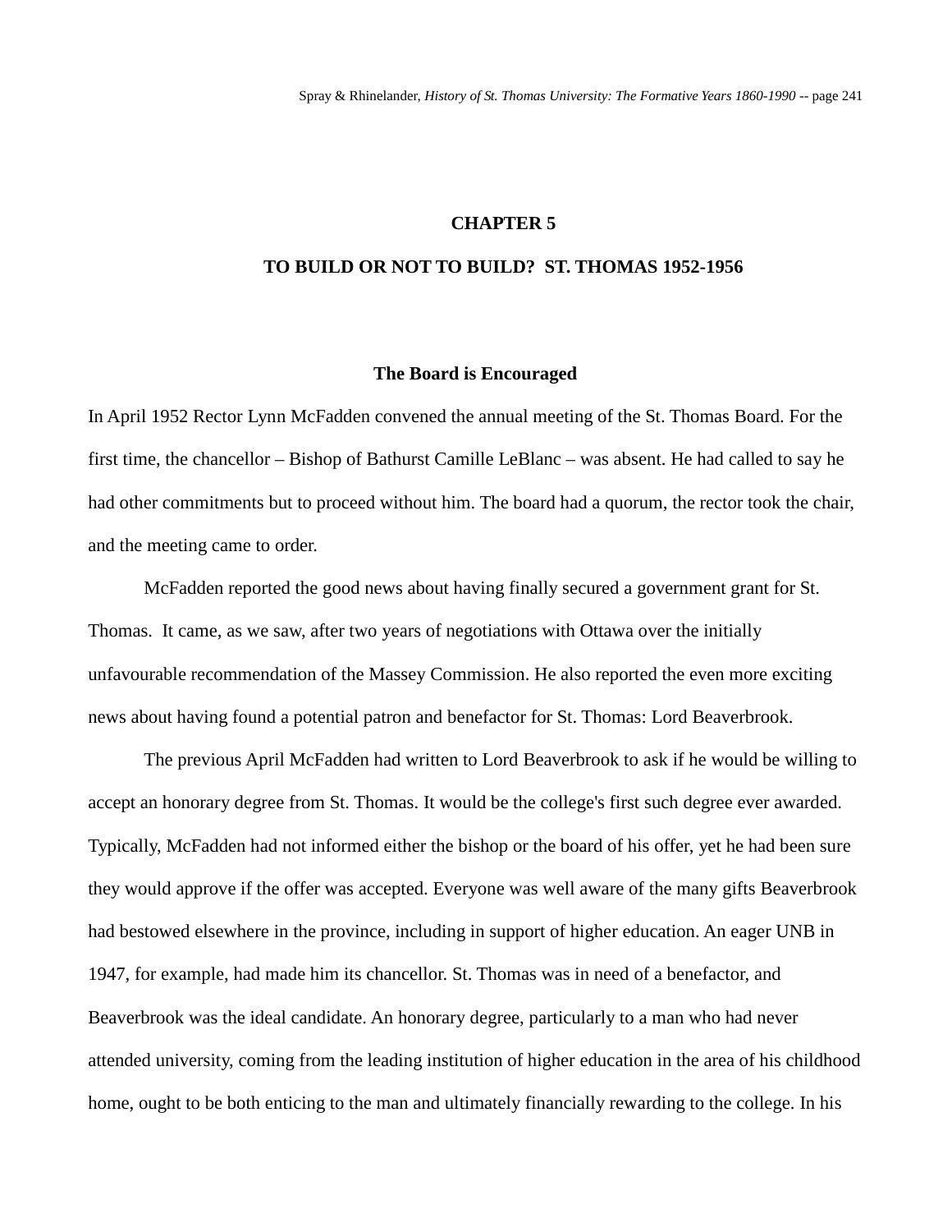# CHAPTER 5

# TO BUILD OR NOT TO BUILD? ST. THOMAS 1952-1956

## The Board is Encouraged

In April 1952 Rector Lynn McFadden convened the annual meeting of the St. Thomas Board. For the first time, the chancellor – Bishop of Bathurst Camille LeBlanc – was absent. He had called to say he had other commitments but to proceed without him. The board had a quorum, the rector took the chair, and the meeting came to order.

McFadden reported the good news about having finally secured a government grant for St. Thomas. It came, as we saw, after two years of negotiations with Ottawa over the initially unfavourable recommendation of the Massey Commission. He also reported the even more exciting news about having found a potential patron and benefactor for St. Thomas: Lord Beaverbrook.

The previous April McFadden had written to Lord Beaverbrook to ask if he would be willing to accept an honorary degree from St. Thomas. It would be the college's first such degree ever awarded. Typically, McFadden had not informed either the bishop or the board of his offer, yet he had been sure they would approve if the offer was accepted. Everyone was well aware of the many gifts Beaverbrook had bestowed elsewhere in the province, including in support of higher education. An eager UNB in 1947, for example, had made him its chancellor. St. Thomas was in need of a benefactor, and Beaverbrook was the ideal candidate. An honorary degree, particularly to a man who had never attended university, coming from the leading institution of higher education in the area of his childhood home, ought to be both enticing to the man and ultimately financially rewarding to the college. In his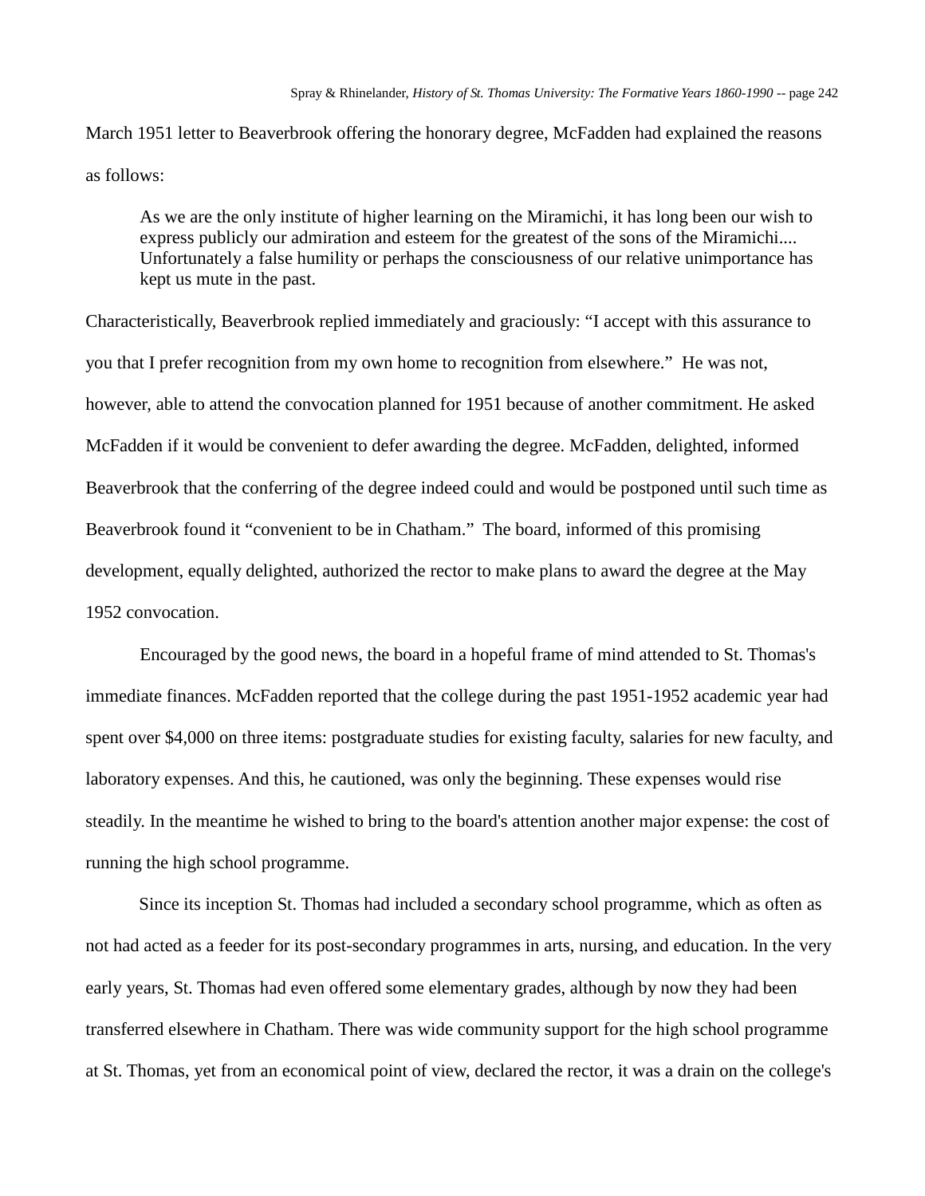March 1951 letter to Beaverbrook offering the honorary degree, McFadden had explained the reasons as follows:

> As we are the only institute of higher learning on the Miramichi, it has long been our wish to express publicly our admiration and esteem for the greatest of the sons of the Miramichi.... Unfortunately a false humility or perhaps the consciousness of our relative unimportance has kept us mute in the past.

Characteristically, Beaverbrook replied immediately and graciously: “I accept with this assurance to you that I prefer recognition from my own home to recognition from elsewhere.” He was not, however, able to attend the convocation planned for 1951 because of another commitment. He asked McFadden if it would be convenient to defer awarding the degree. McFadden, delighted, informed Beaverbrook that the conferring of the degree indeed could and would be postponed until such time as Beaverbrook found it “convenient to be in Chatham.” The board, informed of this promising development, equally delighted, authorized the rector to make plans to award the degree at the May 1952 convocation.

Encouraged by the good news, the board in a hopeful frame of mind attended to St. Thomas's immediate finances. McFadden reported that the college during the past 1951-1952 academic year had spent over $4,000 on three items: postgraduate studies for existing faculty, salaries for new faculty, and laboratory expenses. And this, he cautioned, was only the beginning. These expenses would rise steadily. In the meantime he wished to bring to the board's attention another major expense: the cost of running the high school programme.

Since its inception St. Thomas had included a secondary school programme, which as often as not had acted as a feeder for its post-secondary programmes in arts, nursing, and education. In the very early years, St. Thomas had even offered some elementary grades, although by now they had been transferred elsewhere in Chatham. There was wide community support for the high school programme at St. Thomas, yet from an economical point of view, declared the rector, it was a drain on the college's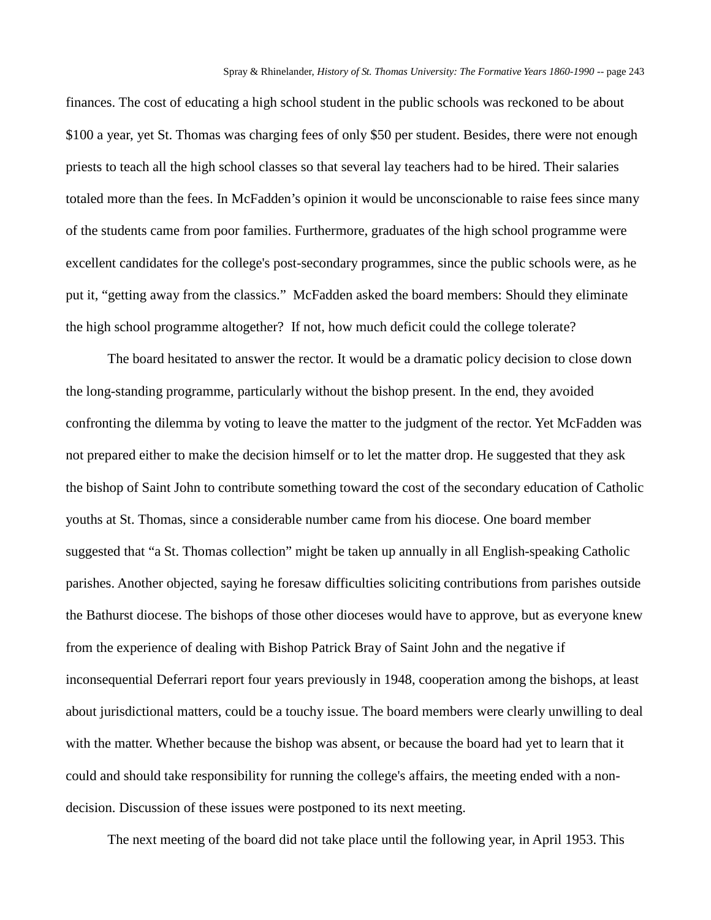finances. The cost of educating a high school student in the public schools was reckoned to be about $100 a year, yet St. Thomas was charging fees of only $50 per student. Besides, there were not enough priests to teach all the high school classes so that several lay teachers had to be hired. Their salaries totaled more than the fees. In McFadden's opinion it would be unconscionable to raise fees since many of the students came from poor families. Furthermore, graduates of the high school programme were excellent candidates for the college's post-secondary programmes, since the public schools were, as he put it, "getting away from the classics." McFadden asked the board members: Should they eliminate the high school programme altogether? If not, how much deficit could the college tolerate?

The board hesitated to answer the rector. It would be a dramatic policy decision to close down the long-standing programme, particularly without the bishop present. In the end, they avoided confronting the dilemma by voting to leave the matter to the judgment of the rector. Yet McFadden was not prepared either to make the decision himself or to let the matter drop. He suggested that they ask the bishop of Saint John to contribute something toward the cost of the secondary education of Catholic youths at St. Thomas, since a considerable number came from his diocese. One board member suggested that "a St. Thomas collection" might be taken up annually in all English-speaking Catholic parishes. Another objected, saying he foresaw difficulties soliciting contributions from parishes outside the Bathurst diocese. The bishops of those other dioceses would have to approve, but as everyone knew from the experience of dealing with Bishop Patrick Bray of Saint John and the negative if inconsequential Deferrari report four years previously in 1948, cooperation among the bishops, at least about jurisdictional matters, could be a touchy issue. The board members were clearly unwilling to deal with the matter. Whether because the bishop was absent, or because the board had yet to learn that it could and should take responsibility for running the college's affairs, the meeting ended with a non-decision. Discussion of these issues were postponed to its next meeting.

The next meeting of the board did not take place until the following year, in April 1953. This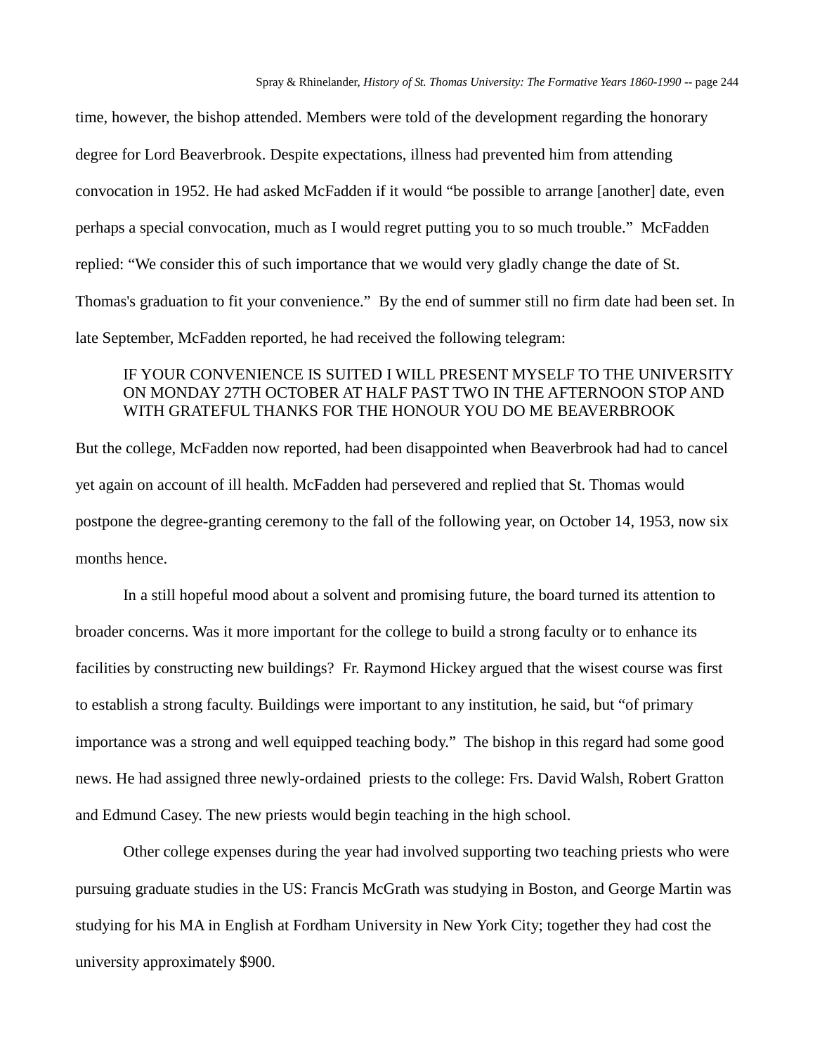time, however, the bishop attended. Members were told of the development regarding the honorary degree for Lord Beaverbrook. Despite expectations, illness had prevented him from attending convocation in 1952. He had asked McFadden if it would "be possible to arrange [another] date, even perhaps a special convocation, much as I would regret putting you to so much trouble." McFadden replied: "We consider this of such importance that we would very gladly change the date of St. Thomas's graduation to fit your convenience." By the end of summer still no firm date had been set. In late September, McFadden reported, he had received the following telegram:

> IF YOUR CONVENIENCE IS SUITED I WILL PRESENT MYSELF TO THE UNIVERSITY ON MONDAY 27TH OCTOBER AT HALF PAST TWO IN THE AFTERNOON STOP AND WITH GRATEFUL THANKS FOR THE HONOUR YOU DO ME BEAVERBROOK

But the college, McFadden now reported, had been disappointed when Beaverbrook had had to cancel yet again on account of ill health. McFadden had persevered and replied that St. Thomas would postpone the degree-granting ceremony to the fall of the following year, on October 14, 1953, now six months hence.

In a still hopeful mood about a solvent and promising future, the board turned its attention to broader concerns. Was it more important for the college to build a strong faculty or to enhance its facilities by constructing new buildings? Fr. Raymond Hickey argued that the wisest course was first to establish a strong faculty. Buildings were important to any institution, he said, but "of primary importance was a strong and well equipped teaching body." The bishop in this regard had some good news. He had assigned three newly-ordained priests to the college: Frs. David Walsh, Robert Gratton and Edmund Casey. The new priests would begin teaching in the high school.

Other college expenses during the year had involved supporting two teaching priests who were pursuing graduate studies in the US: Francis McGrath was studying in Boston, and George Martin was studying for his MA in English at Fordham University in New York City; together they had cost the university approximately $900.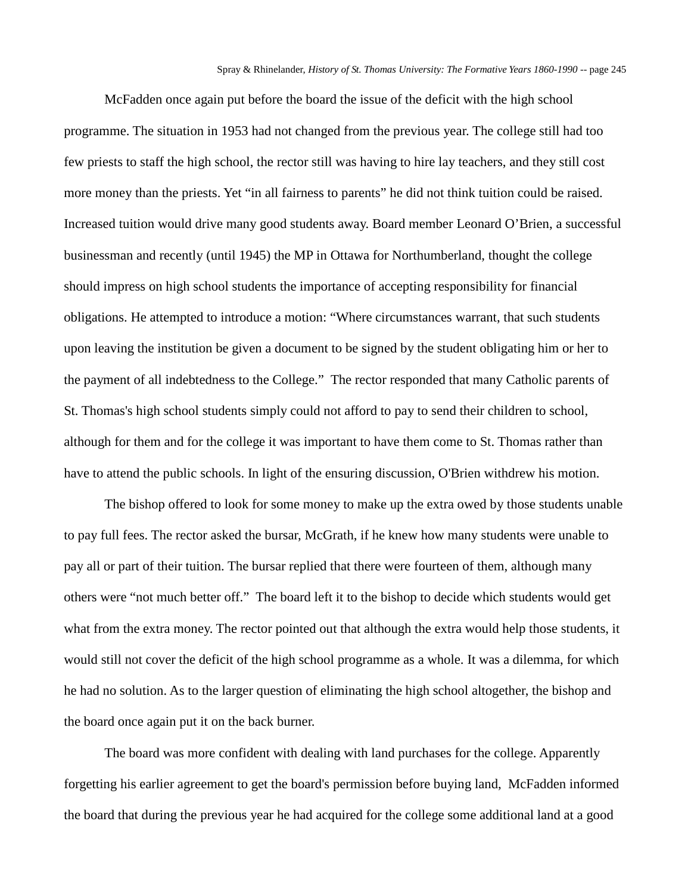McFadden once again put before the board the issue of the deficit with the high school programme. The situation in 1953 had not changed from the previous year. The college still had too few priests to staff the high school, the rector still was having to hire lay teachers, and they still cost more money than the priests. Yet "in all fairness to parents" he did not think tuition could be raised. Increased tuition would drive many good students away. Board member Leonard O'Brien, a successful businessman and recently (until 1945) the MP in Ottawa for Northumberland, thought the college should impress on high school students the importance of accepting responsibility for financial obligations. He attempted to introduce a motion: "Where circumstances warrant, that such students upon leaving the institution be given a document to be signed by the student obligating him or her to the payment of all indebtedness to the College." The rector responded that many Catholic parents of St. Thomas's high school students simply could not afford to pay to send their children to school, although for them and for the college it was important to have them come to St. Thomas rather than have to attend the public schools. In light of the ensuring discussion, O'Brien withdrew his motion.

The bishop offered to look for some money to make up the extra owed by those students unable to pay full fees. The rector asked the bursar, McGrath, if he knew how many students were unable to pay all or part of their tuition. The bursar replied that there were fourteen of them, although many others were "not much better off." The board left it to the bishop to decide which students would get what from the extra money. The rector pointed out that although the extra would help those students, it would still not cover the deficit of the high school programme as a whole. It was a dilemma, for which he had no solution. As to the larger question of eliminating the high school altogether, the bishop and the board once again put it on the back burner.

The board was more confident with dealing with land purchases for the college. Apparently forgetting his earlier agreement to get the board's permission before buying land, McFadden informed the board that during the previous year he had acquired for the college some additional land at a good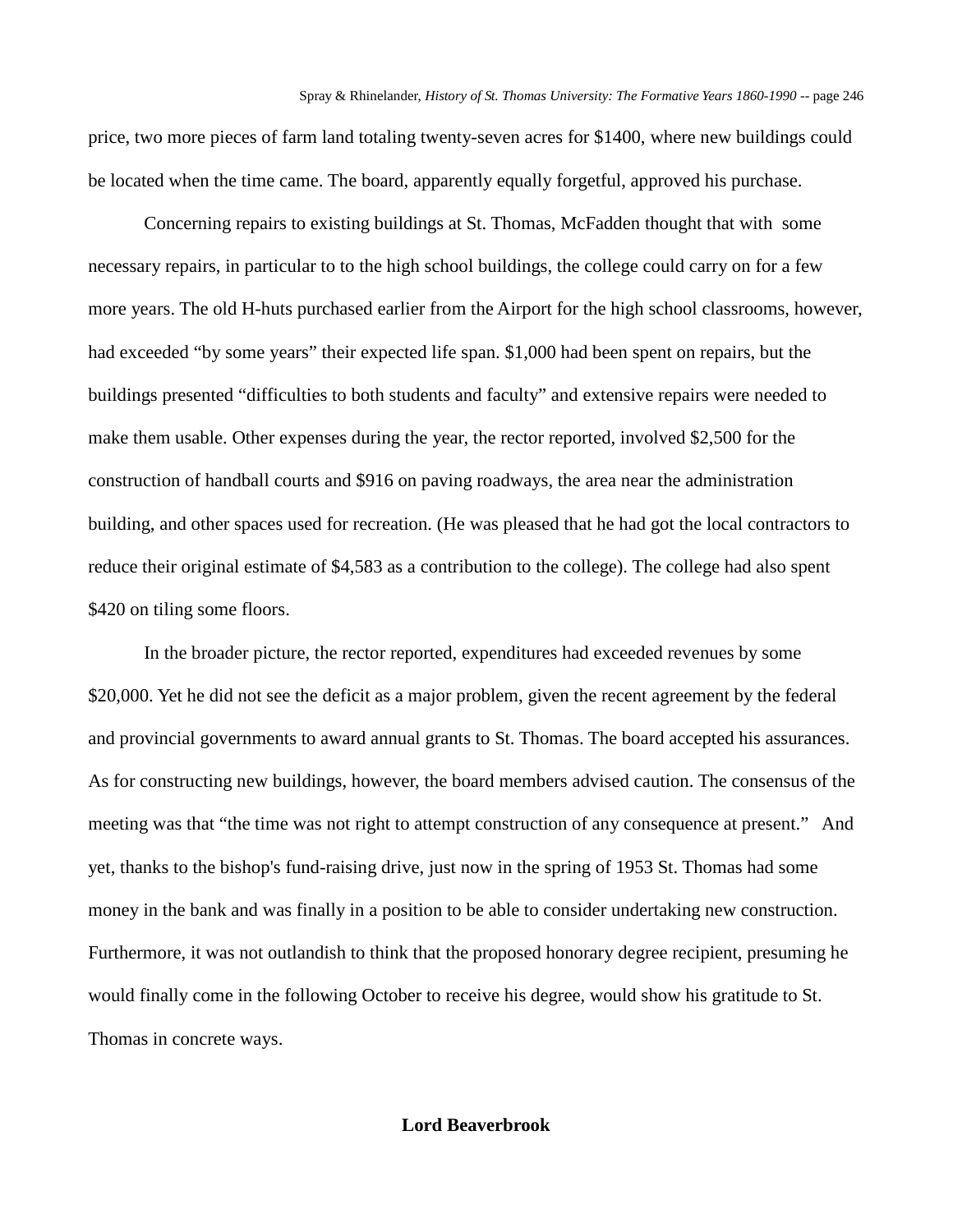price, two more pieces of farm land totaling twenty-seven acres for $1400, where new buildings could be located when the time came. The board, apparently equally forgetful, approved his purchase.

Concerning repairs to existing buildings at St. Thomas, McFadden thought that with some necessary repairs, in particular to to the high school buildings, the college could carry on for a few more years. The old H-huts purchased earlier from the Airport for the high school classrooms, however, had exceeded "by some years" their expected life span. $1,000 had been spent on repairs, but the buildings presented "difficulties to both students and faculty" and extensive repairs were needed to make them usable. Other expenses during the year, the rector reported, involved $2,500 for the construction of handball courts and $916 on paving roadways, the area near the administration building, and other spaces used for recreation. (He was pleased that he had got the local contractors to reduce their original estimate of $4,583 as a contribution to the college). The college had also spent $420 on tiling some floors.

In the broader picture, the rector reported, expenditures had exceeded revenues by some $20,000. Yet he did not see the deficit as a major problem, given the recent agreement by the federal and provincial governments to award annual grants to St. Thomas. The board accepted his assurances. As for constructing new buildings, however, the board members advised caution. The consensus of the meeting was that "the time was not right to attempt construction of any consequence at present." And yet, thanks to the bishop's fund-raising drive, just now in the spring of 1953 St. Thomas had some money in the bank and was finally in a position to be able to consider undertaking new construction. Furthermore, it was not outlandish to think that the proposed honorary degree recipient, presuming he would finally come in the following October to receive his degree, would show his gratitude to St. Thomas in concrete ways.

## Lord Beaverbrook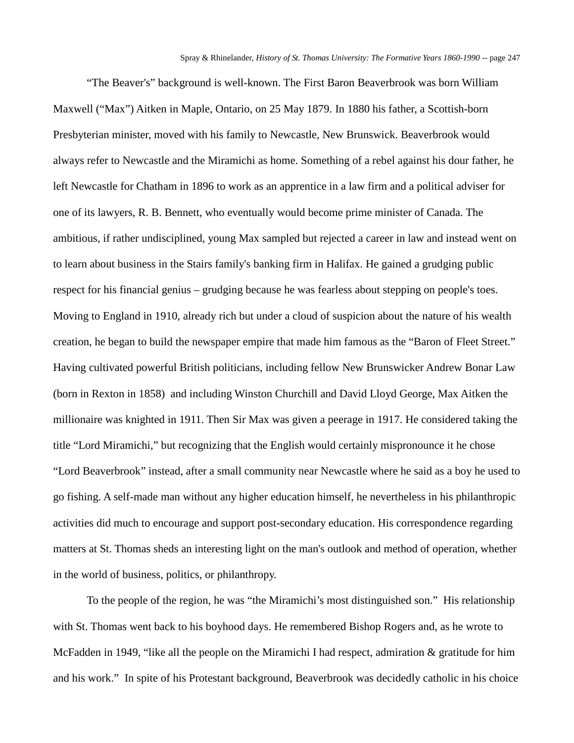"The Beaver's" background is well-known. The First Baron Beaverbrook was born William Maxwell ("Max") Aitken in Maple, Ontario, on 25 May 1879. In 1880 his father, a Scottish-born Presbyterian minister, moved with his family to Newcastle, New Brunswick. Beaverbrook would always refer to Newcastle and the Miramichi as home. Something of a rebel against his dour father, he left Newcastle for Chatham in 1896 to work as an apprentice in a law firm and a political adviser for one of its lawyers, R. B. Bennett, who eventually would become prime minister of Canada. The ambitious, if rather undisciplined, young Max sampled but rejected a career in law and instead went on to learn about business in the Stairs family's banking firm in Halifax. He gained a grudging public respect for his financial genius – grudging because he was fearless about stepping on people's toes. Moving to England in 1910, already rich but under a cloud of suspicion about the nature of his wealth creation, he began to build the newspaper empire that made him famous as the "Baron of Fleet Street." Having cultivated powerful British politicians, including fellow New Brunswicker Andrew Bonar Law (born in Rexton in 1858) and including Winston Churchill and David Lloyd George, Max Aitken the millionaire was knighted in 1911. Then Sir Max was given a peerage in 1917. He considered taking the title "Lord Miramichi," but recognizing that the English would certainly mispronounce it he chose "Lord Beaverbrook" instead, after a small community near Newcastle where he said as a boy he used to go fishing. A self-made man without any higher education himself, he nevertheless in his philanthropic activities did much to encourage and support post-secondary education. His correspondence regarding matters at St. Thomas sheds an interesting light on the man's outlook and method of operation, whether in the world of business, politics, or philanthropy.

To the people of the region, he was "the Miramichi's most distinguished son." His relationship with St. Thomas went back to his boyhood days. He remembered Bishop Rogers and, as he wrote to McFadden in 1949, "like all the people on the Miramichi I had respect, admiration & gratitude for him and his work." In spite of his Protestant background, Beaverbrook was decidedly catholic in his choice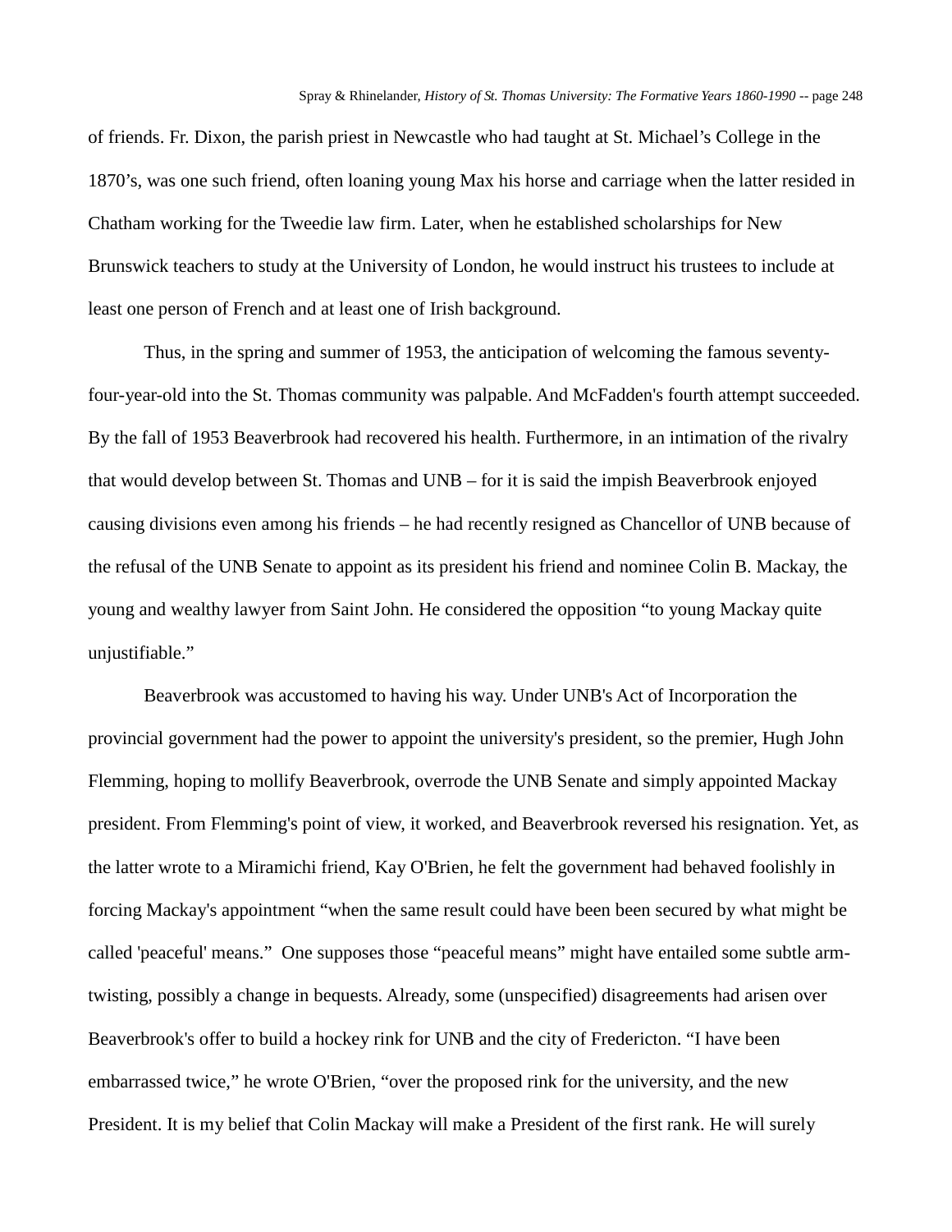of friends. Fr. Dixon, the parish priest in Newcastle who had taught at St. Michael's College in the 1870's, was one such friend, often loaning young Max his horse and carriage when the latter resided in Chatham working for the Tweedie law firm. Later, when he established scholarships for New Brunswick teachers to study at the University of London, he would instruct his trustees to include at least one person of French and at least one of Irish background.

Thus, in the spring and summer of 1953, the anticipation of welcoming the famous seventy-four-year-old into the St. Thomas community was palpable. And McFadden's fourth attempt succeeded. By the fall of 1953 Beaverbrook had recovered his health. Furthermore, in an intimation of the rivalry that would develop between St. Thomas and UNB – for it is said the impish Beaverbrook enjoyed causing divisions even among his friends – he had recently resigned as Chancellor of UNB because of the refusal of the UNB Senate to appoint as its president his friend and nominee Colin B. Mackay, the young and wealthy lawyer from Saint John. He considered the opposition "to young Mackay quite unjustifiable."

Beaverbrook was accustomed to having his way. Under UNB's Act of Incorporation the provincial government had the power to appoint the university's president, so the premier, Hugh John Flemming, hoping to mollify Beaverbrook, overrode the UNB Senate and simply appointed Mackay president. From Flemming's point of view, it worked, and Beaverbrook reversed his resignation. Yet, as the latter wrote to a Miramichi friend, Kay O'Brien, he felt the government had behaved foolishly in forcing Mackay's appointment "when the same result could have been been secured by what might be called 'peaceful' means." One supposes those "peaceful means" might have entailed some subtle arm-twisting, possibly a change in bequests. Already, some (unspecified) disagreements had arisen over Beaverbrook's offer to build a hockey rink for UNB and the city of Fredericton. "I have been embarrassed twice," he wrote O'Brien, "over the proposed rink for the university, and the new President. It is my belief that Colin Mackay will make a President of the first rank. He will surely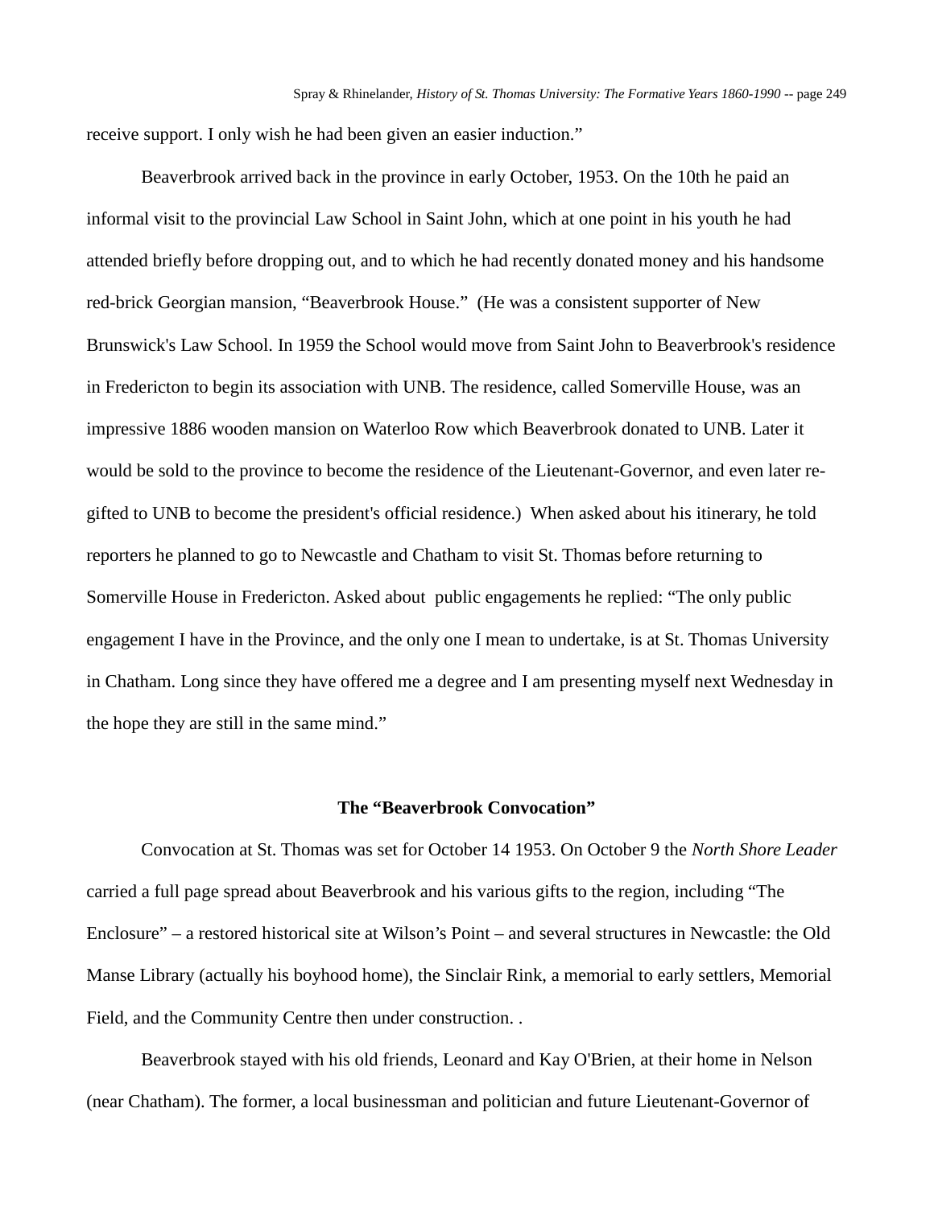receive support. I only wish he had been given an easier induction."

Beaverbrook arrived back in the province in early October, 1953. On the 10th he paid an informal visit to the provincial Law School in Saint John, which at one point in his youth he had attended briefly before dropping out, and to which he had recently donated money and his handsome red-brick Georgian mansion, "Beaverbrook House." (He was a consistent supporter of New Brunswick's Law School. In 1959 the School would move from Saint John to Beaverbrook's residence in Fredericton to begin its association with UNB. The residence, called Somerville House, was an impressive 1886 wooden mansion on Waterloo Row which Beaverbrook donated to UNB. Later it would be sold to the province to become the residence of the Lieutenant-Governor, and even later re-gifted to UNB to become the president's official residence.) When asked about his itinerary, he told reporters he planned to go to Newcastle and Chatham to visit St. Thomas before returning to Somerville House in Fredericton. Asked about public engagements he replied: "The only public engagement I have in the Province, and the only one I mean to undertake, is at St. Thomas University in Chatham. Long since they have offered me a degree and I am presenting myself next Wednesday in the hope they are still in the same mind."

## The "Beaverbrook Convocation"

Convocation at St. Thomas was set for October 14 1953. On October 9 the *North Shore Leader* carried a full page spread about Beaverbrook and his various gifts to the region, including "The Enclosure" – a restored historical site at Wilson's Point – and several structures in Newcastle: the Old Manse Library (actually his boyhood home), the Sinclair Rink, a memorial to early settlers, Memorial Field, and the Community Centre then under construction. .

Beaverbrook stayed with his old friends, Leonard and Kay O'Brien, at their home in Nelson (near Chatham). The former, a local businessman and politician and future Lieutenant-Governor of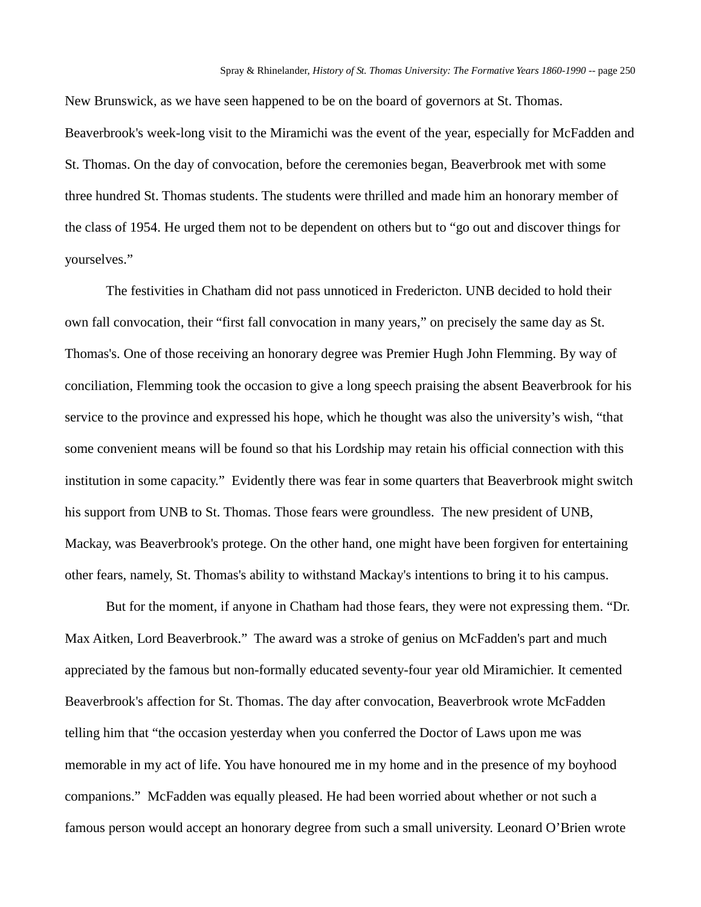New Brunswick, as we have seen happened to be on the board of governors at St. Thomas. Beaverbrook's week-long visit to the Miramichi was the event of the year, especially for McFadden and St. Thomas. On the day of convocation, before the ceremonies began, Beaverbrook met with some three hundred St. Thomas students. The students were thrilled and made him an honorary member of the class of 1954. He urged them not to be dependent on others but to "go out and discover things for yourselves."

The festivities in Chatham did not pass unnoticed in Fredericton. UNB decided to hold their own fall convocation, their "first fall convocation in many years," on precisely the same day as St. Thomas's. One of those receiving an honorary degree was Premier Hugh John Flemming. By way of conciliation, Flemming took the occasion to give a long speech praising the absent Beaverbrook for his service to the province and expressed his hope, which he thought was also the university's wish, "that some convenient means will be found so that his Lordship may retain his official connection with this institution in some capacity." Evidently there was fear in some quarters that Beaverbrook might switch his support from UNB to St. Thomas. Those fears were groundless. The new president of UNB, Mackay, was Beaverbrook's protege. On the other hand, one might have been forgiven for entertaining other fears, namely, St. Thomas's ability to withstand Mackay's intentions to bring it to his campus.

But for the moment, if anyone in Chatham had those fears, they were not expressing them. "Dr. Max Aitken, Lord Beaverbrook." The award was a stroke of genius on McFadden's part and much appreciated by the famous but non-formally educated seventy-four year old Miramichier. It cemented Beaverbrook's affection for St. Thomas. The day after convocation, Beaverbrook wrote McFadden telling him that "the occasion yesterday when you conferred the Doctor of Laws upon me was memorable in my act of life. You have honoured me in my home and in the presence of my boyhood companions." McFadden was equally pleased. He had been worried about whether or not such a famous person would accept an honorary degree from such a small university. Leonard O'Brien wrote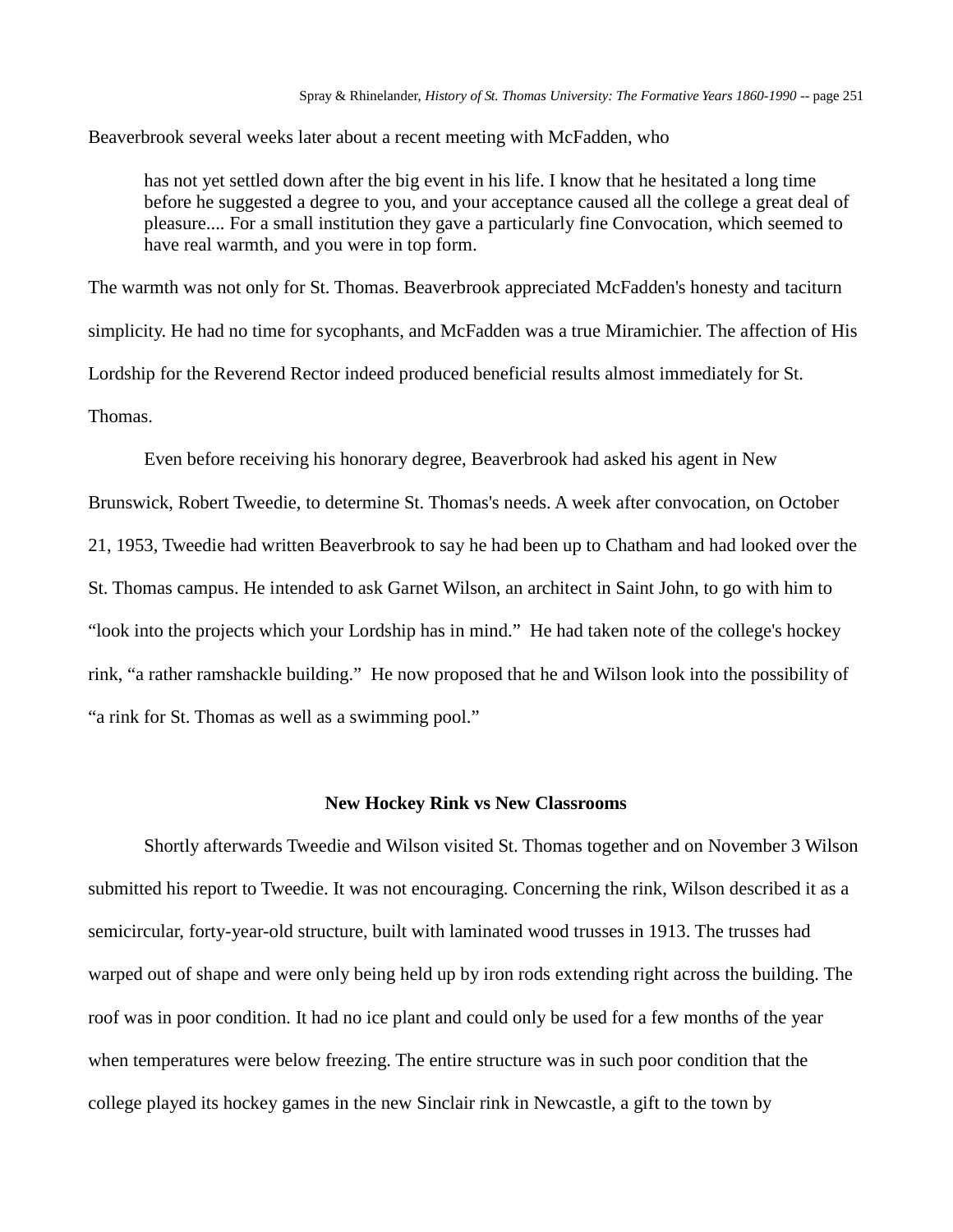Beaverbrook several weeks later about a recent meeting with McFadden, who

> has not yet settled down after the big event in his life. I know that he hesitated a long time before he suggested a degree to you, and your acceptance caused all the college a great deal of pleasure.... For a small institution they gave a particularly fine Convocation, which seemed to have real warmth, and you were in top form.

The warmth was not only for St. Thomas. Beaverbrook appreciated McFadden's honesty and taciturn simplicity. He had no time for sycophants, and McFadden was a true Miramichier. The affection of His Lordship for the Reverend Rector indeed produced beneficial results almost immediately for St. Thomas.

Even before receiving his honorary degree, Beaverbrook had asked his agent in New Brunswick, Robert Tweedie, to determine St. Thomas's needs. A week after convocation, on October 21, 1953, Tweedie had written Beaverbrook to say he had been up to Chatham and had looked over the St. Thomas campus. He intended to ask Garnet Wilson, an architect in Saint John, to go with him to "look into the projects which your Lordship has in mind." He had taken note of the college's hockey rink, "a rather ramshackle building." He now proposed that he and Wilson look into the possibility of "a rink for St. Thomas as well as a swimming pool."

## New Hockey Rink vs New Classrooms

Shortly afterwards Tweedie and Wilson visited St. Thomas together and on November 3 Wilson submitted his report to Tweedie. It was not encouraging. Concerning the rink, Wilson described it as a semicircular, forty-year-old structure, built with laminated wood trusses in 1913. The trusses had warped out of shape and were only being held up by iron rods extending right across the building. The roof was in poor condition. It had no ice plant and could only be used for a few months of the year when temperatures were below freezing. The entire structure was in such poor condition that the college played its hockey games in the new Sinclair rink in Newcastle, a gift to the town by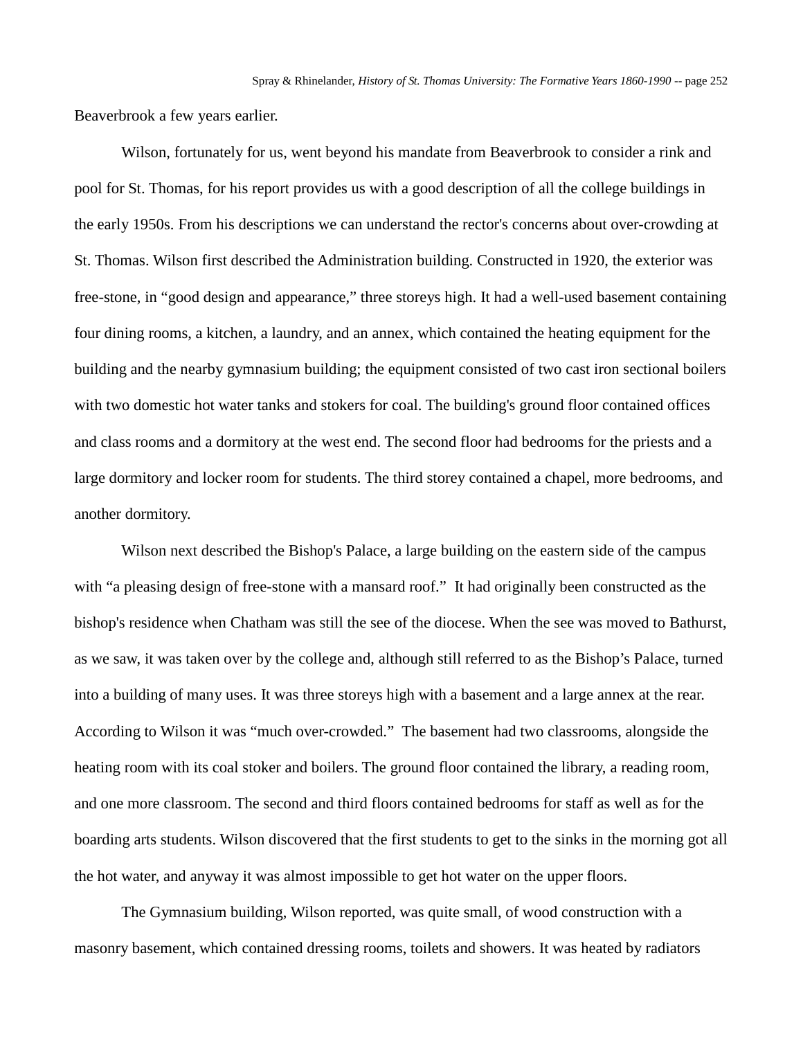Beaverbrook a few years earlier.

Wilson, fortunately for us, went beyond his mandate from Beaverbrook to consider a rink and pool for St. Thomas, for his report provides us with a good description of all the college buildings in the early 1950s. From his descriptions we can understand the rector's concerns about over-crowding at St. Thomas. Wilson first described the Administration building. Constructed in 1920, the exterior was free-stone, in "good design and appearance," three storeys high. It had a well-used basement containing four dining rooms, a kitchen, a laundry, and an annex, which contained the heating equipment for the building and the nearby gymnasium building; the equipment consisted of two cast iron sectional boilers with two domestic hot water tanks and stokers for coal. The building's ground floor contained offices and class rooms and a dormitory at the west end. The second floor had bedrooms for the priests and a large dormitory and locker room for students. The third storey contained a chapel, more bedrooms, and another dormitory.

Wilson next described the Bishop's Palace, a large building on the eastern side of the campus with "a pleasing design of free-stone with a mansard roof." It had originally been constructed as the bishop's residence when Chatham was still the see of the diocese. When the see was moved to Bathurst, as we saw, it was taken over by the college and, although still referred to as the Bishop's Palace, turned into a building of many uses. It was three storeys high with a basement and a large annex at the rear. According to Wilson it was "much over-crowded." The basement had two classrooms, alongside the heating room with its coal stoker and boilers. The ground floor contained the library, a reading room, and one more classroom. The second and third floors contained bedrooms for staff as well as for the boarding arts students. Wilson discovered that the first students to get to the sinks in the morning got all the hot water, and anyway it was almost impossible to get hot water on the upper floors.

The Gymnasium building, Wilson reported, was quite small, of wood construction with a masonry basement, which contained dressing rooms, toilets and showers. It was heated by radiators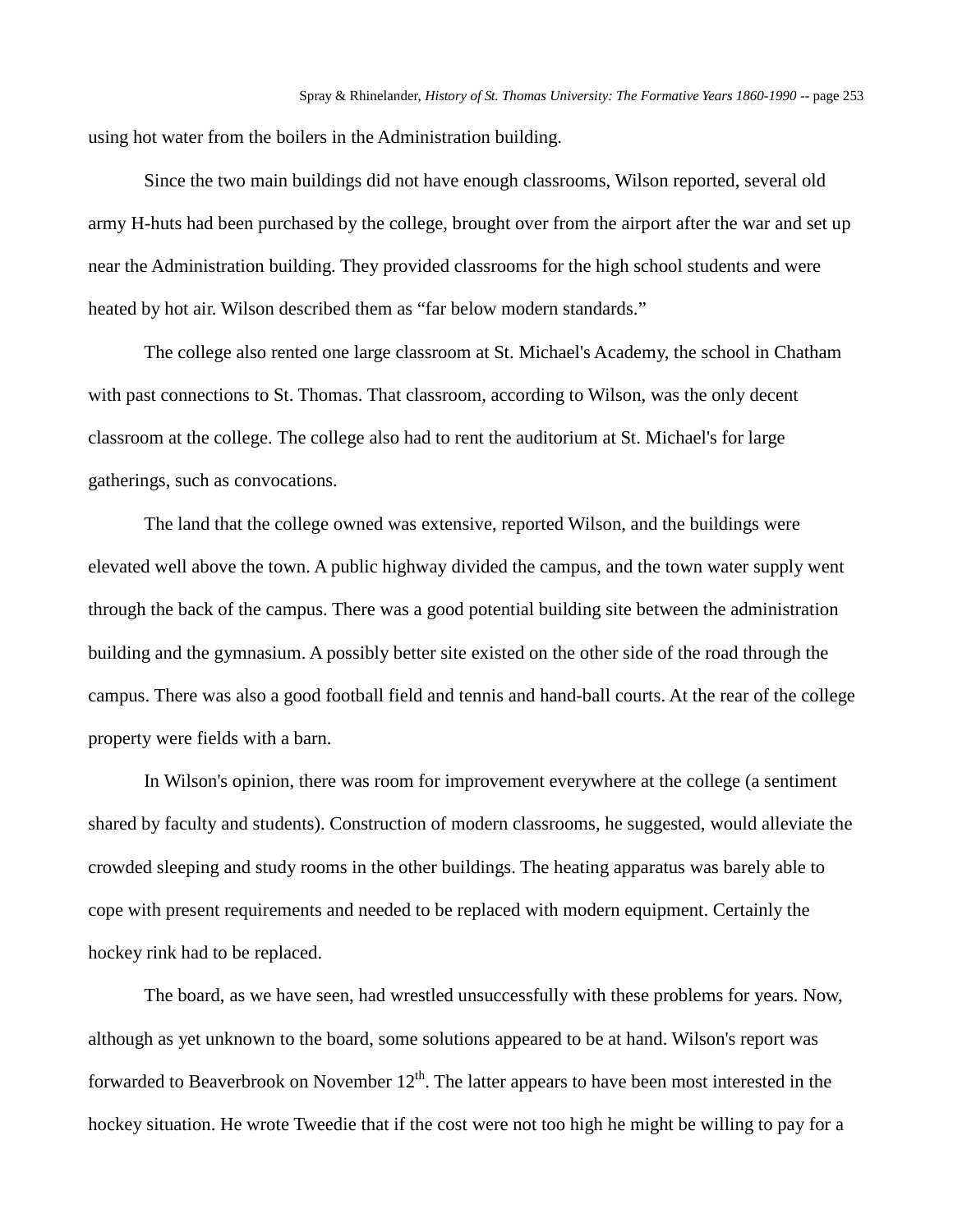using hot water from the boilers in the Administration building.

Since the two main buildings did not have enough classrooms, Wilson reported, several old army H-huts had been purchased by the college, brought over from the airport after the war and set up near the Administration building. They provided classrooms for the high school students and were heated by hot air. Wilson described them as "far below modern standards."

The college also rented one large classroom at St. Michael's Academy, the school in Chatham with past connections to St. Thomas. That classroom, according to Wilson, was the only decent classroom at the college. The college also had to rent the auditorium at St. Michael's for large gatherings, such as convocations.

The land that the college owned was extensive, reported Wilson, and the buildings were elevated well above the town. A public highway divided the campus, and the town water supply went through the back of the campus. There was a good potential building site between the administration building and the gymnasium. A possibly better site existed on the other side of the road through the campus. There was also a good football field and tennis and hand-ball courts. At the rear of the college property were fields with a barn.

In Wilson's opinion, there was room for improvement everywhere at the college (a sentiment shared by faculty and students). Construction of modern classrooms, he suggested, would alleviate the crowded sleeping and study rooms in the other buildings. The heating apparatus was barely able to cope with present requirements and needed to be replaced with modern equipment. Certainly the hockey rink had to be replaced.

The board, as we have seen, had wrestled unsuccessfully with these problems for years. Now, although as yet unknown to the board, some solutions appeared to be at hand. Wilson's report was forwarded to Beaverbrook on November 12th. The latter appears to have been most interested in the hockey situation. He wrote Tweedie that if the cost were not too high he might be willing to pay for a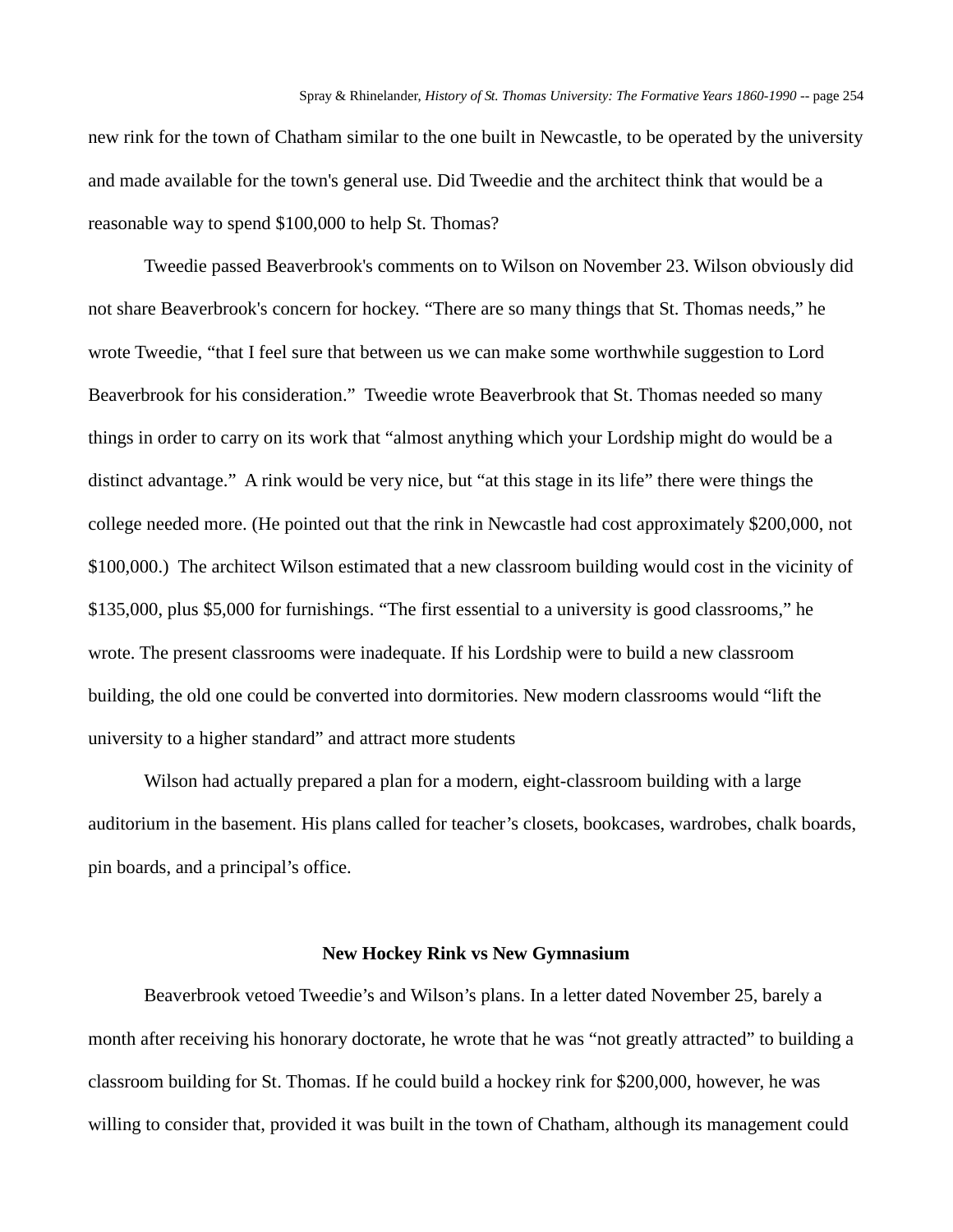new rink for the town of Chatham similar to the one built in Newcastle, to be operated by the university and made available for the town's general use. Did Tweedie and the architect think that would be a reasonable way to spend $100,000 to help St. Thomas?

Tweedie passed Beaverbrook's comments on to Wilson on November 23. Wilson obviously did not share Beaverbrook's concern for hockey. “There are so many things that St. Thomas needs,” he wrote Tweedie, “that I feel sure that between us we can make some worthwhile suggestion to Lord Beaverbrook for his consideration.” Tweedie wrote Beaverbrook that St. Thomas needed so many things in order to carry on its work that “almost anything which your Lordship might do would be a distinct advantage.” A rink would be very nice, but “at this stage in its life” there were things the college needed more. (He pointed out that the rink in Newcastle had cost approximately $200,000, not $100,000.) The architect Wilson estimated that a new classroom building would cost in the vicinity of $135,000, plus $5,000 for furnishings. “The first essential to a university is good classrooms,” he wrote. The present classrooms were inadequate. If his Lordship were to build a new classroom building, the old one could be converted into dormitories. New modern classrooms would “lift the university to a higher standard” and attract more students

Wilson had actually prepared a plan for a modern, eight-classroom building with a large auditorium in the basement. His plans called for teacher’s closets, bookcases, wardrobes, chalk boards, pin boards, and a principal’s office.

### New Hockey Rink vs New Gymnasium

Beaverbrook vetoed Tweedie’s and Wilson’s plans. In a letter dated November 25, barely a month after receiving his honorary doctorate, he wrote that he was “not greatly attracted” to building a classroom building for St. Thomas. If he could build a hockey rink for $200,000, however, he was willing to consider that, provided it was built in the town of Chatham, although its management could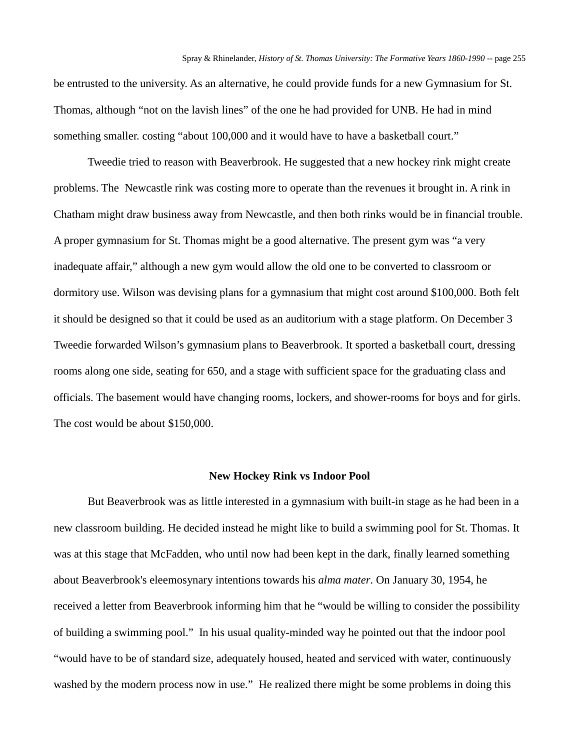be entrusted to the university. As an alternative, he could provide funds for a new Gymnasium for St. Thomas, although “not on the lavish lines” of the one he had provided for UNB. He had in mind something smaller. costing “about 100,000 and it would have to have a basketball court.”

Tweedie tried to reason with Beaverbrook. He suggested that a new hockey rink might create problems. The Newcastle rink was costing more to operate than the revenues it brought in. A rink in Chatham might draw business away from Newcastle, and then both rinks would be in financial trouble. A proper gymnasium for St. Thomas might be a good alternative. The present gym was “a very inadequate affair,” although a new gym would allow the old one to be converted to classroom or dormitory use. Wilson was devising plans for a gymnasium that might cost around $100,000. Both felt it should be designed so that it could be used as an auditorium with a stage platform. On December 3 Tweedie forwarded Wilson’s gymnasium plans to Beaverbrook. It sported a basketball court, dressing rooms along one side, seating for 650, and a stage with sufficient space for the graduating class and officials. The basement would have changing rooms, lockers, and shower-rooms for boys and for girls. The cost would be about $150,000.

### New Hockey Rink vs Indoor Pool

But Beaverbrook was as little interested in a gymnasium with built-in stage as he had been in a new classroom building. He decided instead he might like to build a swimming pool for St. Thomas. It was at this stage that McFadden, who until now had been kept in the dark, finally learned something about Beaverbrook's eleemosynary intentions towards his *alma mater*. On January 30, 1954, he received a letter from Beaverbrook informing him that he “would be willing to consider the possibility of building a swimming pool.” In his usual quality-minded way he pointed out that the indoor pool “would have to be of standard size, adequately housed, heated and serviced with water, continuously washed by the modern process now in use.” He realized there might be some problems in doing this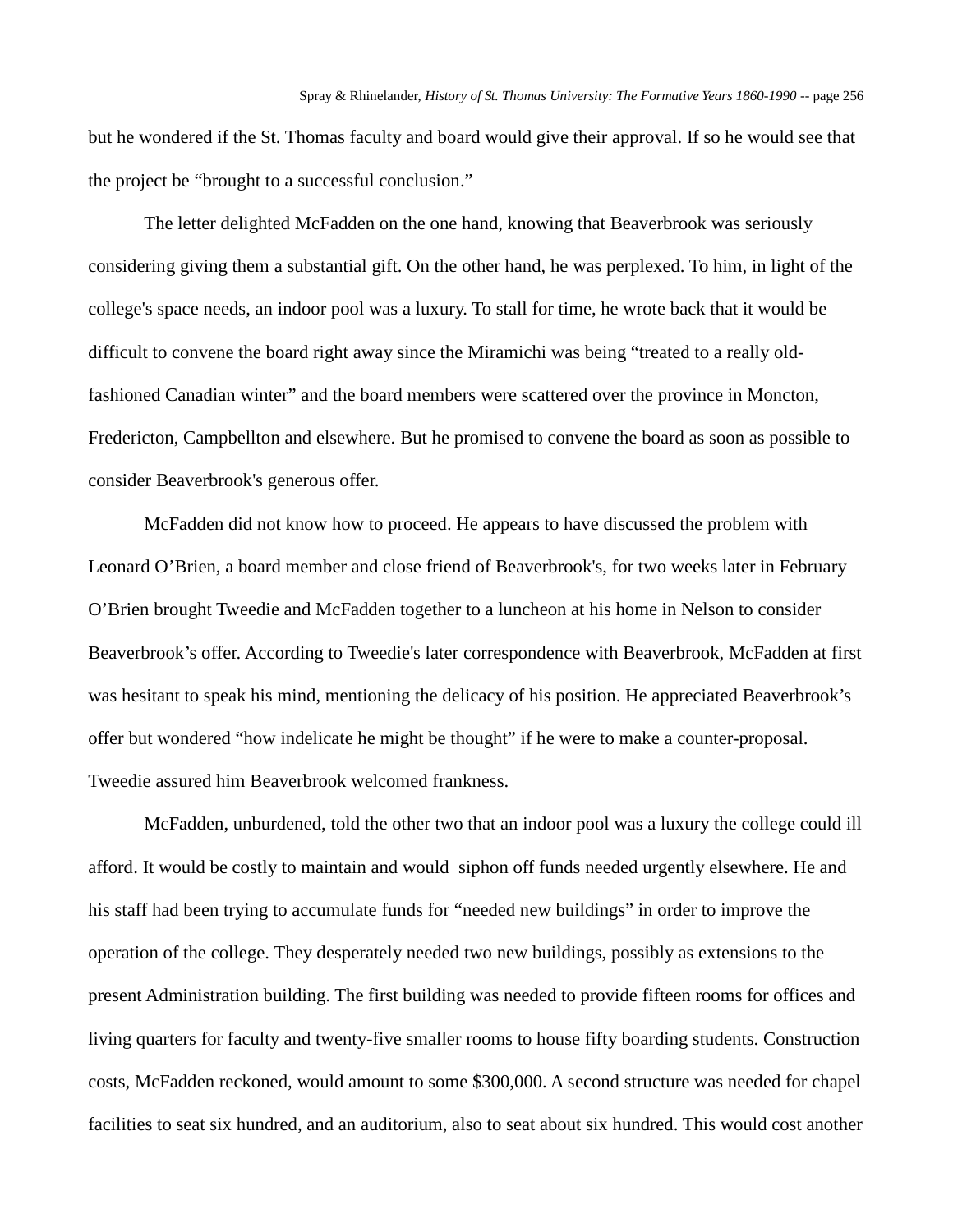but he wondered if the St. Thomas faculty and board would give their approval. If so he would see that the project be "brought to a successful conclusion."

The letter delighted McFadden on the one hand, knowing that Beaverbrook was seriously considering giving them a substantial gift. On the other hand, he was perplexed. To him, in light of the college's space needs, an indoor pool was a luxury. To stall for time, he wrote back that it would be difficult to convene the board right away since the Miramichi was being "treated to a really old-fashioned Canadian winter" and the board members were scattered over the province in Moncton, Fredericton, Campbellton and elsewhere. But he promised to convene the board as soon as possible to consider Beaverbrook's generous offer.

McFadden did not know how to proceed. He appears to have discussed the problem with Leonard O'Brien, a board member and close friend of Beaverbrook's, for two weeks later in February O'Brien brought Tweedie and McFadden together to a luncheon at his home in Nelson to consider Beaverbrook's offer. According to Tweedie's later correspondence with Beaverbrook, McFadden at first was hesitant to speak his mind, mentioning the delicacy of his position. He appreciated Beaverbrook's offer but wondered "how indelicate he might be thought" if he were to make a counter-proposal. Tweedie assured him Beaverbrook welcomed frankness.

McFadden, unburdened, told the other two that an indoor pool was a luxury the college could ill afford. It would be costly to maintain and would siphon off funds needed urgently elsewhere. He and his staff had been trying to accumulate funds for "needed new buildings" in order to improve the operation of the college. They desperately needed two new buildings, possibly as extensions to the present Administration building. The first building was needed to provide fifteen rooms for offices and living quarters for faculty and twenty-five smaller rooms to house fifty boarding students. Construction costs, McFadden reckoned, would amount to some $300,000. A second structure was needed for chapel facilities to seat six hundred, and an auditorium, also to seat about six hundred. This would cost another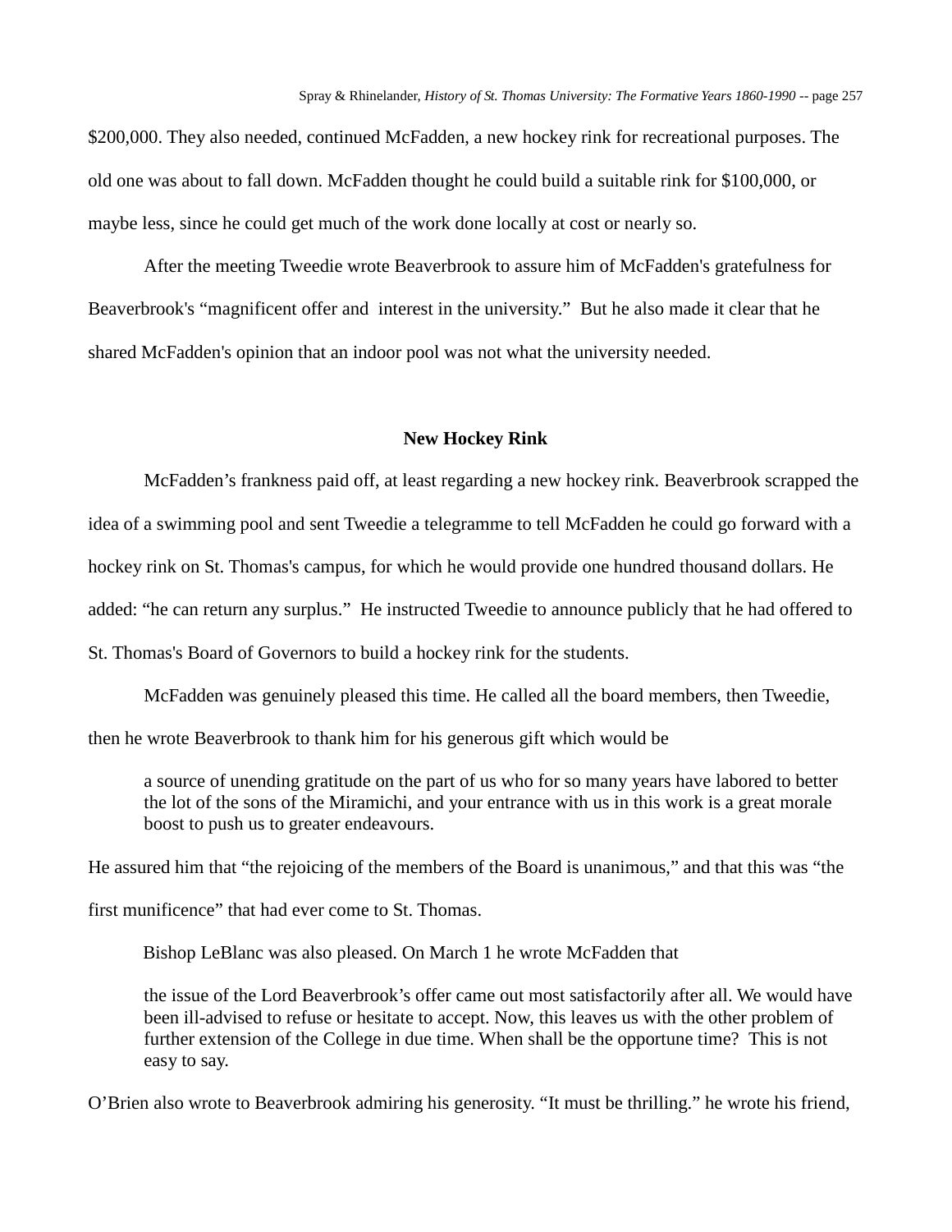$200,000. They also needed, continued McFadden, a new hockey rink for recreational purposes. The old one was about to fall down. McFadden thought he could build a suitable rink for $100,000, or maybe less, since he could get much of the work done locally at cost or nearly so.

After the meeting Tweedie wrote Beaverbrook to assure him of McFadden's gratefulness for Beaverbrook's "magnificent offer and interest in the university." But he also made it clear that he shared McFadden's opinion that an indoor pool was not what the university needed.

## New Hockey Rink

McFadden's frankness paid off, at least regarding a new hockey rink. Beaverbrook scrapped the idea of a swimming pool and sent Tweedie a telegramme to tell McFadden he could go forward with a hockey rink on St. Thomas's campus, for which he would provide one hundred thousand dollars. He added: "he can return any surplus." He instructed Tweedie to announce publicly that he had offered to St. Thomas's Board of Governors to build a hockey rink for the students.

McFadden was genuinely pleased this time. He called all the board members, then Tweedie, then he wrote Beaverbrook to thank him for his generous gift which would be

> a source of unending gratitude on the part of us who for so many years have labored to better the lot of the sons of the Miramichi, and your entrance with us in this work is a great morale boost to push us to greater endeavours.

He assured him that "the rejoicing of the members of the Board is unanimous," and that this was "the first munificence" that had ever come to St. Thomas.

Bishop LeBlanc was also pleased. On March 1 he wrote McFadden that

> the issue of the Lord Beaverbrook's offer came out most satisfactorily after all. We would have been ill-advised to refuse or hesitate to accept. Now, this leaves us with the other problem of further extension of the College in due time. When shall be the opportune time? This is not easy to say.

O'Brien also wrote to Beaverbrook admiring his generosity. "It must be thrilling." he wrote his friend,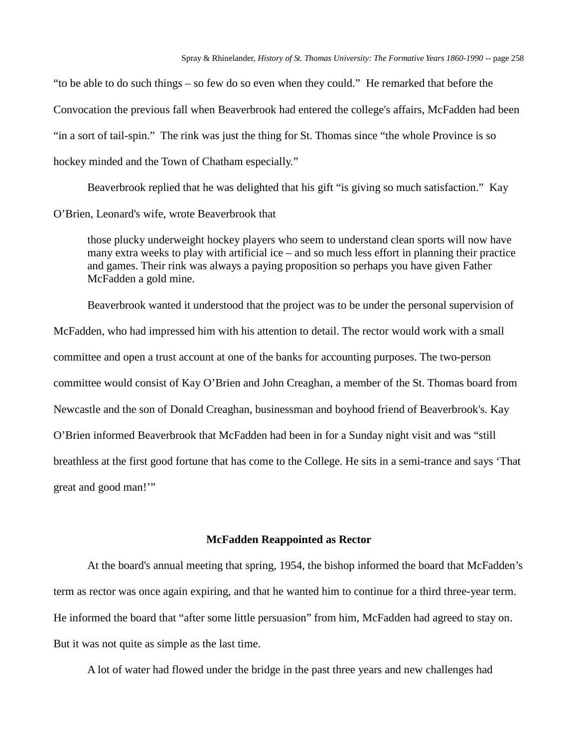"to be able to do such things – so few do so even when they could." He remarked that before the Convocation the previous fall when Beaverbrook had entered the college's affairs, McFadden had been "in a sort of tail-spin." The rink was just the thing for St. Thomas since "the whole Province is so hockey minded and the Town of Chatham especially."

Beaverbrook replied that he was delighted that his gift "is giving so much satisfaction." Kay O'Brien, Leonard's wife, wrote Beaverbrook that

> those plucky underweight hockey players who seem to understand clean sports will now have many extra weeks to play with artificial ice – and so much less effort in planning their practice and games. Their rink was always a paying proposition so perhaps you have given Father McFadden a gold mine.

Beaverbrook wanted it understood that the project was to be under the personal supervision of McFadden, who had impressed him with his attention to detail. The rector would work with a small committee and open a trust account at one of the banks for accounting purposes. The two-person committee would consist of Kay O'Brien and John Creaghan, a member of the St. Thomas board from Newcastle and the son of Donald Creaghan, businessman and boyhood friend of Beaverbrook's. Kay O'Brien informed Beaverbrook that McFadden had been in for a Sunday night visit and was "still breathless at the first good fortune that has come to the College. He sits in a semi-trance and says 'That great and good man!'"

## McFadden Reappointed as Rector

At the board's annual meeting that spring, 1954, the bishop informed the board that McFadden's term as rector was once again expiring, and that he wanted him to continue for a third three-year term. He informed the board that "after some little persuasion" from him, McFadden had agreed to stay on. But it was not quite as simple as the last time.

A lot of water had flowed under the bridge in the past three years and new challenges had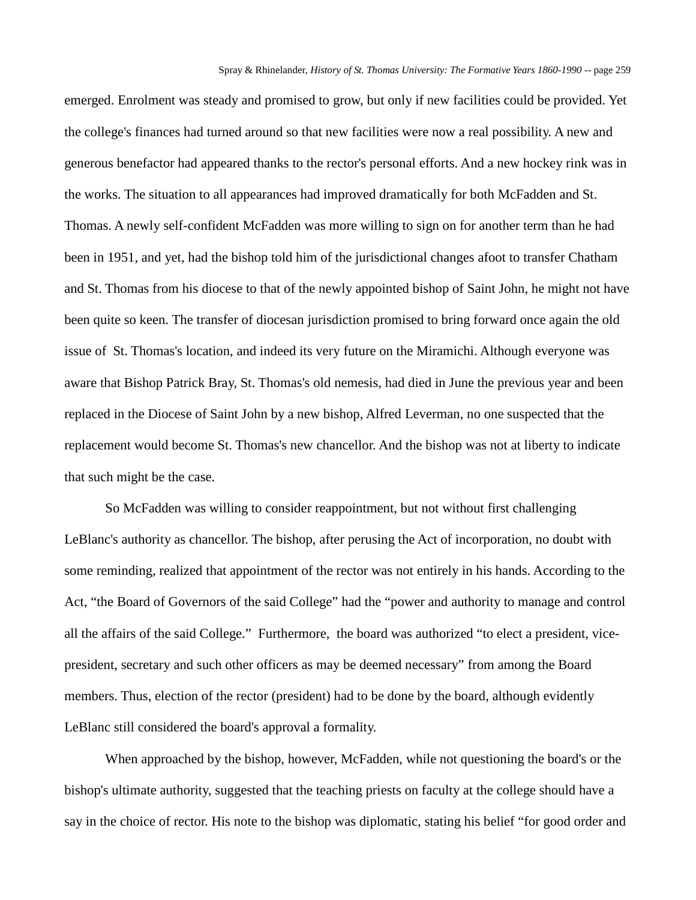emerged. Enrolment was steady and promised to grow, but only if new facilities could be provided. Yet the college's finances had turned around so that new facilities were now a real possibility. A new and generous benefactor had appeared thanks to the rector's personal efforts. And a new hockey rink was in the works. The situation to all appearances had improved dramatically for both McFadden and St. Thomas. A newly self-confident McFadden was more willing to sign on for another term than he had been in 1951, and yet, had the bishop told him of the jurisdictional changes afoot to transfer Chatham and St. Thomas from his diocese to that of the newly appointed bishop of Saint John, he might not have been quite so keen. The transfer of diocesan jurisdiction promised to bring forward once again the old issue of St. Thomas's location, and indeed its very future on the Miramichi. Although everyone was aware that Bishop Patrick Bray, St. Thomas's old nemesis, had died in June the previous year and been replaced in the Diocese of Saint John by a new bishop, Alfred Leverman, no one suspected that the replacement would become St. Thomas's new chancellor. And the bishop was not at liberty to indicate that such might be the case.

So McFadden was willing to consider reappointment, but not without first challenging LeBlanc's authority as chancellor. The bishop, after perusing the Act of incorporation, no doubt with some reminding, realized that appointment of the rector was not entirely in his hands. According to the Act, "the Board of Governors of the said College" had the "power and authority to manage and control all the affairs of the said College." Furthermore, the board was authorized "to elect a president, vice-president, secretary and such other officers as may be deemed necessary" from among the Board members. Thus, election of the rector (president) had to be done by the board, although evidently LeBlanc still considered the board's approval a formality.

When approached by the bishop, however, McFadden, while not questioning the board's or the bishop's ultimate authority, suggested that the teaching priests on faculty at the college should have a say in the choice of rector. His note to the bishop was diplomatic, stating his belief "for good order and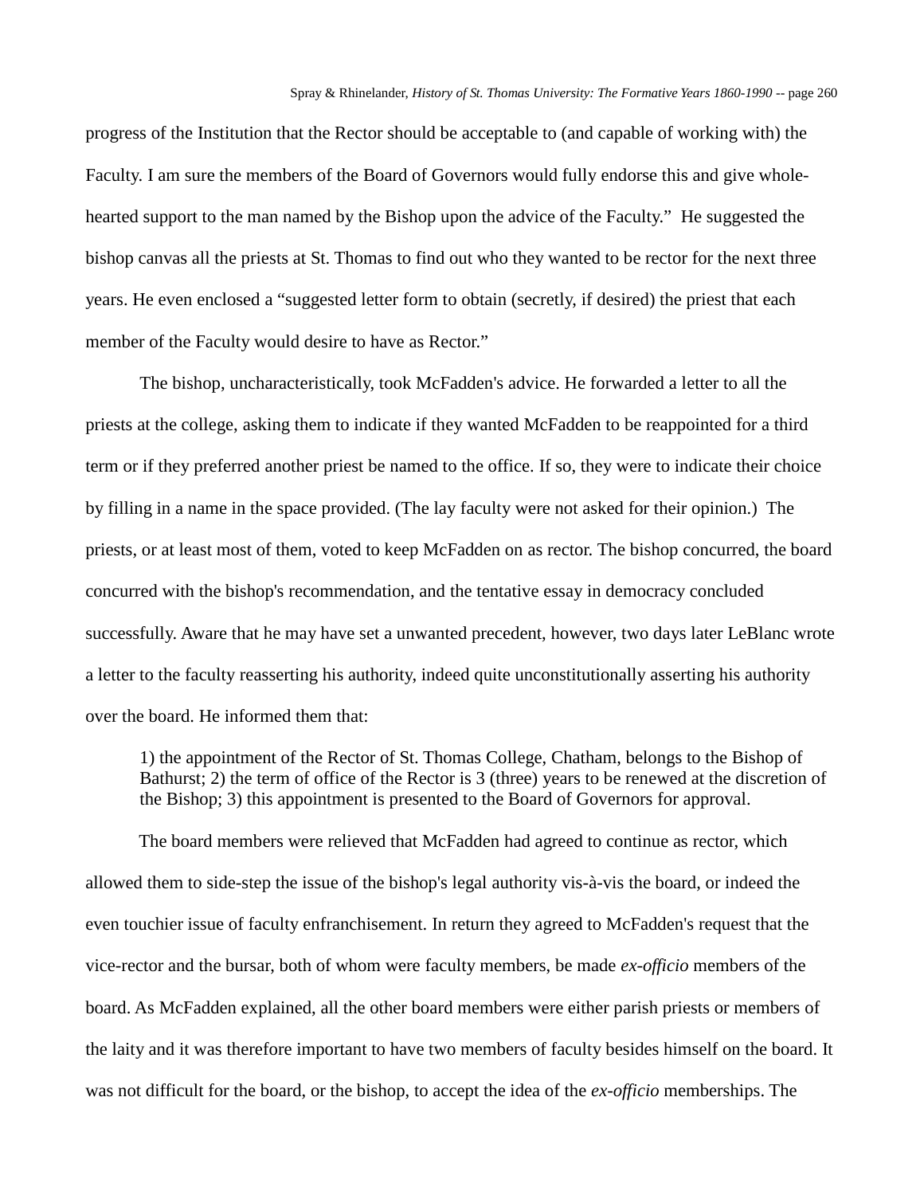progress of the Institution that the Rector should be acceptable to (and capable of working with) the Faculty. I am sure the members of the Board of Governors would fully endorse this and give whole-hearted support to the man named by the Bishop upon the advice of the Faculty." He suggested the bishop canvas all the priests at St. Thomas to find out who they wanted to be rector for the next three years. He even enclosed a "suggested letter form to obtain (secretly, if desired) the priest that each member of the Faculty would desire to have as Rector."

The bishop, uncharacteristically, took McFadden's advice. He forwarded a letter to all the priests at the college, asking them to indicate if they wanted McFadden to be reappointed for a third term or if they preferred another priest be named to the office. If so, they were to indicate their choice by filling in a name in the space provided. (The lay faculty were not asked for their opinion.) The priests, or at least most of them, voted to keep McFadden on as rector. The bishop concurred, the board concurred with the bishop's recommendation, and the tentative essay in democracy concluded successfully. Aware that he may have set a unwanted precedent, however, two days later LeBlanc wrote a letter to the faculty reasserting his authority, indeed quite unconstitutionally asserting his authority over the board. He informed them that:

> 1) the appointment of the Rector of St. Thomas College, Chatham, belongs to the Bishop of Bathurst; 2) the term of office of the Rector is 3 (three) years to be renewed at the discretion of the Bishop; 3) this appointment is presented to the Board of Governors for approval.

The board members were relieved that McFadden had agreed to continue as rector, which allowed them to side-step the issue of the bishop's legal authority vis-à-vis the board, or indeed the even touchier issue of faculty enfranchisement. In return they agreed to McFadden's request that the vice-rector and the bursar, both of whom were faculty members, be made *ex-officio* members of the board. As McFadden explained, all the other board members were either parish priests or members of the laity and it was therefore important to have two members of faculty besides himself on the board. It was not difficult for the board, or the bishop, to accept the idea of the *ex-officio* memberships. The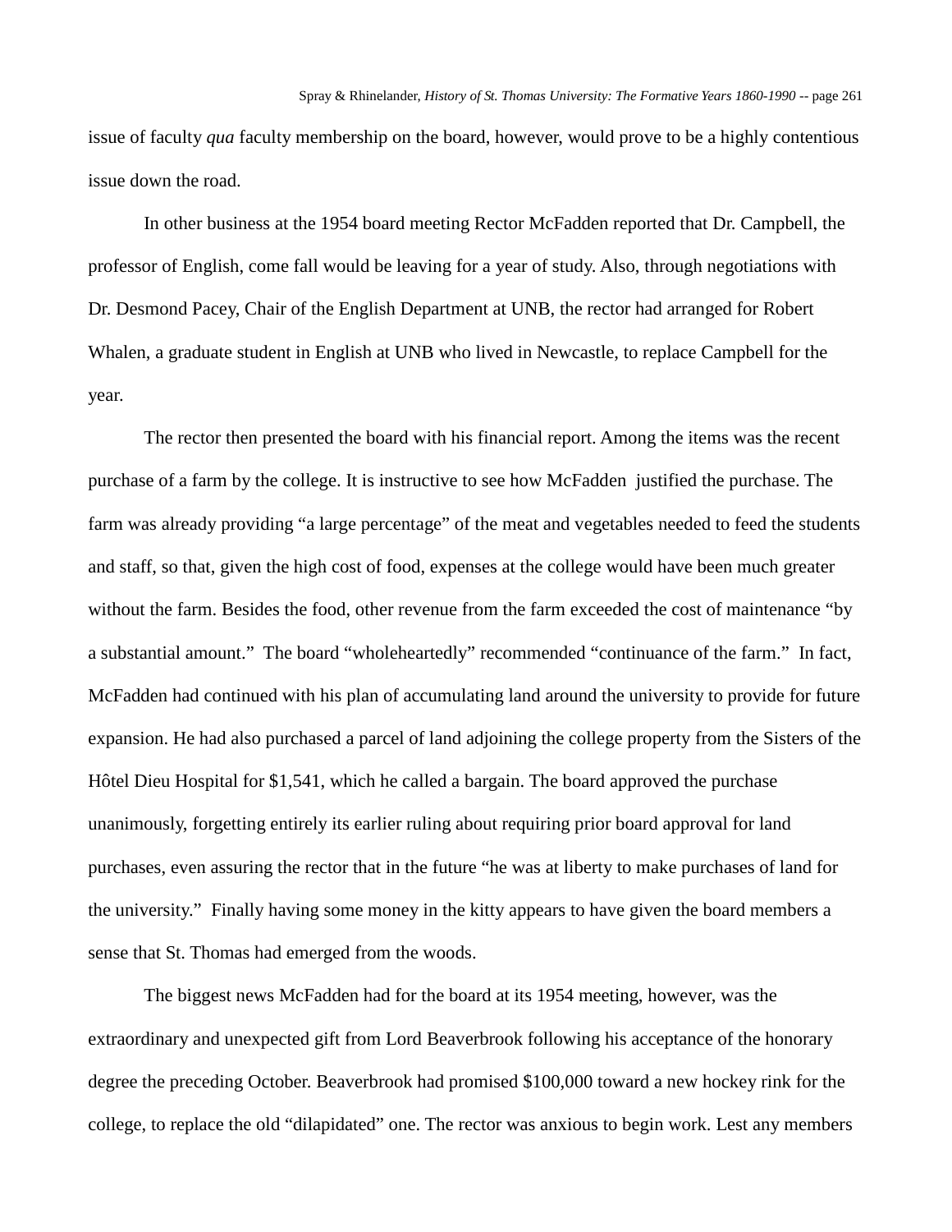issue of faculty *qua* faculty membership on the board, however, would prove to be a highly contentious issue down the road.

In other business at the 1954 board meeting Rector McFadden reported that Dr. Campbell, the professor of English, come fall would be leaving for a year of study. Also, through negotiations with Dr. Desmond Pacey, Chair of the English Department at UNB, the rector had arranged for Robert Whalen, a graduate student in English at UNB who lived in Newcastle, to replace Campbell for the year.

The rector then presented the board with his financial report. Among the items was the recent purchase of a farm by the college. It is instructive to see how McFadden justified the purchase. The farm was already providing "a large percentage" of the meat and vegetables needed to feed the students and staff, so that, given the high cost of food, expenses at the college would have been much greater without the farm. Besides the food, other revenue from the farm exceeded the cost of maintenance "by a substantial amount." The board "wholeheartedly" recommended "continuance of the farm." In fact, McFadden had continued with his plan of accumulating land around the university to provide for future expansion. He had also purchased a parcel of land adjoining the college property from the Sisters of the Hôtel Dieu Hospital for $1,541, which he called a bargain. The board approved the purchase unanimously, forgetting entirely its earlier ruling about requiring prior board approval for land purchases, even assuring the rector that in the future "he was at liberty to make purchases of land for the university." Finally having some money in the kitty appears to have given the board members a sense that St. Thomas had emerged from the woods.

The biggest news McFadden had for the board at its 1954 meeting, however, was the extraordinary and unexpected gift from Lord Beaverbrook following his acceptance of the honorary degree the preceding October. Beaverbrook had promised $100,000 toward a new hockey rink for the college, to replace the old "dilapidated" one. The rector was anxious to begin work. Lest any members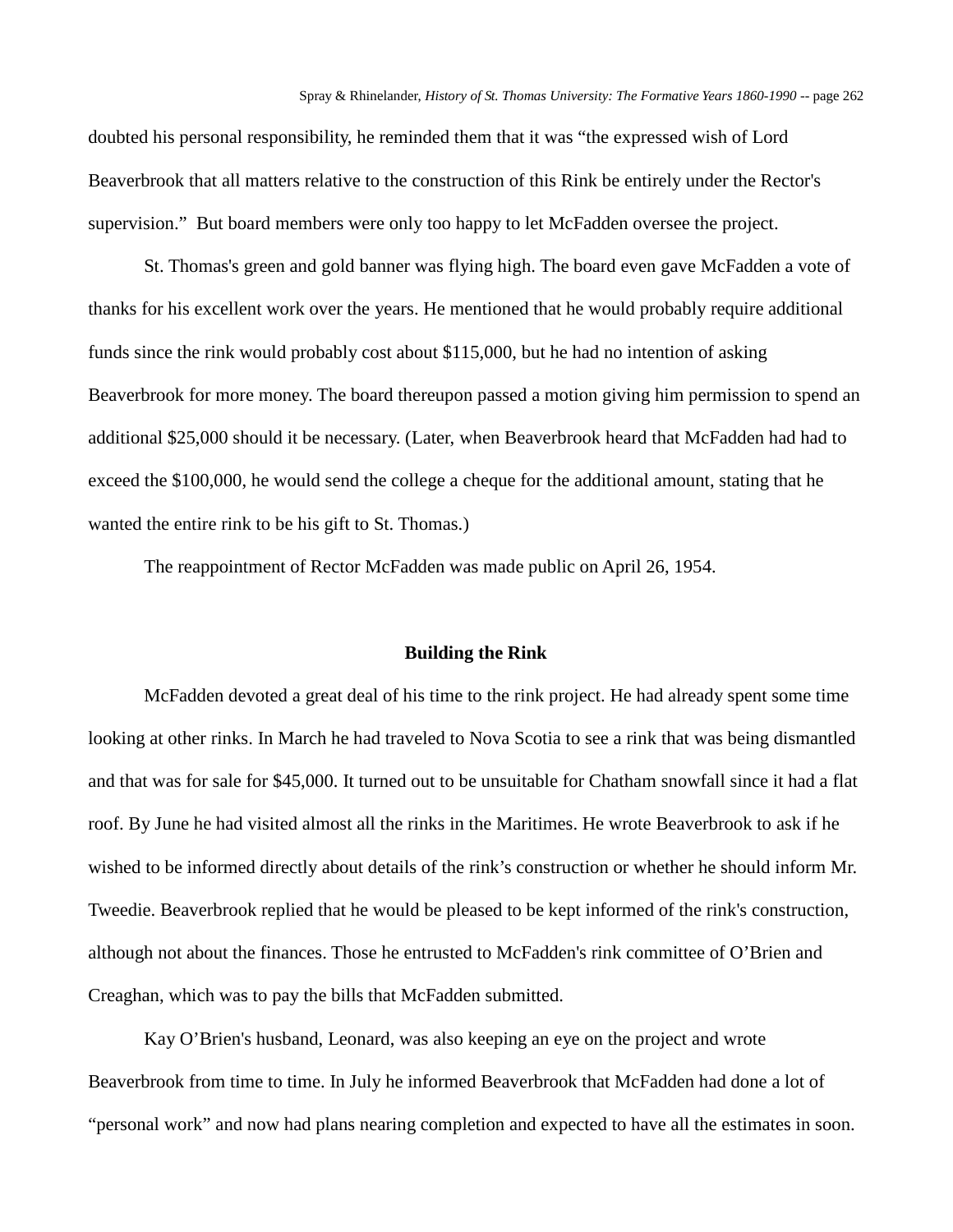doubted his personal responsibility, he reminded them that it was “the expressed wish of Lord Beaverbrook that all matters relative to the construction of this Rink be entirely under the Rector's supervision.” But board members were only too happy to let McFadden oversee the project.

St. Thomas's green and gold banner was flying high. The board even gave McFadden a vote of thanks for his excellent work over the years. He mentioned that he would probably require additional funds since the rink would probably cost about $115,000, but he had no intention of asking Beaverbrook for more money. The board thereupon passed a motion giving him permission to spend an additional $25,000 should it be necessary. (Later, when Beaverbrook heard that McFadden had had to exceed the $100,000, he would send the college a cheque for the additional amount, stating that he wanted the entire rink to be his gift to St. Thomas.)

The reappointment of Rector McFadden was made public on April 26, 1954.

### Building the Rink

McFadden devoted a great deal of his time to the rink project. He had already spent some time looking at other rinks. In March he had traveled to Nova Scotia to see a rink that was being dismantled and that was for sale for $45,000. It turned out to be unsuitable for Chatham snowfall since it had a flat roof. By June he had visited almost all the rinks in the Maritimes. He wrote Beaverbrook to ask if he wished to be informed directly about details of the rink’s construction or whether he should inform Mr. Tweedie. Beaverbrook replied that he would be pleased to be kept informed of the rink's construction, although not about the finances. Those he entrusted to McFadden's rink committee of O’Brien and Creaghan, which was to pay the bills that McFadden submitted.

Kay O’Brien's husband, Leonard, was also keeping an eye on the project and wrote Beaverbrook from time to time. In July he informed Beaverbrook that McFadden had done a lot of “personal work” and now had plans nearing completion and expected to have all the estimates in soon.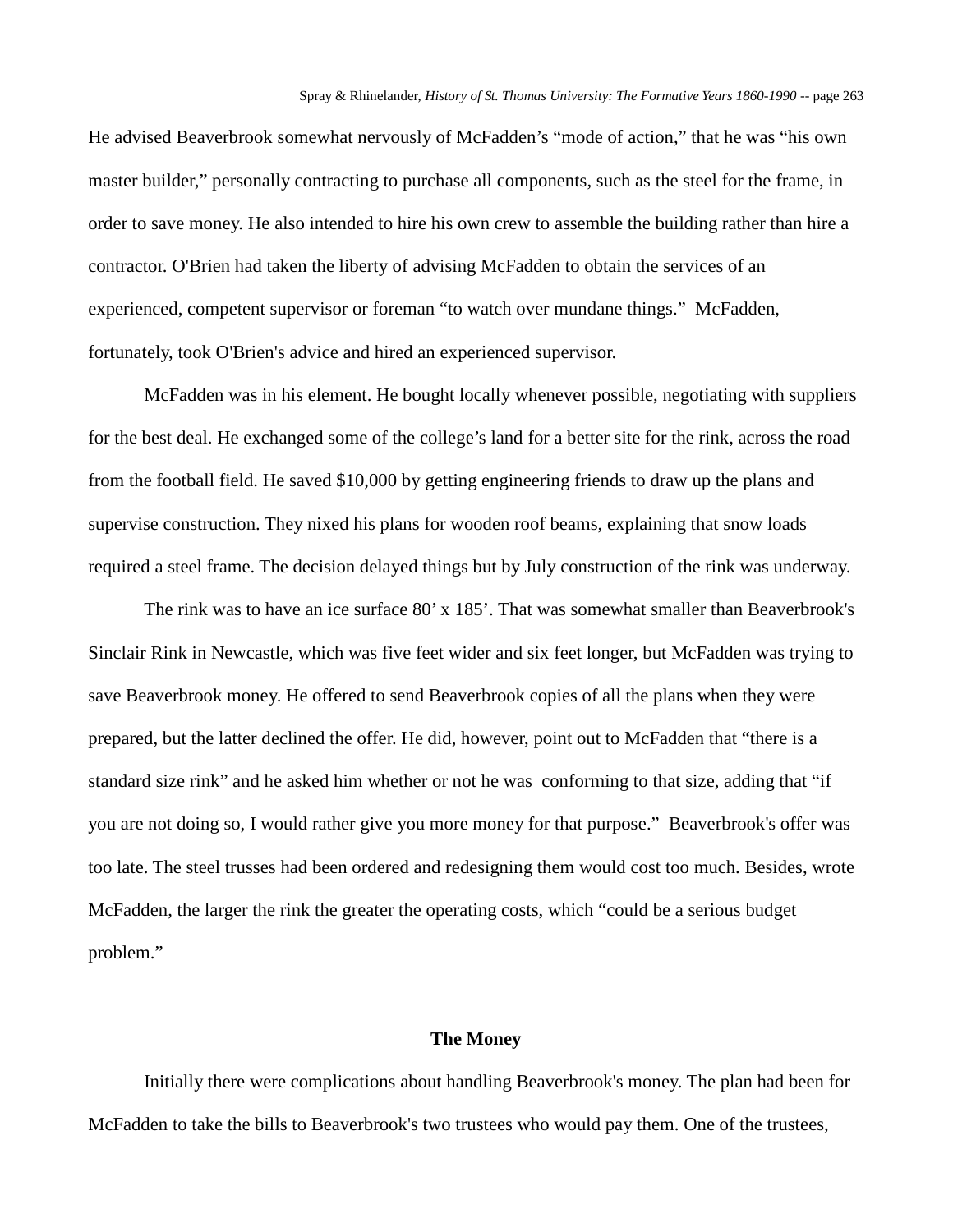He advised Beaverbrook somewhat nervously of McFadden's "mode of action," that he was "his own master builder," personally contracting to purchase all components, such as the steel for the frame, in order to save money. He also intended to hire his own crew to assemble the building rather than hire a contractor. O'Brien had taken the liberty of advising McFadden to obtain the services of an experienced, competent supervisor or foreman "to watch over mundane things." McFadden, fortunately, took O'Brien's advice and hired an experienced supervisor.

McFadden was in his element. He bought locally whenever possible, negotiating with suppliers for the best deal. He exchanged some of the college's land for a better site for the rink, across the road from the football field. He saved $10,000 by getting engineering friends to draw up the plans and supervise construction. They nixed his plans for wooden roof beams, explaining that snow loads required a steel frame. The decision delayed things but by July construction of the rink was underway.

The rink was to have an ice surface 80' x 185'. That was somewhat smaller than Beaverbrook's Sinclair Rink in Newcastle, which was five feet wider and six feet longer, but McFadden was trying to save Beaverbrook money. He offered to send Beaverbrook copies of all the plans when they were prepared, but the latter declined the offer. He did, however, point out to McFadden that "there is a standard size rink" and he asked him whether or not he was conforming to that size, adding that "if you are not doing so, I would rather give you more money for that purpose." Beaverbrook's offer was too late. The steel trusses had been ordered and redesigning them would cost too much. Besides, wrote McFadden, the larger the rink the greater the operating costs, which "could be a serious budget problem."

## The Money

Initially there were complications about handling Beaverbrook's money. The plan had been for McFadden to take the bills to Beaverbrook's two trustees who would pay them. One of the trustees,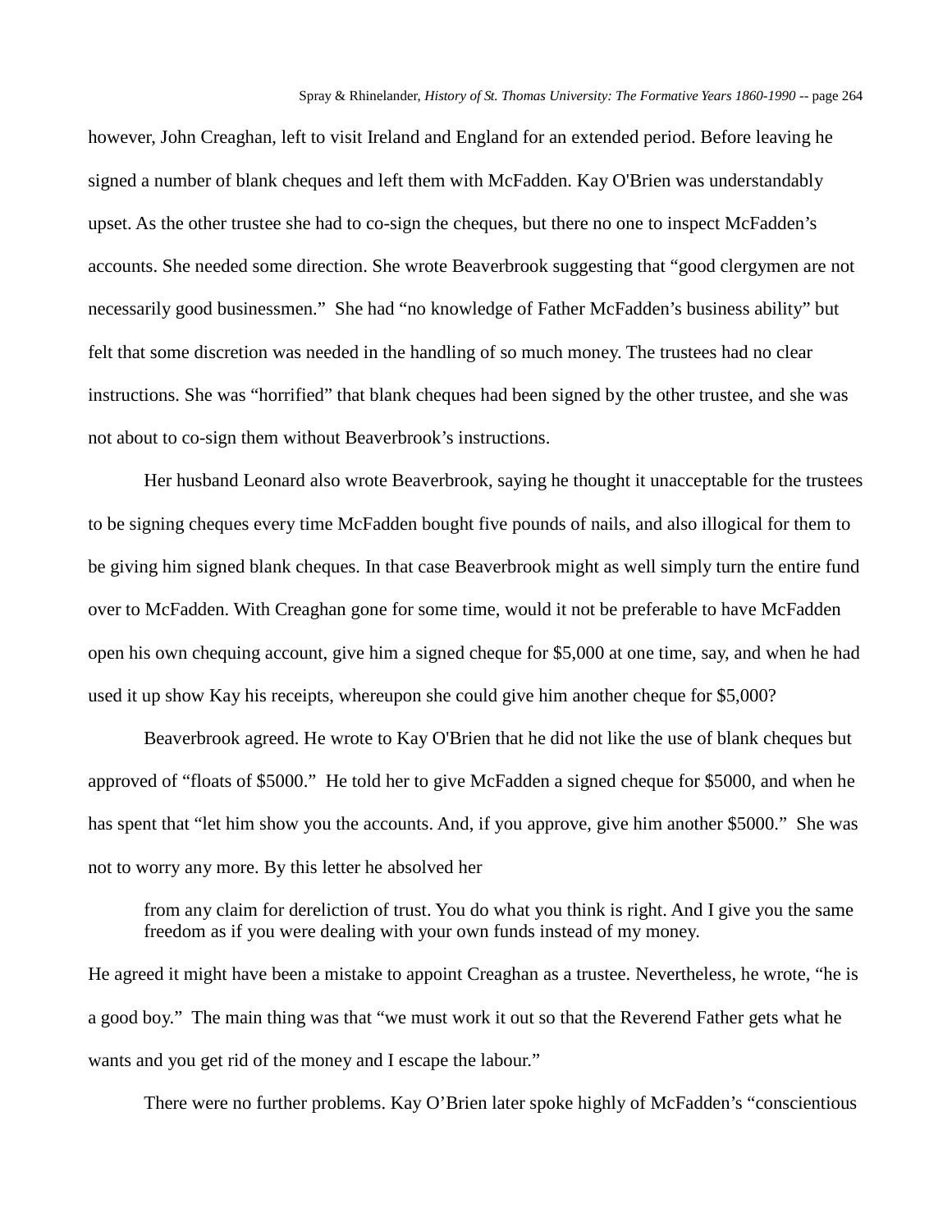however, John Creaghan, left to visit Ireland and England for an extended period. Before leaving he signed a number of blank cheques and left them with McFadden. Kay O'Brien was understandably upset. As the other trustee she had to co-sign the cheques, but there no one to inspect McFadden's accounts. She needed some direction. She wrote Beaverbrook suggesting that "good clergymen are not necessarily good businessmen." She had "no knowledge of Father McFadden's business ability" but felt that some discretion was needed in the handling of so much money. The trustees had no clear instructions. She was "horrified" that blank cheques had been signed by the other trustee, and she was not about to co-sign them without Beaverbrook's instructions.

Her husband Leonard also wrote Beaverbrook, saying he thought it unacceptable for the trustees to be signing cheques every time McFadden bought five pounds of nails, and also illogical for them to be giving him signed blank cheques. In that case Beaverbrook might as well simply turn the entire fund over to McFadden. With Creaghan gone for some time, would it not be preferable to have McFadden open his own chequing account, give him a signed cheque for $5,000 at one time, say, and when he had used it up show Kay his receipts, whereupon she could give him another cheque for $5,000?

Beaverbrook agreed. He wrote to Kay O'Brien that he did not like the use of blank cheques but approved of "floats of $5000." He told her to give McFadden a signed cheque for $5000, and when he has spent that "let him show you the accounts. And, if you approve, give him another $5000." She was not to worry any more. By this letter he absolved her

> from any claim for dereliction of trust. You do what you think is right. And I give you the same freedom as if you were dealing with your own funds instead of my money.

He agreed it might have been a mistake to appoint Creaghan as a trustee. Nevertheless, he wrote, "he is a good boy." The main thing was that "we must work it out so that the Reverend Father gets what he wants and you get rid of the money and I escape the labour."

There were no further problems. Kay O'Brien later spoke highly of McFadden's "conscientious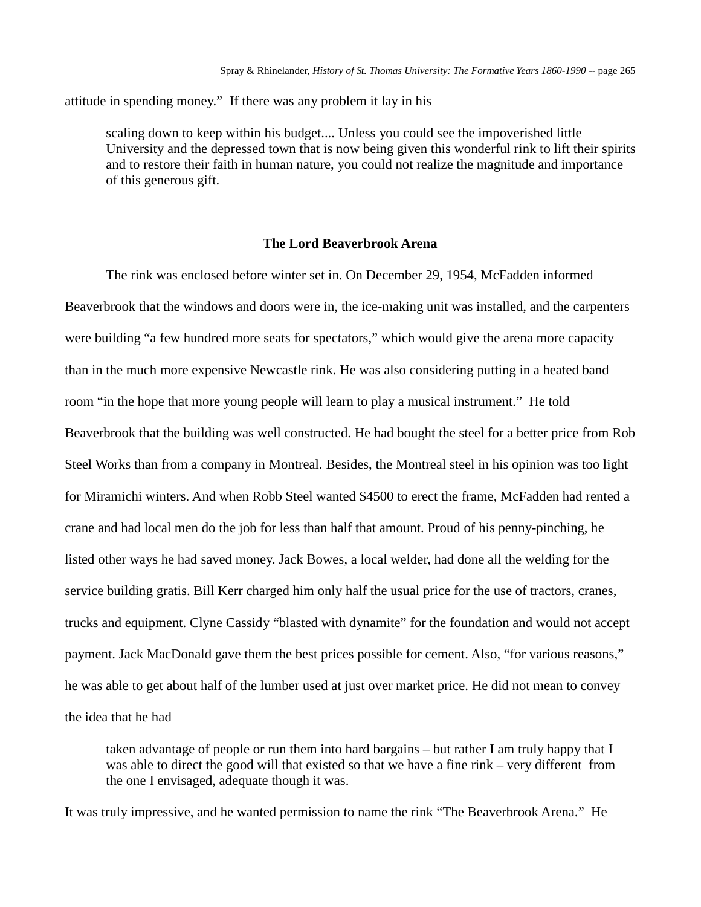attitude in spending money." If there was any problem it lay in his

> scaling down to keep within his budget.... Unless you could see the impoverished little University and the depressed town that is now being given this wonderful rink to lift their spirits and to restore their faith in human nature, you could not realize the magnitude and importance of this generous gift.

## The Lord Beaverbrook Arena

The rink was enclosed before winter set in. On December 29, 1954, McFadden informed Beaverbrook that the windows and doors were in, the ice-making unit was installed, and the carpenters were building "a few hundred more seats for spectators," which would give the arena more capacity than in the much more expensive Newcastle rink. He was also considering putting in a heated band room "in the hope that more young people will learn to play a musical instrument." He told Beaverbrook that the building was well constructed. He had bought the steel for a better price from Rob Steel Works than from a company in Montreal. Besides, the Montreal steel in his opinion was too light for Miramichi winters. And when Robb Steel wanted $4500 to erect the frame, McFadden had rented a crane and had local men do the job for less than half that amount. Proud of his penny-pinching, he listed other ways he had saved money. Jack Bowes, a local welder, had done all the welding for the service building gratis. Bill Kerr charged him only half the usual price for the use of tractors, cranes, trucks and equipment. Clyne Cassidy "blasted with dynamite" for the foundation and would not accept payment. Jack MacDonald gave them the best prices possible for cement. Also, "for various reasons," he was able to get about half of the lumber used at just over market price. He did not mean to convey the idea that he had

> taken advantage of people or run them into hard bargains – but rather I am truly happy that I was able to direct the good will that existed so that we have a fine rink – very different from the one I envisaged, adequate though it was.

It was truly impressive, and he wanted permission to name the rink "The Beaverbrook Arena." He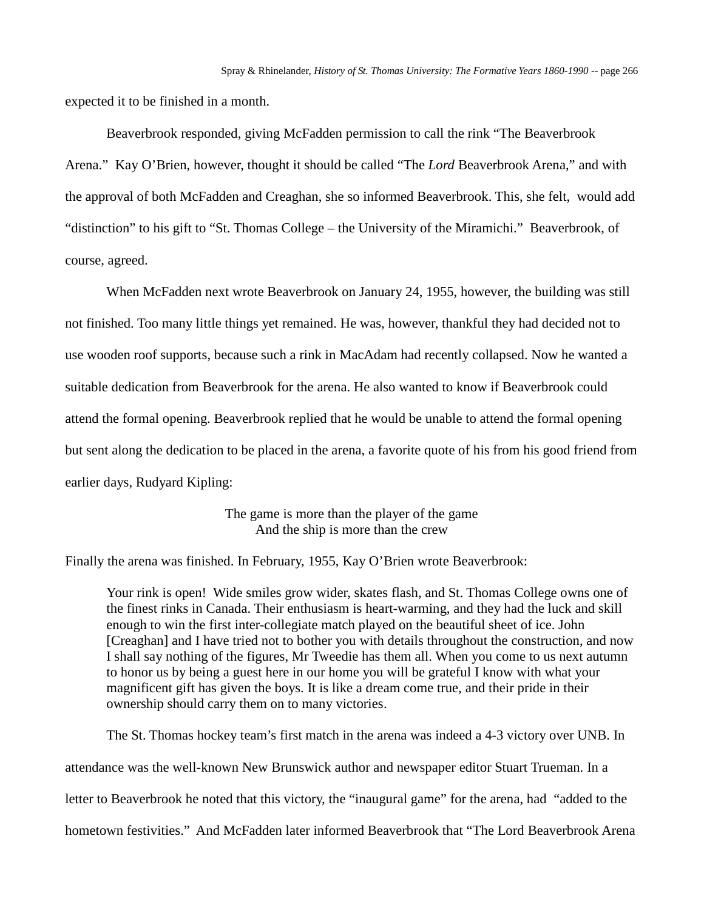expected it to be finished in a month.

Beaverbrook responded, giving McFadden permission to call the rink "The Beaverbrook Arena." Kay O'Brien, however, thought it should be called "The *Lord* Beaverbrook Arena," and with the approval of both McFadden and Creaghan, she so informed Beaverbrook. This, she felt, would add "distinction" to his gift to "St. Thomas College – the University of the Miramichi." Beaverbrook, of course, agreed.

When McFadden next wrote Beaverbrook on January 24, 1955, however, the building was still not finished. Too many little things yet remained. He was, however, thankful they had decided not to use wooden roof supports, because such a rink in MacAdam had recently collapsed. Now he wanted a suitable dedication from Beaverbrook for the arena. He also wanted to know if Beaverbrook could attend the formal opening. Beaverbrook replied that he would be unable to attend the formal opening but sent along the dedication to be placed in the arena, a favorite quote of his from his good friend from earlier days, Rudyard Kipling:

> The game is more than the player of the game
> And the ship is more than the crew

Finally the arena was finished. In February, 1955, Kay O'Brien wrote Beaverbrook:

> Your rink is open! Wide smiles grow wider, skates flash, and St. Thomas College owns one of the finest rinks in Canada. Their enthusiasm is heart-warming, and they had the luck and skill enough to win the first inter-collegiate match played on the beautiful sheet of ice. John [Creaghan] and I have tried not to bother you with details throughout the construction, and now I shall say nothing of the figures, Mr Tweedie has them all. When you come to us next autumn to honor us by being a guest here in our home you will be grateful I know with what your magnificent gift has given the boys. It is like a dream come true, and their pride in their ownership should carry them on to many victories.

The St. Thomas hockey team's first match in the arena was indeed a 4-3 victory over UNB. In attendance was the well-known New Brunswick author and newspaper editor Stuart Trueman. In a letter to Beaverbrook he noted that this victory, the "inaugural game" for the arena, had "added to the hometown festivities." And McFadden later informed Beaverbrook that "The Lord Beaverbrook Arena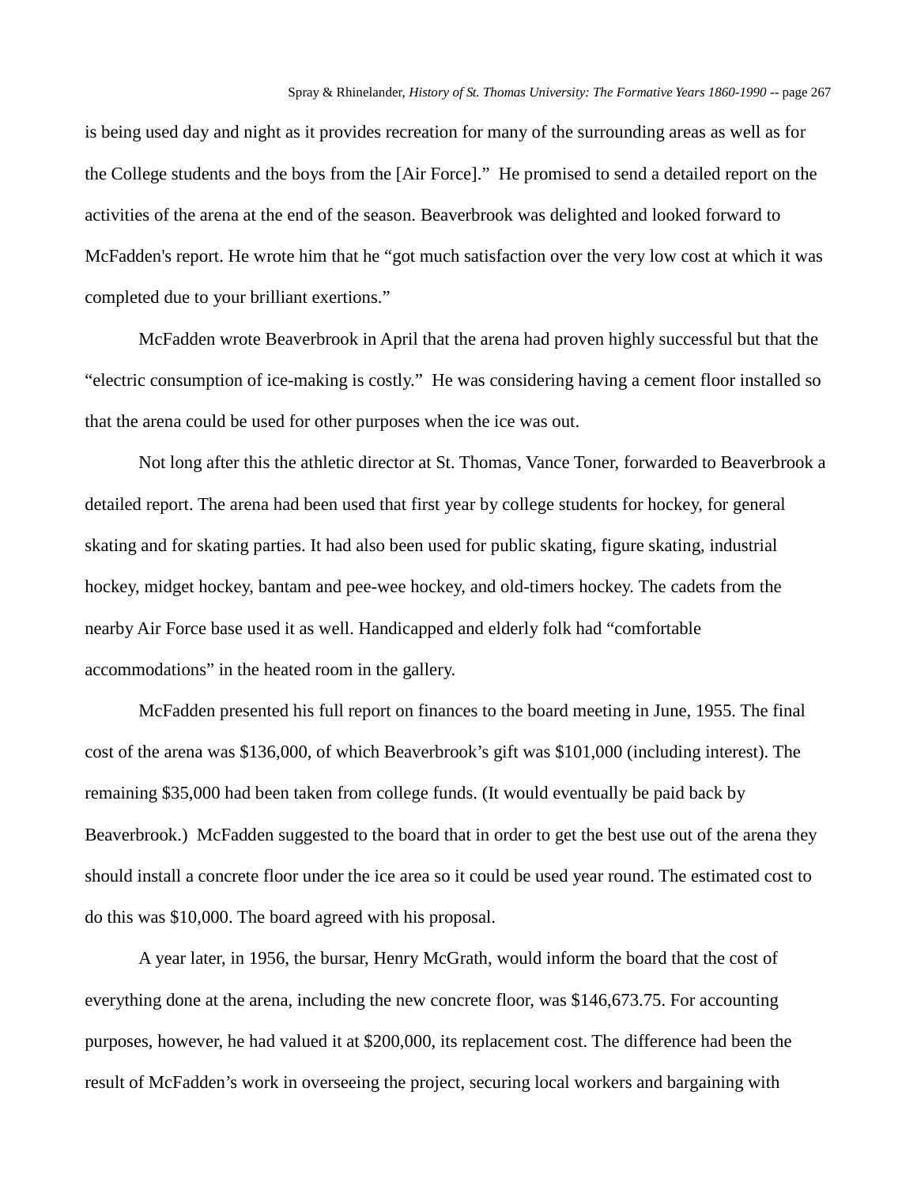is being used day and night as it provides recreation for many of the surrounding areas as well as for the College students and the boys from the [Air Force]." He promised to send a detailed report on the activities of the arena at the end of the season. Beaverbrook was delighted and looked forward to McFadden's report. He wrote him that he "got much satisfaction over the very low cost at which it was completed due to your brilliant exertions."

McFadden wrote Beaverbrook in April that the arena had proven highly successful but that the "electric consumption of ice-making is costly." He was considering having a cement floor installed so that the arena could be used for other purposes when the ice was out.

Not long after this the athletic director at St. Thomas, Vance Toner, forwarded to Beaverbrook a detailed report. The arena had been used that first year by college students for hockey, for general skating and for skating parties. It had also been used for public skating, figure skating, industrial hockey, midget hockey, bantam and pee-wee hockey, and old-timers hockey. The cadets from the nearby Air Force base used it as well. Handicapped and elderly folk had "comfortable accommodations" in the heated room in the gallery.

McFadden presented his full report on finances to the board meeting in June, 1955. The final cost of the arena was $136,000, of which Beaverbrook's gift was $101,000 (including interest). The remaining $35,000 had been taken from college funds. (It would eventually be paid back by Beaverbrook.) McFadden suggested to the board that in order to get the best use out of the arena they should install a concrete floor under the ice area so it could be used year round. The estimated cost to do this was $10,000. The board agreed with his proposal.

A year later, in 1956, the bursar, Henry McGrath, would inform the board that the cost of everything done at the arena, including the new concrete floor, was $146,673.75. For accounting purposes, however, he had valued it at $200,000, its replacement cost. The difference had been the result of McFadden's work in overseeing the project, securing local workers and bargaining with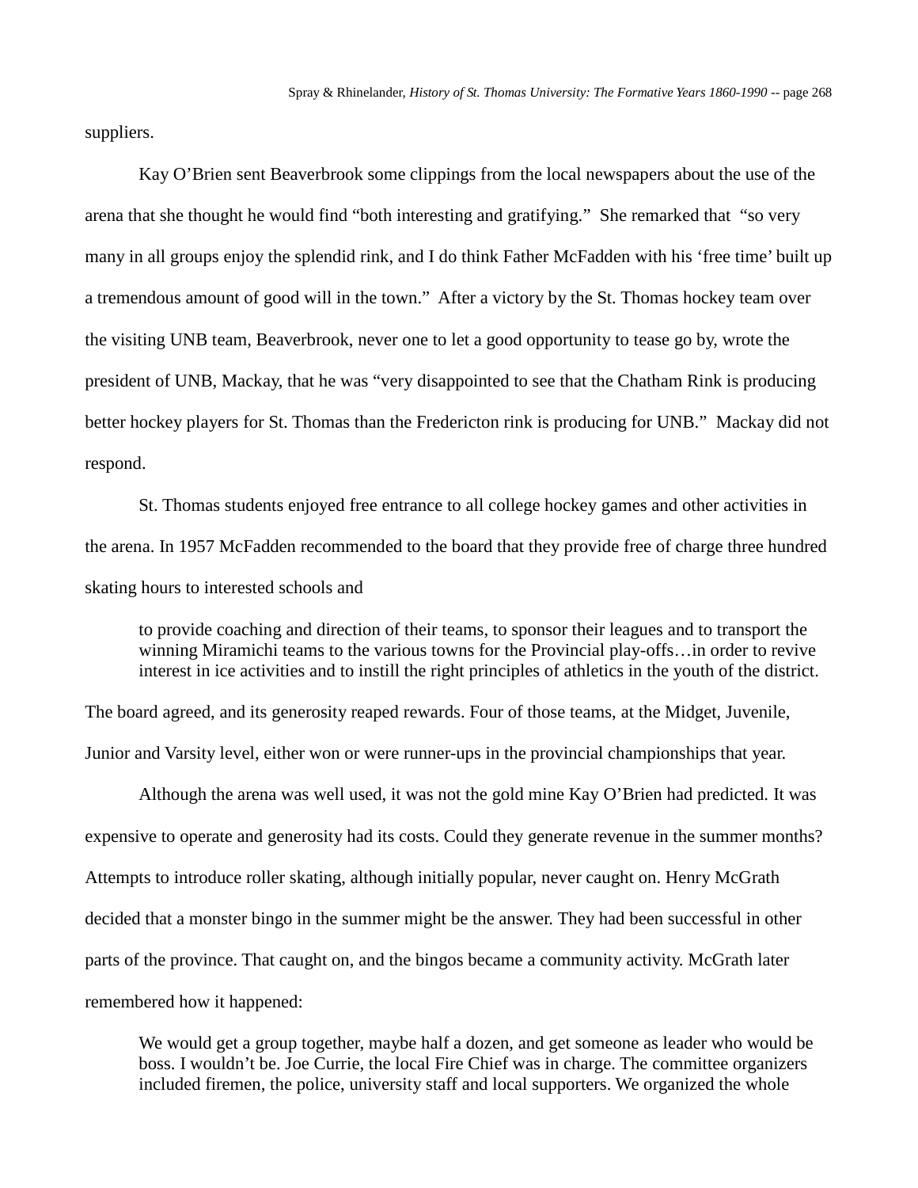suppliers.

Kay O'Brien sent Beaverbrook some clippings from the local newspapers about the use of the arena that she thought he would find "both interesting and gratifying." She remarked that "so very many in all groups enjoy the splendid rink, and I do think Father McFadden with his 'free time' built up a tremendous amount of good will in the town." After a victory by the St. Thomas hockey team over the visiting UNB team, Beaverbrook, never one to let a good opportunity to tease go by, wrote the president of UNB, Mackay, that he was "very disappointed to see that the Chatham Rink is producing better hockey players for St. Thomas than the Fredericton rink is producing for UNB." Mackay did not respond.

St. Thomas students enjoyed free entrance to all college hockey games and other activities in the arena. In 1957 McFadden recommended to the board that they provide free of charge three hundred skating hours to interested schools and

> to provide coaching and direction of their teams, to sponsor their leagues and to transport the winning Miramichi teams to the various towns for the Provincial play-offs…in order to revive interest in ice activities and to instill the right principles of athletics in the youth of the district.

The board agreed, and its generosity reaped rewards. Four of those teams, at the Midget, Juvenile, Junior and Varsity level, either won or were runner-ups in the provincial championships that year.

Although the arena was well used, it was not the gold mine Kay O'Brien had predicted. It was expensive to operate and generosity had its costs. Could they generate revenue in the summer months? Attempts to introduce roller skating, although initially popular, never caught on. Henry McGrath decided that a monster bingo in the summer might be the answer. They had been successful in other parts of the province. That caught on, and the bingos became a community activity. McGrath later remembered how it happened:

> We would get a group together, maybe half a dozen, and get someone as leader who would be boss. I wouldn't be. Joe Currie, the local Fire Chief was in charge. The committee organizers included firemen, the police, university staff and local supporters. We organized the whole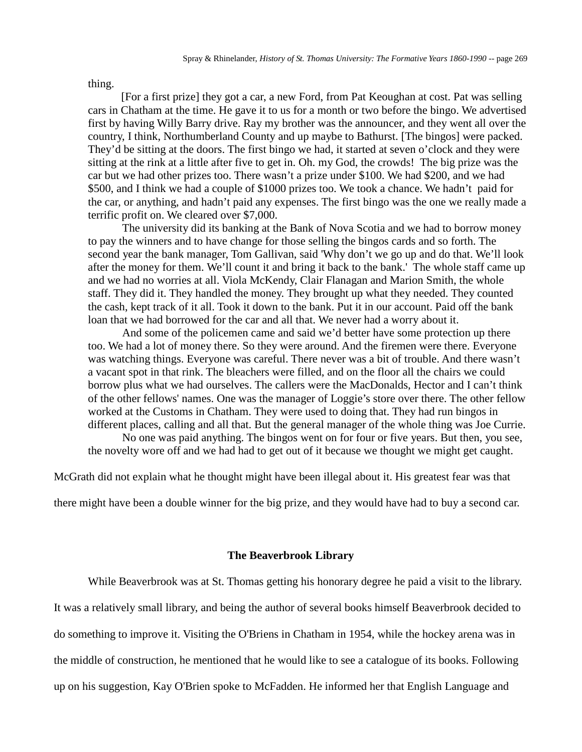thing.

[For a first prize] they got a car, a new Ford, from Pat Keoughan at cost. Pat was selling cars in Chatham at the time. He gave it to us for a month or two before the bingo. We advertised first by having Willy Barry drive. Ray my brother was the announcer, and they went all over the country, I think, Northumberland County and up maybe to Bathurst. [The bingos] were packed. They'd be sitting at the doors. The first bingo we had, it started at seven o'clock and they were sitting at the rink at a little after five to get in. Oh. my God, the crowds! The big prize was the car but we had other prizes too. There wasn't a prize under $100. We had $200, and we had $500, and I think we had a couple of $1000 prizes too. We took a chance. We hadn't paid for the car, or anything, and hadn't paid any expenses. The first bingo was the one we really made a terrific profit on. We cleared over $7,000.

The university did its banking at the Bank of Nova Scotia and we had to borrow money to pay the winners and to have change for those selling the bingos cards and so forth. The second year the bank manager, Tom Gallivan, said 'Why don't we go up and do that. We'll look after the money for them. We'll count it and bring it back to the bank.' The whole staff came up and we had no worries at all. Viola McKendy, Clair Flanagan and Marion Smith, the whole staff. They did it. They handled the money. They brought up what they needed. They counted the cash, kept track of it all. Took it down to the bank. Put it in our account. Paid off the bank loan that we had borrowed for the car and all that. We never had a worry about it.

And some of the policemen came and said we'd better have some protection up there too. We had a lot of money there. So they were around. And the firemen were there. Everyone was watching things. Everyone was careful. There never was a bit of trouble. And there wasn't a vacant spot in that rink. The bleachers were filled, and on the floor all the chairs we could borrow plus what we had ourselves. The callers were the MacDonalds, Hector and I can't think of the other fellows' names. One was the manager of Loggie's store over there. The other fellow worked at the Customs in Chatham. They were used to doing that. They had run bingos in different places, calling and all that. But the general manager of the whole thing was Joe Currie.

No one was paid anything. The bingos went on for four or five years. But then, you see, the novelty wore off and we had had to get out of it because we thought we might get caught.

McGrath did not explain what he thought might have been illegal about it. His greatest fear was that there might have been a double winner for the big prize, and they would have had to buy a second car.

### The Beaverbrook Library

While Beaverbrook was at St. Thomas getting his honorary degree he paid a visit to the library. It was a relatively small library, and being the author of several books himself Beaverbrook decided to do something to improve it. Visiting the O'Briens in Chatham in 1954, while the hockey arena was in the middle of construction, he mentioned that he would like to see a catalogue of its books. Following up on his suggestion, Kay O'Brien spoke to McFadden. He informed her that English Language and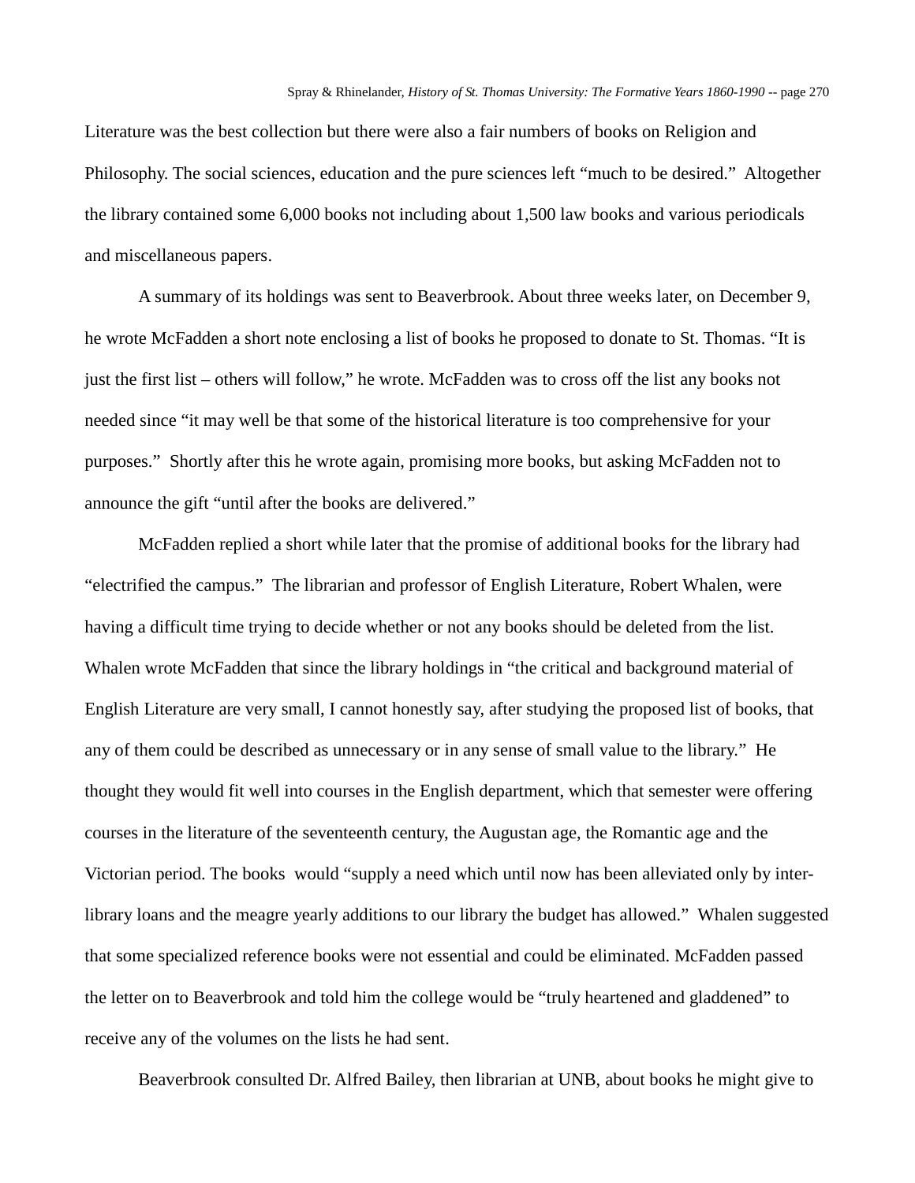Literature was the best collection but there were also a fair numbers of books on Religion and Philosophy. The social sciences, education and the pure sciences left "much to be desired." Altogether the library contained some 6,000 books not including about 1,500 law books and various periodicals and miscellaneous papers.

A summary of its holdings was sent to Beaverbrook. About three weeks later, on December 9, he wrote McFadden a short note enclosing a list of books he proposed to donate to St. Thomas. "It is just the first list – others will follow," he wrote. McFadden was to cross off the list any books not needed since "it may well be that some of the historical literature is too comprehensive for your purposes." Shortly after this he wrote again, promising more books, but asking McFadden not to announce the gift "until after the books are delivered."

McFadden replied a short while later that the promise of additional books for the library had "electrified the campus." The librarian and professor of English Literature, Robert Whalen, were having a difficult time trying to decide whether or not any books should be deleted from the list. Whalen wrote McFadden that since the library holdings in "the critical and background material of English Literature are very small, I cannot honestly say, after studying the proposed list of books, that any of them could be described as unnecessary or in any sense of small value to the library." He thought they would fit well into courses in the English department, which that semester were offering courses in the literature of the seventeenth century, the Augustan age, the Romantic age and the Victorian period. The books would "supply a need which until now has been alleviated only by inter-library loans and the meagre yearly additions to our library the budget has allowed." Whalen suggested that some specialized reference books were not essential and could be eliminated. McFadden passed the letter on to Beaverbrook and told him the college would be "truly heartened and gladdened" to receive any of the volumes on the lists he had sent.

Beaverbrook consulted Dr. Alfred Bailey, then librarian at UNB, about books he might give to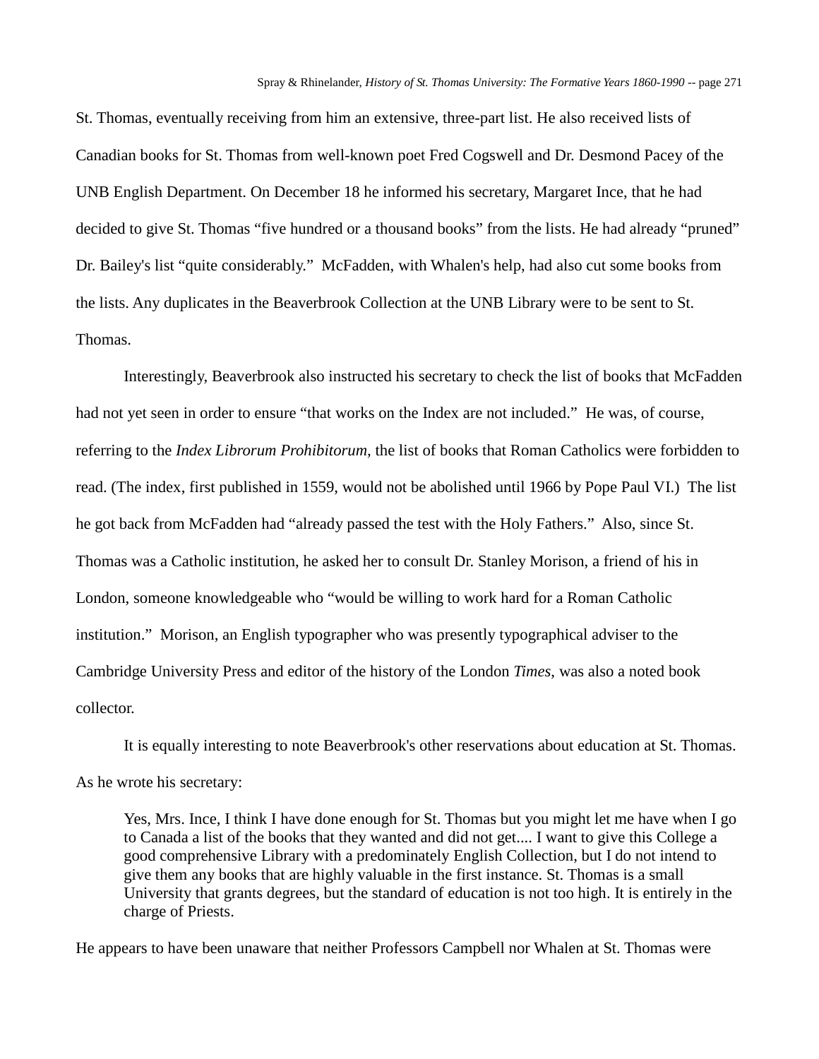St. Thomas, eventually receiving from him an extensive, three-part list. He also received lists of Canadian books for St. Thomas from well-known poet Fred Cogswell and Dr. Desmond Pacey of the UNB English Department. On December 18 he informed his secretary, Margaret Ince, that he had decided to give St. Thomas “five hundred or a thousand books” from the lists. He had already “pruned” Dr. Bailey's list “quite considerably.” McFadden, with Whalen's help, had also cut some books from the lists. Any duplicates in the Beaverbrook Collection at the UNB Library were to be sent to St. Thomas.

Interestingly, Beaverbrook also instructed his secretary to check the list of books that McFadden had not yet seen in order to ensure “that works on the Index are not included.” He was, of course, referring to the *Index Librorum Prohibitorum,* the list of books that Roman Catholics were forbidden to read. (The index, first published in 1559, would not be abolished until 1966 by Pope Paul VI.) The list he got back from McFadden had “already passed the test with the Holy Fathers.” Also, since St. Thomas was a Catholic institution, he asked her to consult Dr. Stanley Morison, a friend of his in London, someone knowledgeable who “would be willing to work hard for a Roman Catholic institution.” Morison, an English typographer who was presently typographical adviser to the Cambridge University Press and editor of the history of the London *Times*, was also a noted book collector.

It is equally interesting to note Beaverbrook's other reservations about education at St. Thomas. As he wrote his secretary:

> Yes, Mrs. Ince, I think I have done enough for St. Thomas but you might let me have when I go to Canada a list of the books that they wanted and did not get.... I want to give this College a good comprehensive Library with a predominately English Collection, but I do not intend to give them any books that are highly valuable in the first instance. St. Thomas is a small University that grants degrees, but the standard of education is not too high. It is entirely in the charge of Priests.

He appears to have been unaware that neither Professors Campbell nor Whalen at St. Thomas were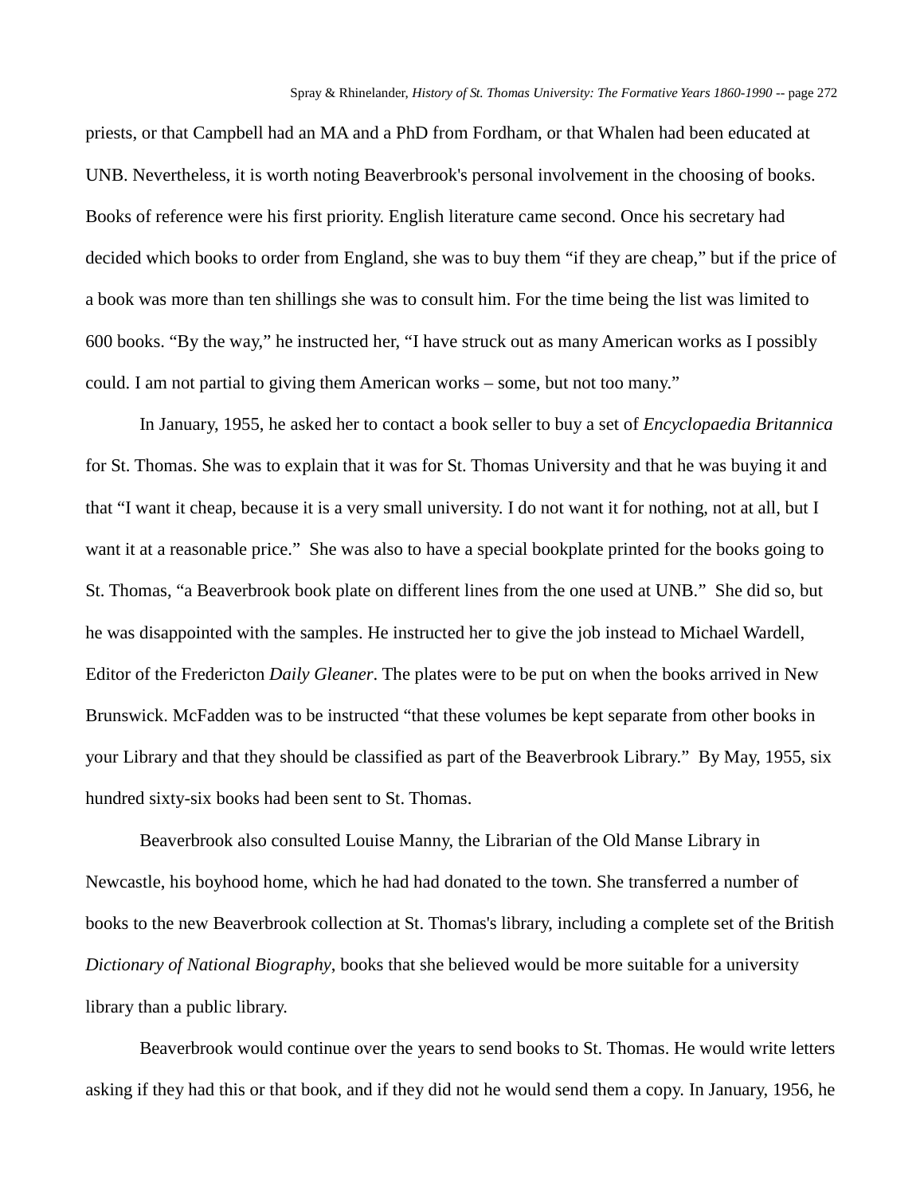priests, or that Campbell had an MA and a PhD from Fordham, or that Whalen had been educated at UNB. Nevertheless, it is worth noting Beaverbrook's personal involvement in the choosing of books. Books of reference were his first priority. English literature came second. Once his secretary had decided which books to order from England, she was to buy them "if they are cheap," but if the price of a book was more than ten shillings she was to consult him. For the time being the list was limited to 600 books. "By the way," he instructed her, "I have struck out as many American works as I possibly could. I am not partial to giving them American works – some, but not too many."

In January, 1955, he asked her to contact a book seller to buy a set of *Encyclopaedia Britannica* for St. Thomas. She was to explain that it was for St. Thomas University and that he was buying it and that "I want it cheap, because it is a very small university. I do not want it for nothing, not at all, but I want it at a reasonable price." She was also to have a special bookplate printed for the books going to St. Thomas, "a Beaverbrook book plate on different lines from the one used at UNB." She did so, but he was disappointed with the samples. He instructed her to give the job instead to Michael Wardell, Editor of the Fredericton *Daily Gleaner*. The plates were to be put on when the books arrived in New Brunswick. McFadden was to be instructed "that these volumes be kept separate from other books in your Library and that they should be classified as part of the Beaverbrook Library." By May, 1955, six hundred sixty-six books had been sent to St. Thomas.

Beaverbrook also consulted Louise Manny, the Librarian of the Old Manse Library in Newcastle, his boyhood home, which he had had donated to the town. She transferred a number of books to the new Beaverbrook collection at St. Thomas's library, including a complete set of the British *Dictionary of National Biography*, books that she believed would be more suitable for a university library than a public library.

Beaverbrook would continue over the years to send books to St. Thomas. He would write letters asking if they had this or that book, and if they did not he would send them a copy. In January, 1956, he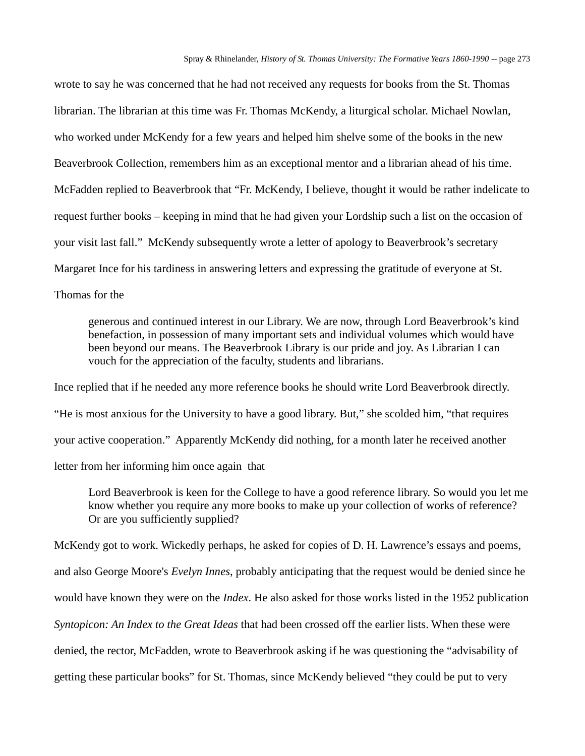wrote to say he was concerned that he had not received any requests for books from the St. Thomas librarian. The librarian at this time was Fr. Thomas McKendy, a liturgical scholar. Michael Nowlan, who worked under McKendy for a few years and helped him shelve some of the books in the new Beaverbrook Collection, remembers him as an exceptional mentor and a librarian ahead of his time. McFadden replied to Beaverbrook that "Fr. McKendy, I believe, thought it would be rather indelicate to request further books – keeping in mind that he had given your Lordship such a list on the occasion of your visit last fall." McKendy subsequently wrote a letter of apology to Beaverbrook's secretary Margaret Ince for his tardiness in answering letters and expressing the gratitude of everyone at St. Thomas for the

> generous and continued interest in our Library. We are now, through Lord Beaverbrook's kind benefaction, in possession of many important sets and individual volumes which would have been beyond our means. The Beaverbrook Library is our pride and joy. As Librarian I can vouch for the appreciation of the faculty, students and librarians.

Ince replied that if he needed any more reference books he should write Lord Beaverbrook directly. "He is most anxious for the University to have a good library. But," she scolded him, "that requires your active cooperation." Apparently McKendy did nothing, for a month later he received another letter from her informing him once again that

> Lord Beaverbrook is keen for the College to have a good reference library. So would you let me know whether you require any more books to make up your collection of works of reference? Or are you sufficiently supplied?

McKendy got to work. Wickedly perhaps, he asked for copies of D. H. Lawrence's essays and poems, and also George Moore's *Evelyn Innes*, probably anticipating that the request would be denied since he would have known they were on the *Index*. He also asked for those works listed in the 1952 publication *Syntopicon: An Index to the Great Ideas* that had been crossed off the earlier lists. When these were denied, the rector, McFadden, wrote to Beaverbrook asking if he was questioning the "advisability of getting these particular books" for St. Thomas, since McKendy believed "they could be put to very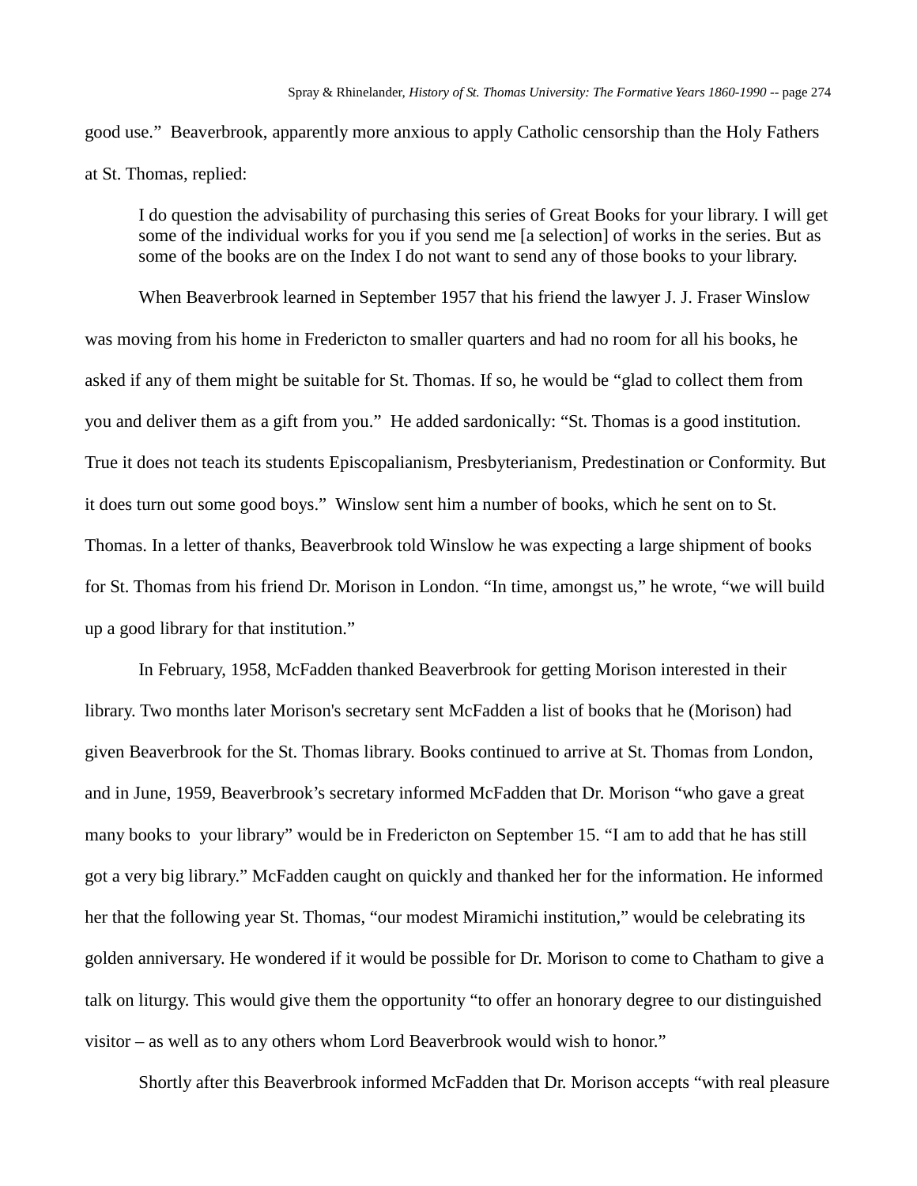good use." Beaverbrook, apparently more anxious to apply Catholic censorship than the Holy Fathers at St. Thomas, replied:

> I do question the advisability of purchasing this series of Great Books for your library. I will get some of the individual works for you if you send me [a selection] of works in the series. But as some of the books are on the Index I do not want to send any of those books to your library.

When Beaverbrook learned in September 1957 that his friend the lawyer J. J. Fraser Winslow was moving from his home in Fredericton to smaller quarters and had no room for all his books, he asked if any of them might be suitable for St. Thomas. If so, he would be "glad to collect them from you and deliver them as a gift from you." He added sardonically: "St. Thomas is a good institution. True it does not teach its students Episcopalianism, Presbyterianism, Predestination or Conformity. But it does turn out some good boys." Winslow sent him a number of books, which he sent on to St. Thomas. In a letter of thanks, Beaverbrook told Winslow he was expecting a large shipment of books for St. Thomas from his friend Dr. Morison in London. "In time, amongst us," he wrote, "we will build up a good library for that institution."

In February, 1958, McFadden thanked Beaverbrook for getting Morison interested in their library. Two months later Morison's secretary sent McFadden a list of books that he (Morison) had given Beaverbrook for the St. Thomas library. Books continued to arrive at St. Thomas from London, and in June, 1959, Beaverbrook's secretary informed McFadden that Dr. Morison "who gave a great many books to your library" would be in Fredericton on September 15. "I am to add that he has still got a very big library." McFadden caught on quickly and thanked her for the information. He informed her that the following year St. Thomas, "our modest Miramichi institution," would be celebrating its golden anniversary. He wondered if it would be possible for Dr. Morison to come to Chatham to give a talk on liturgy. This would give them the opportunity "to offer an honorary degree to our distinguished visitor – as well as to any others whom Lord Beaverbrook would wish to honor."

Shortly after this Beaverbrook informed McFadden that Dr. Morison accepts "with real pleasure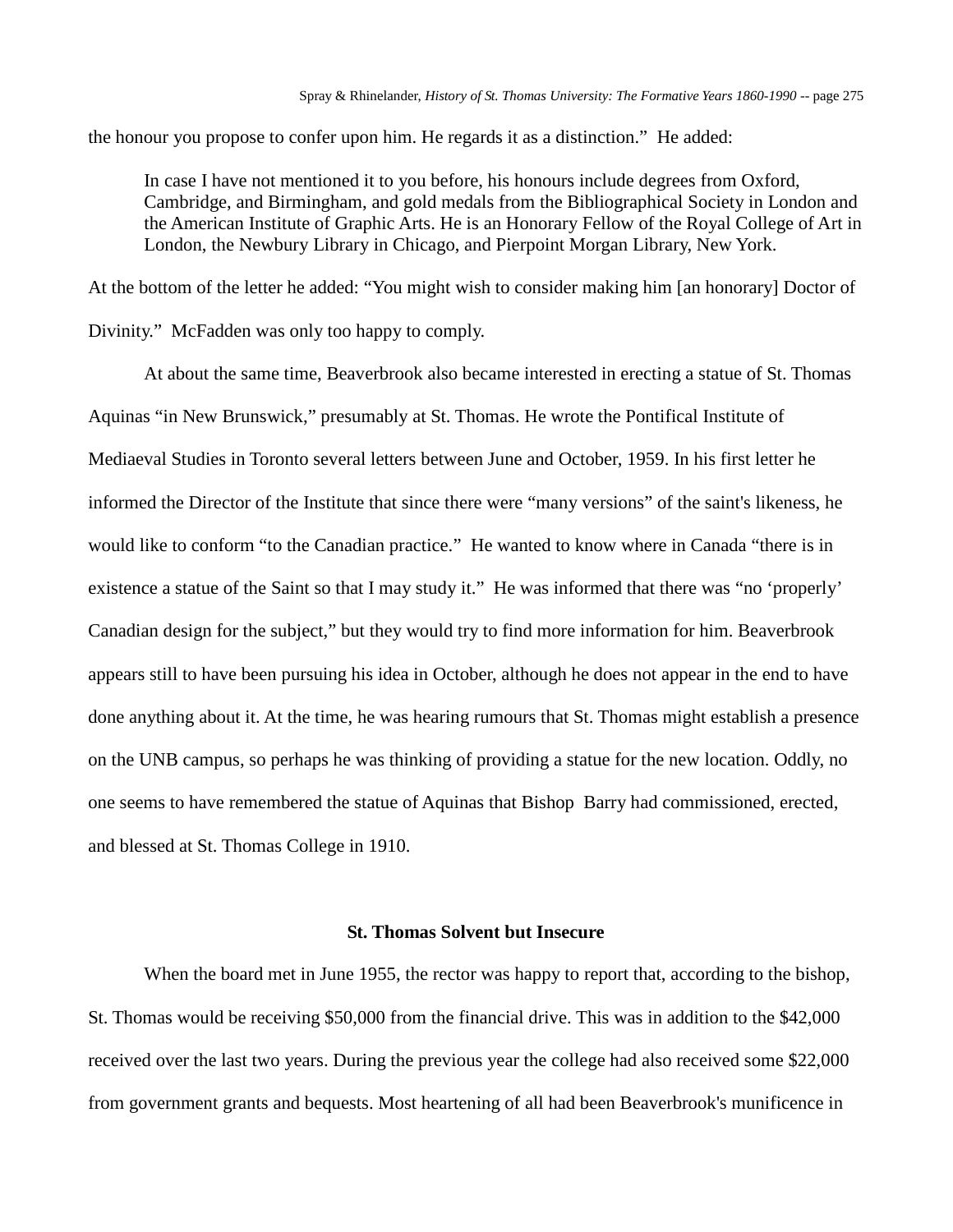the honour you propose to confer upon him. He regards it as a distinction." He added:

> In case I have not mentioned it to you before, his honours include degrees from Oxford, Cambridge, and Birmingham, and gold medals from the Bibliographical Society in London and the American Institute of Graphic Arts. He is an Honorary Fellow of the Royal College of Art in London, the Newbury Library in Chicago, and Pierpoint Morgan Library, New York.

At the bottom of the letter he added: "You might wish to consider making him [an honorary] Doctor of Divinity." McFadden was only too happy to comply.

At about the same time, Beaverbrook also became interested in erecting a statue of St. Thomas Aquinas "in New Brunswick," presumably at St. Thomas. He wrote the Pontifical Institute of Mediaeval Studies in Toronto several letters between June and October, 1959. In his first letter he informed the Director of the Institute that since there were "many versions" of the saint's likeness, he would like to conform "to the Canadian practice." He wanted to know where in Canada "there is in existence a statue of the Saint so that I may study it." He was informed that there was "no 'properly' Canadian design for the subject," but they would try to find more information for him. Beaverbrook appears still to have been pursuing his idea in October, although he does not appear in the end to have done anything about it. At the time, he was hearing rumours that St. Thomas might establish a presence on the UNB campus, so perhaps he was thinking of providing a statue for the new location. Oddly, no one seems to have remembered the statue of Aquinas that Bishop Barry had commissioned, erected, and blessed at St. Thomas College in 1910.

### St. Thomas Solvent but Insecure

When the board met in June 1955, the rector was happy to report that, according to the bishop, St. Thomas would be receiving $50,000 from the financial drive. This was in addition to the $42,000 received over the last two years. During the previous year the college had also received some $22,000 from government grants and bequests. Most heartening of all had been Beaverbrook's munificence in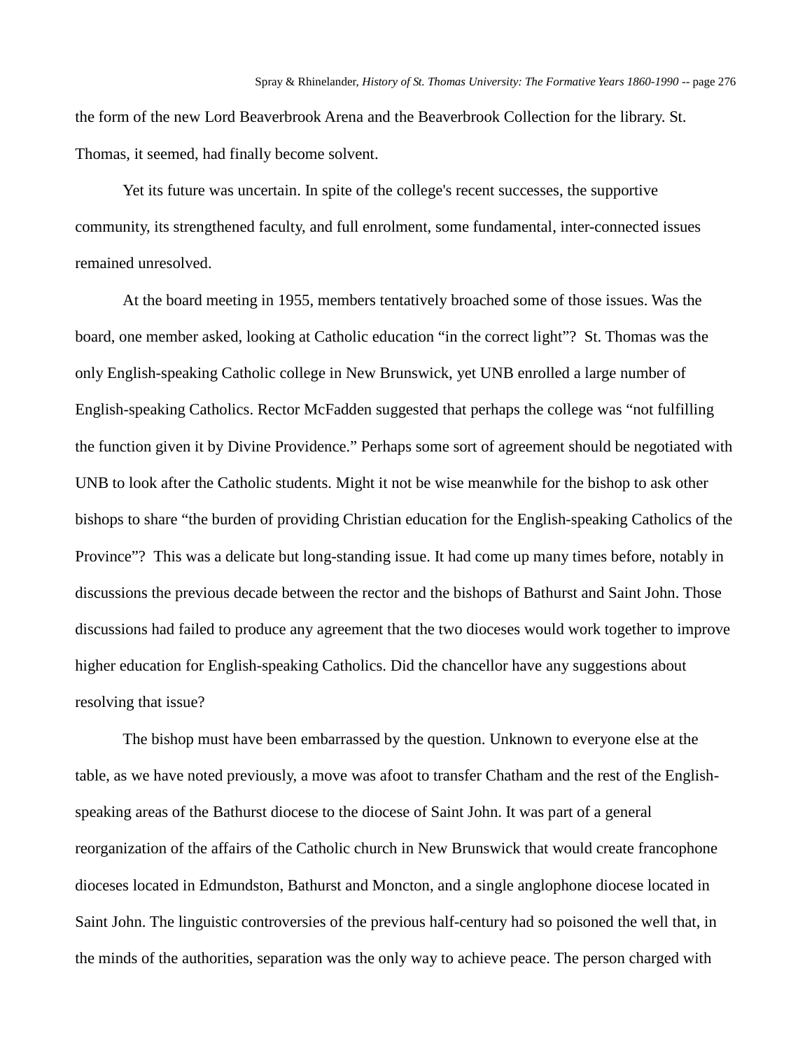the form of the new Lord Beaverbrook Arena and the Beaverbrook Collection for the library. St. Thomas, it seemed, had finally become solvent.

Yet its future was uncertain. In spite of the college's recent successes, the supportive community, its strengthened faculty, and full enrolment, some fundamental, inter-connected issues remained unresolved.

At the board meeting in 1955, members tentatively broached some of those issues. Was the board, one member asked, looking at Catholic education "in the correct light"? St. Thomas was the only English-speaking Catholic college in New Brunswick, yet UNB enrolled a large number of English-speaking Catholics. Rector McFadden suggested that perhaps the college was "not fulfilling the function given it by Divine Providence." Perhaps some sort of agreement should be negotiated with UNB to look after the Catholic students. Might it not be wise meanwhile for the bishop to ask other bishops to share "the burden of providing Christian education for the English-speaking Catholics of the Province"? This was a delicate but long-standing issue. It had come up many times before, notably in discussions the previous decade between the rector and the bishops of Bathurst and Saint John. Those discussions had failed to produce any agreement that the two dioceses would work together to improve higher education for English-speaking Catholics. Did the chancellor have any suggestions about resolving that issue?

The bishop must have been embarrassed by the question. Unknown to everyone else at the table, as we have noted previously, a move was afoot to transfer Chatham and the rest of the English-speaking areas of the Bathurst diocese to the diocese of Saint John. It was part of a general reorganization of the affairs of the Catholic church in New Brunswick that would create francophone dioceses located in Edmundston, Bathurst and Moncton, and a single anglophone diocese located in Saint John. The linguistic controversies of the previous half-century had so poisoned the well that, in the minds of the authorities, separation was the only way to achieve peace. The person charged with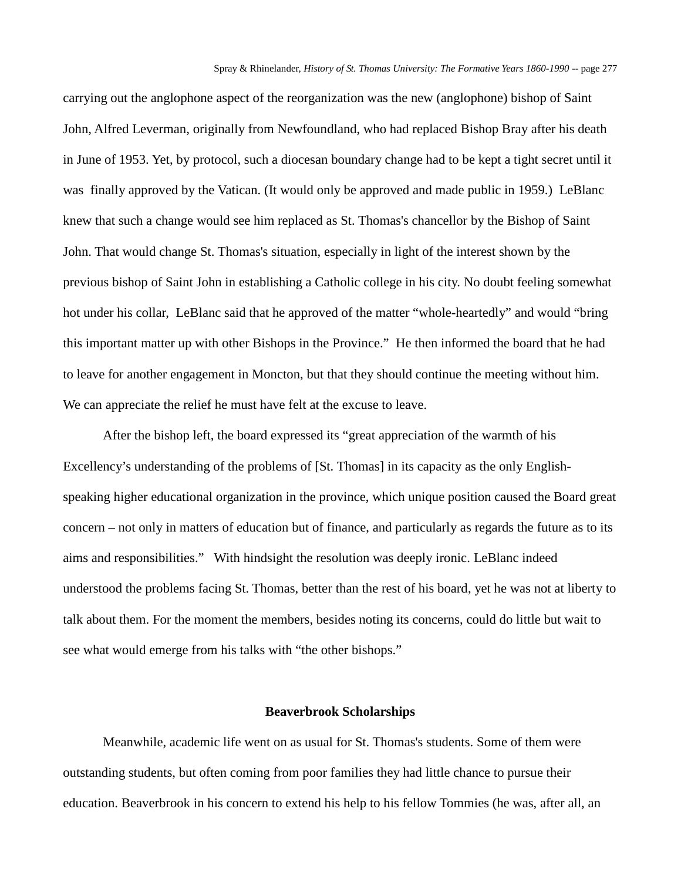carrying out the anglophone aspect of the reorganization was the new (anglophone) bishop of Saint John, Alfred Leverman, originally from Newfoundland, who had replaced Bishop Bray after his death in June of 1953. Yet, by protocol, such a diocesan boundary change had to be kept a tight secret until it was finally approved by the Vatican. (It would only be approved and made public in 1959.) LeBlanc knew that such a change would see him replaced as St. Thomas's chancellor by the Bishop of Saint John. That would change St. Thomas's situation, especially in light of the interest shown by the previous bishop of Saint John in establishing a Catholic college in his city. No doubt feeling somewhat hot under his collar, LeBlanc said that he approved of the matter "whole-heartedly" and would "bring this important matter up with other Bishops in the Province." He then informed the board that he had to leave for another engagement in Moncton, but that they should continue the meeting without him. We can appreciate the relief he must have felt at the excuse to leave.

After the bishop left, the board expressed its "great appreciation of the warmth of his Excellency's understanding of the problems of [St. Thomas] in its capacity as the only English-speaking higher educational organization in the province, which unique position caused the Board great concern – not only in matters of education but of finance, and particularly as regards the future as to its aims and responsibilities." With hindsight the resolution was deeply ironic. LeBlanc indeed understood the problems facing St. Thomas, better than the rest of his board, yet he was not at liberty to talk about them. For the moment the members, besides noting its concerns, could do little but wait to see what would emerge from his talks with "the other bishops."

### Beaverbrook Scholarships

Meanwhile, academic life went on as usual for St. Thomas's students. Some of them were outstanding students, but often coming from poor families they had little chance to pursue their education. Beaverbrook in his concern to extend his help to his fellow Tommies (he was, after all, an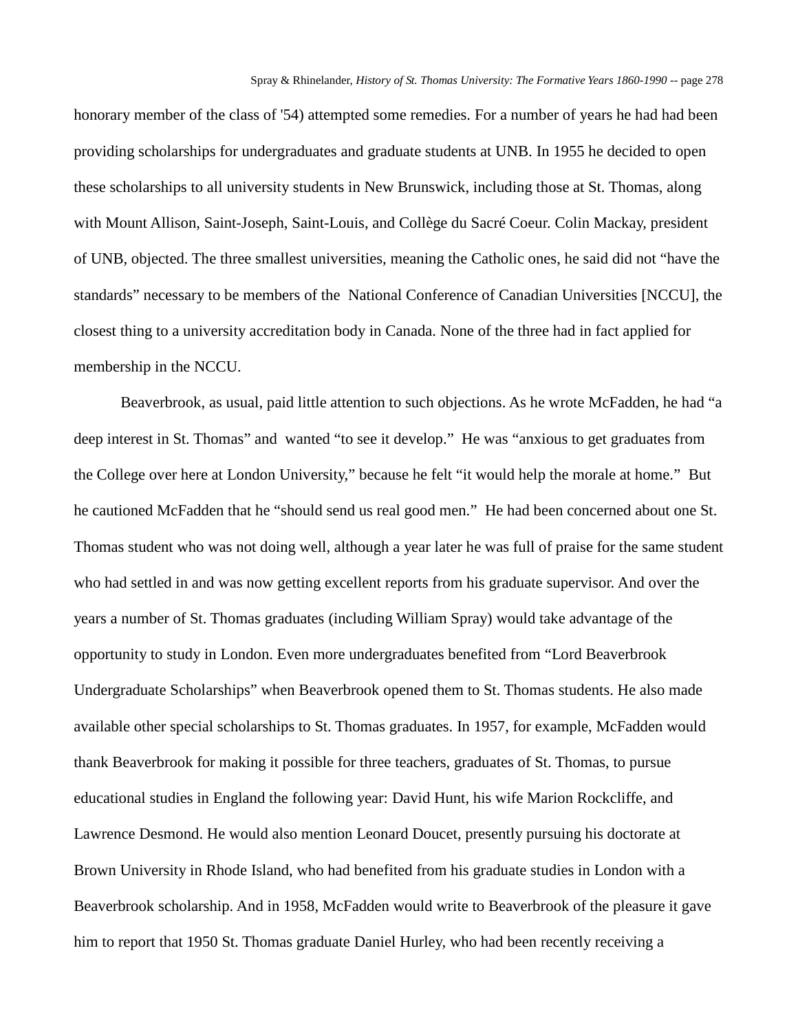honorary member of the class of '54) attempted some remedies. For a number of years he had had been providing scholarships for undergraduates and graduate students at UNB. In 1955 he decided to open these scholarships to all university students in New Brunswick, including those at St. Thomas, along with Mount Allison, Saint-Joseph, Saint-Louis, and Collège du Sacré Coeur. Colin Mackay, president of UNB, objected. The three smallest universities, meaning the Catholic ones, he said did not "have the standards" necessary to be members of the National Conference of Canadian Universities [NCCU], the closest thing to a university accreditation body in Canada. None of the three had in fact applied for membership in the NCCU.

Beaverbrook, as usual, paid little attention to such objections. As he wrote McFadden, he had "a deep interest in St. Thomas" and wanted "to see it develop." He was "anxious to get graduates from the College over here at London University," because he felt "it would help the morale at home." But he cautioned McFadden that he "should send us real good men." He had been concerned about one St. Thomas student who was not doing well, although a year later he was full of praise for the same student who had settled in and was now getting excellent reports from his graduate supervisor. And over the years a number of St. Thomas graduates (including William Spray) would take advantage of the opportunity to study in London. Even more undergraduates benefited from "Lord Beaverbrook Undergraduate Scholarships" when Beaverbrook opened them to St. Thomas students. He also made available other special scholarships to St. Thomas graduates. In 1957, for example, McFadden would thank Beaverbrook for making it possible for three teachers, graduates of St. Thomas, to pursue educational studies in England the following year: David Hunt, his wife Marion Rockcliffe, and Lawrence Desmond. He would also mention Leonard Doucet, presently pursuing his doctorate at Brown University in Rhode Island, who had benefited from his graduate studies in London with a Beaverbrook scholarship. And in 1958, McFadden would write to Beaverbrook of the pleasure it gave him to report that 1950 St. Thomas graduate Daniel Hurley, who had been recently receiving a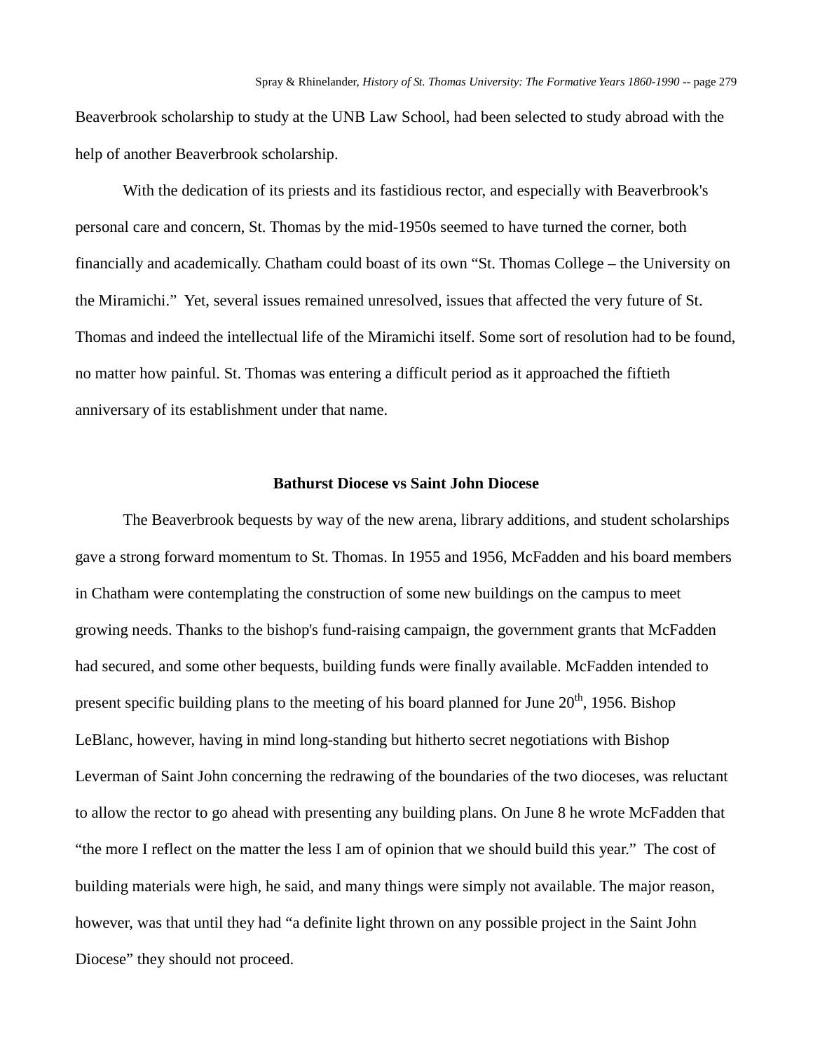Beaverbrook scholarship to study at the UNB Law School, had been selected to study abroad with the help of another Beaverbrook scholarship.

With the dedication of its priests and its fastidious rector, and especially with Beaverbrook's personal care and concern, St. Thomas by the mid-1950s seemed to have turned the corner, both financially and academically. Chatham could boast of its own "St. Thomas College – the University on the Miramichi." Yet, several issues remained unresolved, issues that affected the very future of St. Thomas and indeed the intellectual life of the Miramichi itself. Some sort of resolution had to be found, no matter how painful. St. Thomas was entering a difficult period as it approached the fiftieth anniversary of its establishment under that name.

## Bathurst Diocese vs Saint John Diocese

The Beaverbrook bequests by way of the new arena, library additions, and student scholarships gave a strong forward momentum to St. Thomas. In 1955 and 1956, McFadden and his board members in Chatham were contemplating the construction of some new buildings on the campus to meet growing needs. Thanks to the bishop's fund-raising campaign, the government grants that McFadden had secured, and some other bequests, building funds were finally available. McFadden intended to present specific building plans to the meeting of his board planned for June 20th, 1956. Bishop LeBlanc, however, having in mind long-standing but hitherto secret negotiations with Bishop Leverman of Saint John concerning the redrawing of the boundaries of the two dioceses, was reluctant to allow the rector to go ahead with presenting any building plans. On June 8 he wrote McFadden that "the more I reflect on the matter the less I am of opinion that we should build this year." The cost of building materials were high, he said, and many things were simply not available. The major reason, however, was that until they had "a definite light thrown on any possible project in the Saint John Diocese" they should not proceed.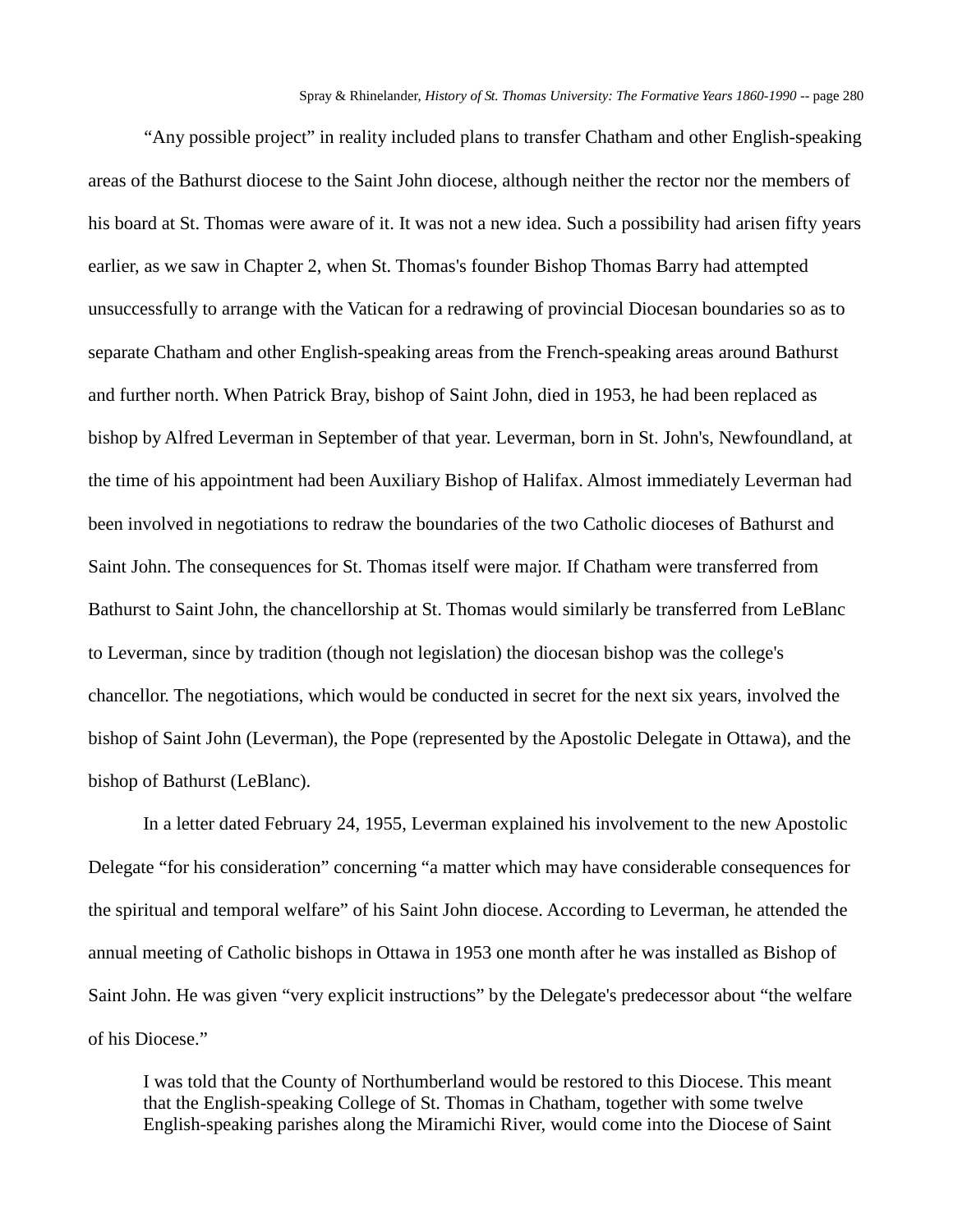"Any possible project" in reality included plans to transfer Chatham and other English-speaking areas of the Bathurst diocese to the Saint John diocese, although neither the rector nor the members of his board at St. Thomas were aware of it. It was not a new idea. Such a possibility had arisen fifty years earlier, as we saw in Chapter 2, when St. Thomas's founder Bishop Thomas Barry had attempted unsuccessfully to arrange with the Vatican for a redrawing of provincial Diocesan boundaries so as to separate Chatham and other English-speaking areas from the French-speaking areas around Bathurst and further north. When Patrick Bray, bishop of Saint John, died in 1953, he had been replaced as bishop by Alfred Leverman in September of that year. Leverman, born in St. John's, Newfoundland, at the time of his appointment had been Auxiliary Bishop of Halifax. Almost immediately Leverman had been involved in negotiations to redraw the boundaries of the two Catholic dioceses of Bathurst and Saint John. The consequences for St. Thomas itself were major. If Chatham were transferred from Bathurst to Saint John, the chancellorship at St. Thomas would similarly be transferred from LeBlanc to Leverman, since by tradition (though not legislation) the diocesan bishop was the college's chancellor. The negotiations, which would be conducted in secret for the next six years, involved the bishop of Saint John (Leverman), the Pope (represented by the Apostolic Delegate in Ottawa), and the bishop of Bathurst (LeBlanc).

In a letter dated February 24, 1955, Leverman explained his involvement to the new Apostolic Delegate "for his consideration" concerning "a matter which may have considerable consequences for the spiritual and temporal welfare" of his Saint John diocese. According to Leverman, he attended the annual meeting of Catholic bishops in Ottawa in 1953 one month after he was installed as Bishop of Saint John. He was given "very explicit instructions" by the Delegate's predecessor about "the welfare of his Diocese."

> I was told that the County of Northumberland would be restored to this Diocese. This meant that the English-speaking College of St. Thomas in Chatham, together with some twelve English-speaking parishes along the Miramichi River, would come into the Diocese of Saint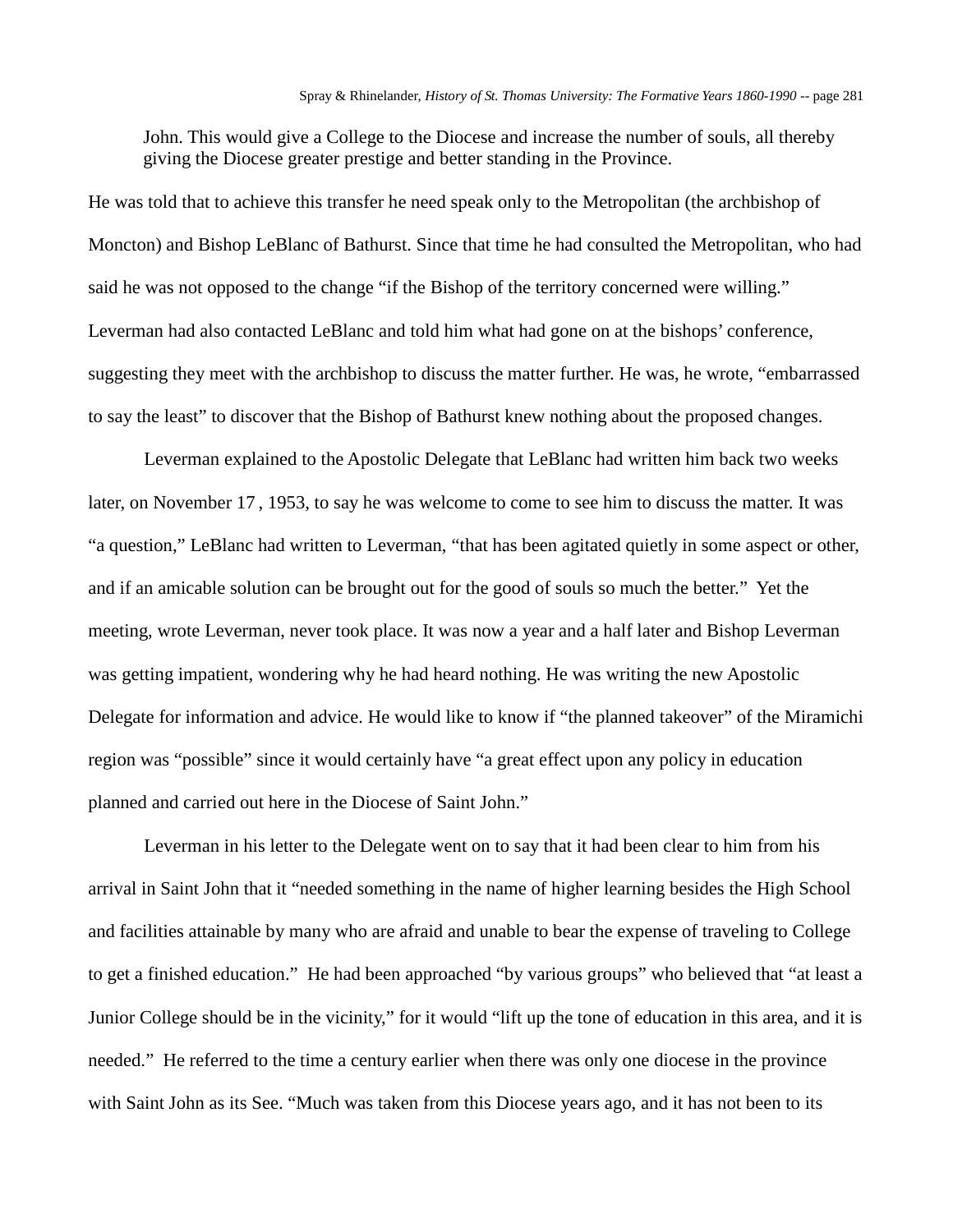John. This would give a College to the Diocese and increase the number of souls, all thereby giving the Diocese greater prestige and better standing in the Province.

He was told that to achieve this transfer he need speak only to the Metropolitan (the archbishop of Moncton) and Bishop LeBlanc of Bathurst. Since that time he had consulted the Metropolitan, who had said he was not opposed to the change "if the Bishop of the territory concerned were willing." Leverman had also contacted LeBlanc and told him what had gone on at the bishops' conference, suggesting they meet with the archbishop to discuss the matter further. He was, he wrote, "embarrassed to say the least" to discover that the Bishop of Bathurst knew nothing about the proposed changes.

Leverman explained to the Apostolic Delegate that LeBlanc had written him back two weeks later, on November 17 , 1953, to say he was welcome to come to see him to discuss the matter. It was "a question," LeBlanc had written to Leverman, "that has been agitated quietly in some aspect or other, and if an amicable solution can be brought out for the good of souls so much the better." Yet the meeting, wrote Leverman, never took place. It was now a year and a half later and Bishop Leverman was getting impatient, wondering why he had heard nothing. He was writing the new Apostolic Delegate for information and advice. He would like to know if "the planned takeover" of the Miramichi region was "possible" since it would certainly have "a great effect upon any policy in education planned and carried out here in the Diocese of Saint John."

Leverman in his letter to the Delegate went on to say that it had been clear to him from his arrival in Saint John that it "needed something in the name of higher learning besides the High School and facilities attainable by many who are afraid and unable to bear the expense of traveling to College to get a finished education." He had been approached "by various groups" who believed that "at least a Junior College should be in the vicinity," for it would "lift up the tone of education in this area, and it is needed." He referred to the time a century earlier when there was only one diocese in the province with Saint John as its See. "Much was taken from this Diocese years ago, and it has not been to its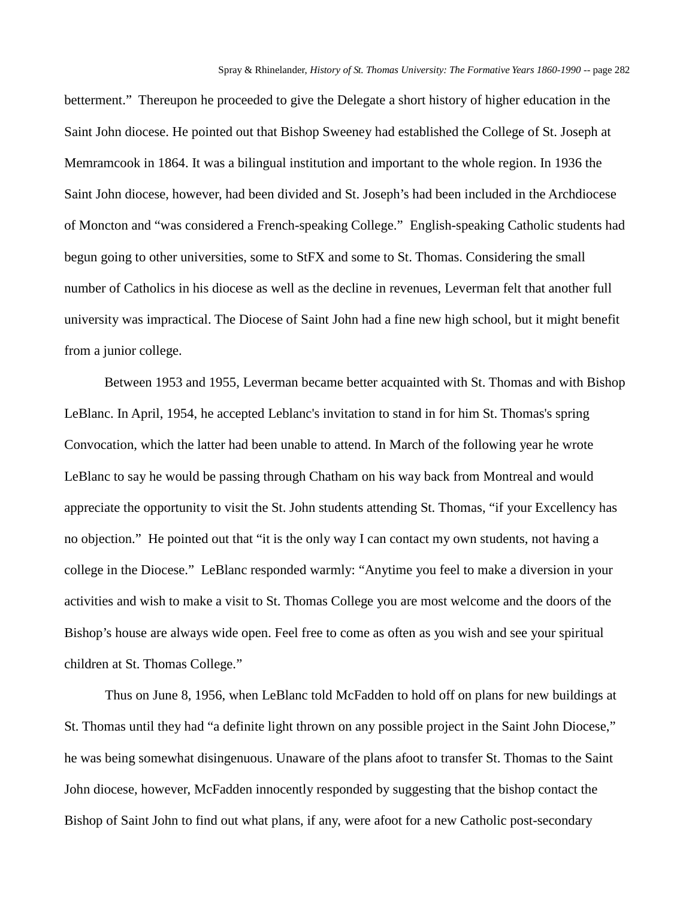betterment." Thereupon he proceeded to give the Delegate a short history of higher education in the Saint John diocese. He pointed out that Bishop Sweeney had established the College of St. Joseph at Memramcook in 1864. It was a bilingual institution and important to the whole region. In 1936 the Saint John diocese, however, had been divided and St. Joseph's had been included in the Archdiocese of Moncton and "was considered a French-speaking College." English-speaking Catholic students had begun going to other universities, some to StFX and some to St. Thomas. Considering the small number of Catholics in his diocese as well as the decline in revenues, Leverman felt that another full university was impractical. The Diocese of Saint John had a fine new high school, but it might benefit from a junior college.

Between 1953 and 1955, Leverman became better acquainted with St. Thomas and with Bishop LeBlanc. In April, 1954, he accepted Leblanc's invitation to stand in for him St. Thomas's spring Convocation, which the latter had been unable to attend. In March of the following year he wrote LeBlanc to say he would be passing through Chatham on his way back from Montreal and would appreciate the opportunity to visit the St. John students attending St. Thomas, "if your Excellency has no objection." He pointed out that "it is the only way I can contact my own students, not having a college in the Diocese." LeBlanc responded warmly: "Anytime you feel to make a diversion in your activities and wish to make a visit to St. Thomas College you are most welcome and the doors of the Bishop's house are always wide open. Feel free to come as often as you wish and see your spiritual children at St. Thomas College."

Thus on June 8, 1956, when LeBlanc told McFadden to hold off on plans for new buildings at St. Thomas until they had "a definite light thrown on any possible project in the Saint John Diocese," he was being somewhat disingenuous. Unaware of the plans afoot to transfer St. Thomas to the Saint John diocese, however, McFadden innocently responded by suggesting that the bishop contact the Bishop of Saint John to find out what plans, if any, were afoot for a new Catholic post-secondary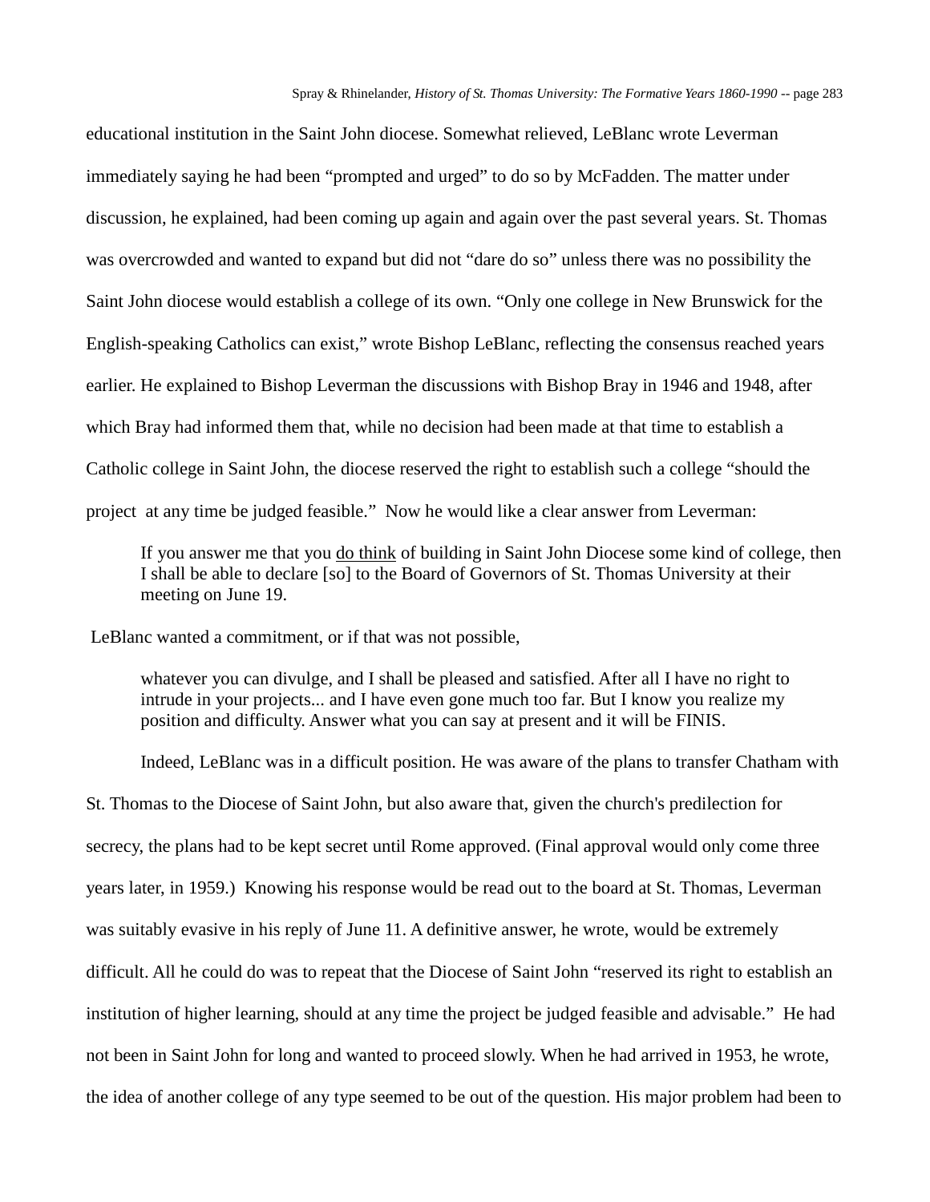educational institution in the Saint John diocese. Somewhat relieved, LeBlanc wrote Leverman immediately saying he had been “prompted and urged” to do so by McFadden. The matter under discussion, he explained, had been coming up again and again over the past several years. St. Thomas was overcrowded and wanted to expand but did not “dare do so” unless there was no possibility the Saint John diocese would establish a college of its own. “Only one college in New Brunswick for the English-speaking Catholics can exist,” wrote Bishop LeBlanc, reflecting the consensus reached years earlier. He explained to Bishop Leverman the discussions with Bishop Bray in 1946 and 1948, after which Bray had informed them that, while no decision had been made at that time to establish a Catholic college in Saint John, the diocese reserved the right to establish such a college “should the project at any time be judged feasible.” Now he would like a clear answer from Leverman:

> If you answer me that you <u>do think</u> of building in Saint John Diocese some kind of college, then I shall be able to declare [so] to the Board of Governors of St. Thomas University at their meeting on June 19.

LeBlanc wanted a commitment, or if that was not possible,

> whatever you can divulge, and I shall be pleased and satisfied. After all I have no right to intrude in your projects... and I have even gone much too far. But I know you realize my position and difficulty. Answer what you can say at present and it will be FINIS.

Indeed, LeBlanc was in a difficult position. He was aware of the plans to transfer Chatham with St. Thomas to the Diocese of Saint John, but also aware that, given the church's predilection for secrecy, the plans had to be kept secret until Rome approved. (Final approval would only come three years later, in 1959.) Knowing his response would be read out to the board at St. Thomas, Leverman was suitably evasive in his reply of June 11. A definitive answer, he wrote, would be extremely difficult. All he could do was to repeat that the Diocese of Saint John “reserved its right to establish an institution of higher learning, should at any time the project be judged feasible and advisable.” He had not been in Saint John for long and wanted to proceed slowly. When he had arrived in 1953, he wrote, the idea of another college of any type seemed to be out of the question. His major problem had been to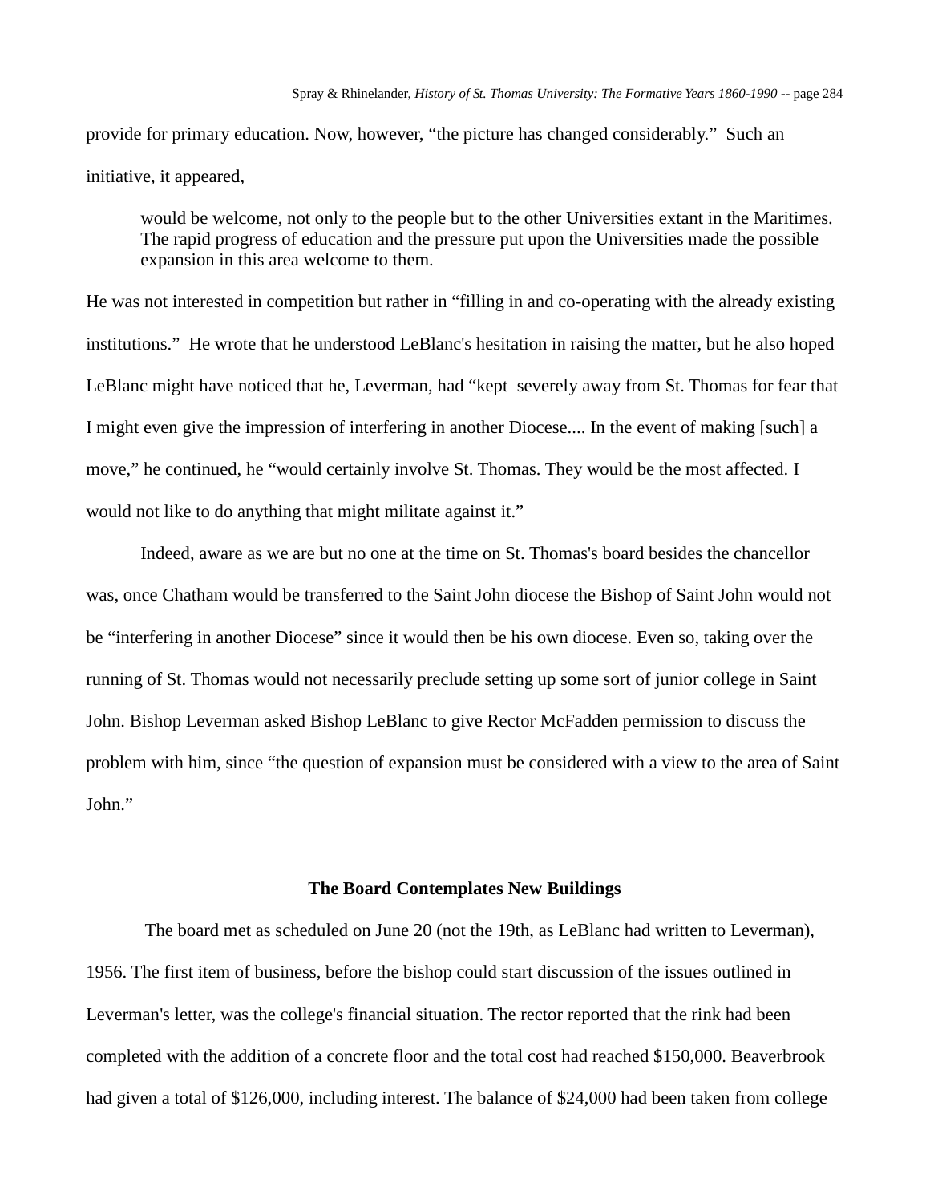provide for primary education. Now, however, “the picture has changed considerably.” Such an initiative, it appeared,

> would be welcome, not only to the people but to the other Universities extant in the Maritimes. The rapid progress of education and the pressure put upon the Universities made the possible expansion in this area welcome to them.

He was not interested in competition but rather in “filling in and co-operating with the already existing institutions.” He wrote that he understood LeBlanc's hesitation in raising the matter, but he also hoped LeBlanc might have noticed that he, Leverman, had “kept severely away from St. Thomas for fear that I might even give the impression of interfering in another Diocese.... In the event of making [such] a move,” he continued, he “would certainly involve St. Thomas. They would be the most affected. I would not like to do anything that might militate against it.”

Indeed, aware as we are but no one at the time on St. Thomas's board besides the chancellor was, once Chatham would be transferred to the Saint John diocese the Bishop of Saint John would not be “interfering in another Diocese” since it would then be his own diocese. Even so, taking over the running of St. Thomas would not necessarily preclude setting up some sort of junior college in Saint John. Bishop Leverman asked Bishop LeBlanc to give Rector McFadden permission to discuss the problem with him, since “the question of expansion must be considered with a view to the area of Saint John.”

### The Board Contemplates New Buildings

The board met as scheduled on June 20 (not the 19th, as LeBlanc had written to Leverman), 1956. The first item of business, before the bishop could start discussion of the issues outlined in Leverman's letter, was the college's financial situation. The rector reported that the rink had been completed with the addition of a concrete floor and the total cost had reached $150,000. Beaverbrook had given a total of $126,000, including interest. The balance of $24,000 had been taken from college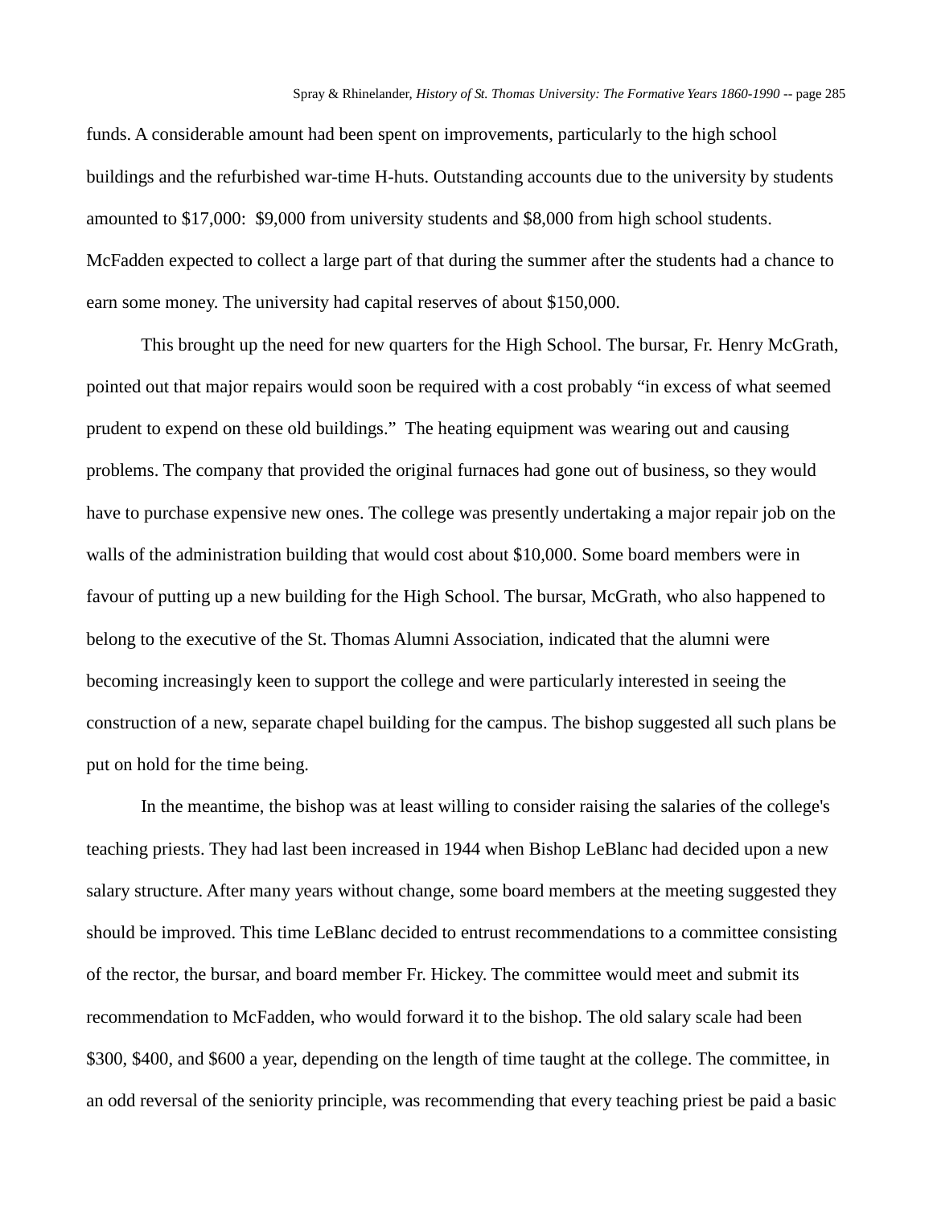funds. A considerable amount had been spent on improvements, particularly to the high school buildings and the refurbished war-time H-huts. Outstanding accounts due to the university by students amounted to $17,000: $9,000 from university students and $8,000 from high school students. McFadden expected to collect a large part of that during the summer after the students had a chance to earn some money. The university had capital reserves of about $150,000.

This brought up the need for new quarters for the High School. The bursar, Fr. Henry McGrath, pointed out that major repairs would soon be required with a cost probably "in excess of what seemed prudent to expend on these old buildings." The heating equipment was wearing out and causing problems. The company that provided the original furnaces had gone out of business, so they would have to purchase expensive new ones. The college was presently undertaking a major repair job on the walls of the administration building that would cost about $10,000. Some board members were in favour of putting up a new building for the High School. The bursar, McGrath, who also happened to belong to the executive of the St. Thomas Alumni Association, indicated that the alumni were becoming increasingly keen to support the college and were particularly interested in seeing the construction of a new, separate chapel building for the campus. The bishop suggested all such plans be put on hold for the time being.

In the meantime, the bishop was at least willing to consider raising the salaries of the college's teaching priests. They had last been increased in 1944 when Bishop LeBlanc had decided upon a new salary structure. After many years without change, some board members at the meeting suggested they should be improved. This time LeBlanc decided to entrust recommendations to a committee consisting of the rector, the bursar, and board member Fr. Hickey. The committee would meet and submit its recommendation to McFadden, who would forward it to the bishop. The old salary scale had been $300, $400, and $600 a year, depending on the length of time taught at the college. The committee, in an odd reversal of the seniority principle, was recommending that every teaching priest be paid a basic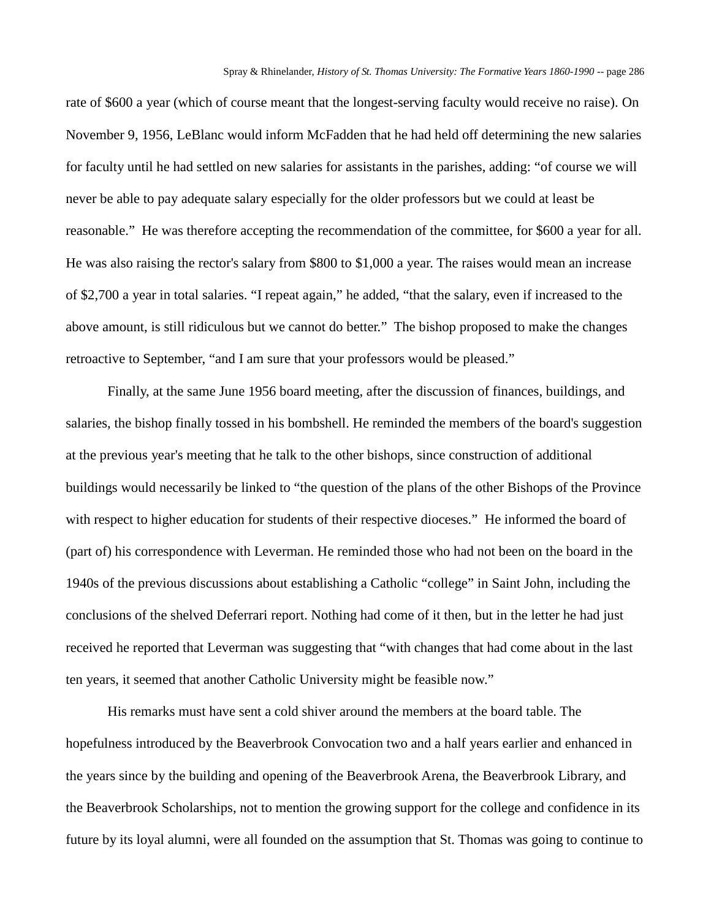rate of $600 a year (which of course meant that the longest-serving faculty would receive no raise). On November 9, 1956, LeBlanc would inform McFadden that he had held off determining the new salaries for faculty until he had settled on new salaries for assistants in the parishes, adding: “of course we will never be able to pay adequate salary especially for the older professors but we could at least be reasonable.” He was therefore accepting the recommendation of the committee, for $600 a year for all. He was also raising the rector's salary from $800 to $1,000 a year. The raises would mean an increase of $2,700 a year in total salaries. “I repeat again,” he added, “that the salary, even if increased to the above amount, is still ridiculous but we cannot do better.” The bishop proposed to make the changes retroactive to September, “and I am sure that your professors would be pleased.”

Finally, at the same June 1956 board meeting, after the discussion of finances, buildings, and salaries, the bishop finally tossed in his bombshell. He reminded the members of the board's suggestion at the previous year's meeting that he talk to the other bishops, since construction of additional buildings would necessarily be linked to “the question of the plans of the other Bishops of the Province with respect to higher education for students of their respective dioceses.” He informed the board of (part of) his correspondence with Leverman. He reminded those who had not been on the board in the 1940s of the previous discussions about establishing a Catholic “college” in Saint John, including the conclusions of the shelved Deferrari report. Nothing had come of it then, but in the letter he had just received he reported that Leverman was suggesting that “with changes that had come about in the last ten years, it seemed that another Catholic University might be feasible now.”

His remarks must have sent a cold shiver around the members at the board table. The hopefulness introduced by the Beaverbrook Convocation two and a half years earlier and enhanced in the years since by the building and opening of the Beaverbrook Arena, the Beaverbrook Library, and the Beaverbrook Scholarships, not to mention the growing support for the college and confidence in its future by its loyal alumni, were all founded on the assumption that St. Thomas was going to continue to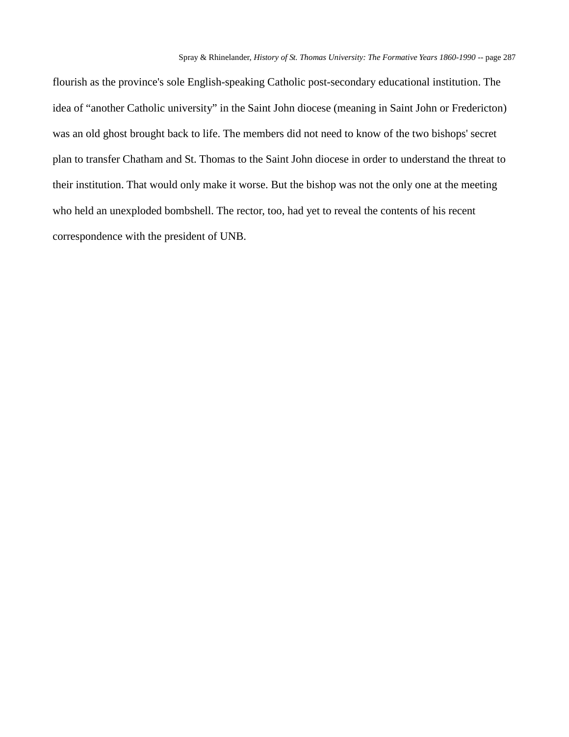flourish as the province's sole English-speaking Catholic post-secondary educational institution. The idea of “another Catholic university” in the Saint John diocese (meaning in Saint John or Fredericton) was an old ghost brought back to life. The members did not need to know of the two bishops' secret plan to transfer Chatham and St. Thomas to the Saint John diocese in order to understand the threat to their institution. That would only make it worse. But the bishop was not the only one at the meeting who held an unexploded bombshell. The rector, too, had yet to reveal the contents of his recent correspondence with the president of UNB.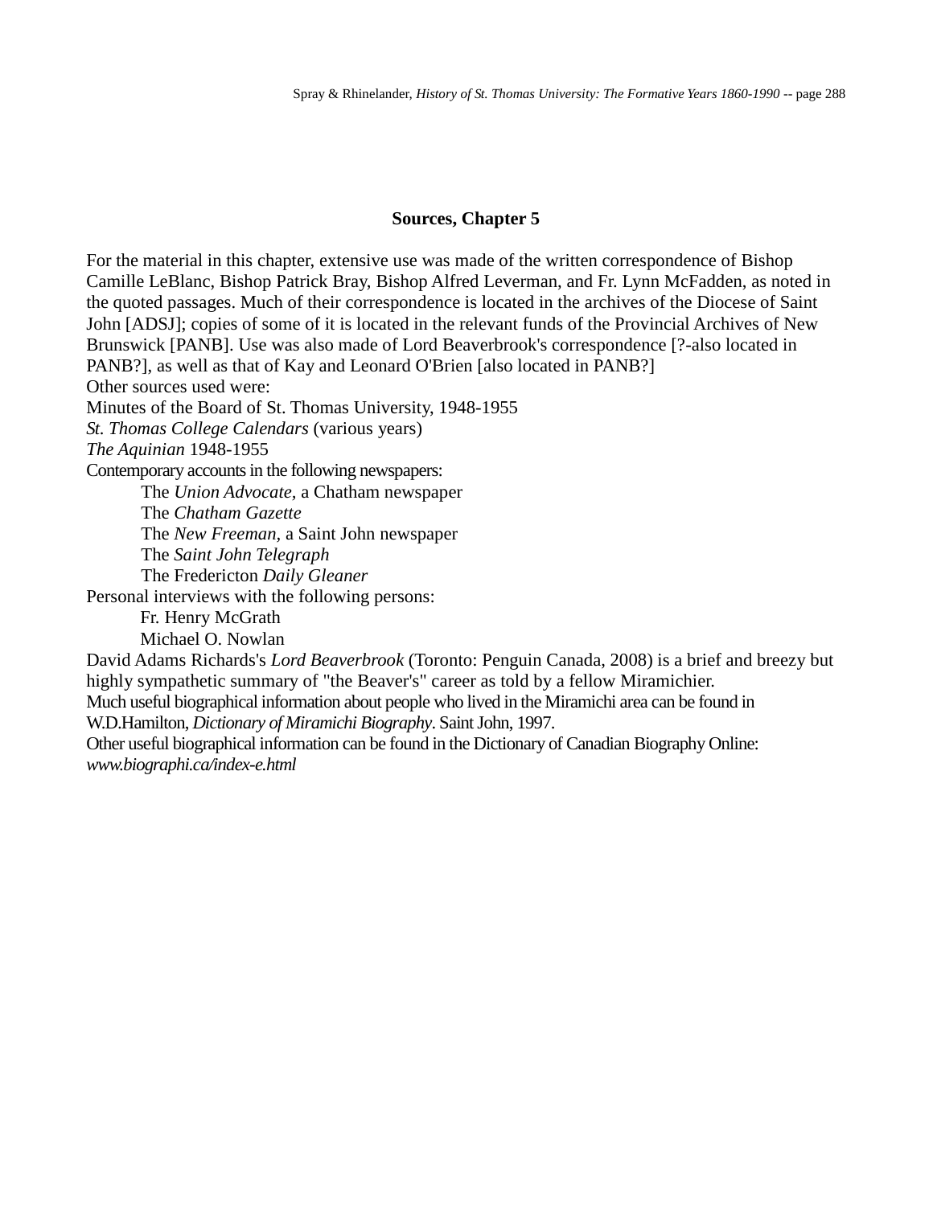## Sources, Chapter 5

For the material in this chapter, extensive use was made of the written correspondence of Bishop Camille LeBlanc, Bishop Patrick Bray, Bishop Alfred Leverman, and Fr. Lynn McFadden, as noted in the quoted passages. Much of their correspondence is located in the archives of the Diocese of Saint John [ADSJ]; copies of some of it is located in the relevant funds of the Provincial Archives of New Brunswick [PANB]. Use was also made of Lord Beaverbrook's correspondence [?-also located in PANB?], as well as that of Kay and Leonard O'Brien [also located in PANB?]

Other sources used were:

Minutes of the Board of St. Thomas University, 1948-1955

*St. Thomas College Calendars* (various years)

*The Aquinian* 1948-1955

Contemporary accounts in the following newspapers:

- The *Union Advocate*, a Chatham newspaper
- The *Chatham Gazette*
- The *New Freeman*, a Saint John newspaper
- The *Saint John Telegraph*
- The Fredericton *Daily Gleaner*

Personal interviews with the following persons:

- Fr. Henry McGrath
- Michael O. Nowlan

David Adams Richards's *Lord Beaverbrook* (Toronto: Penguin Canada, 2008) is a brief and breezy but highly sympathetic summary of "the Beaver's" career as told by a fellow Miramichier.

Much useful biographical information about people who lived in the Miramichi area can be found in W.D.Hamilton, *Dictionary of Miramichi Biography*. Saint John, 1997.

Other useful biographical information can be found in the Dictionary of Canadian Biography Online: *www.biographi.ca/index-e.html*